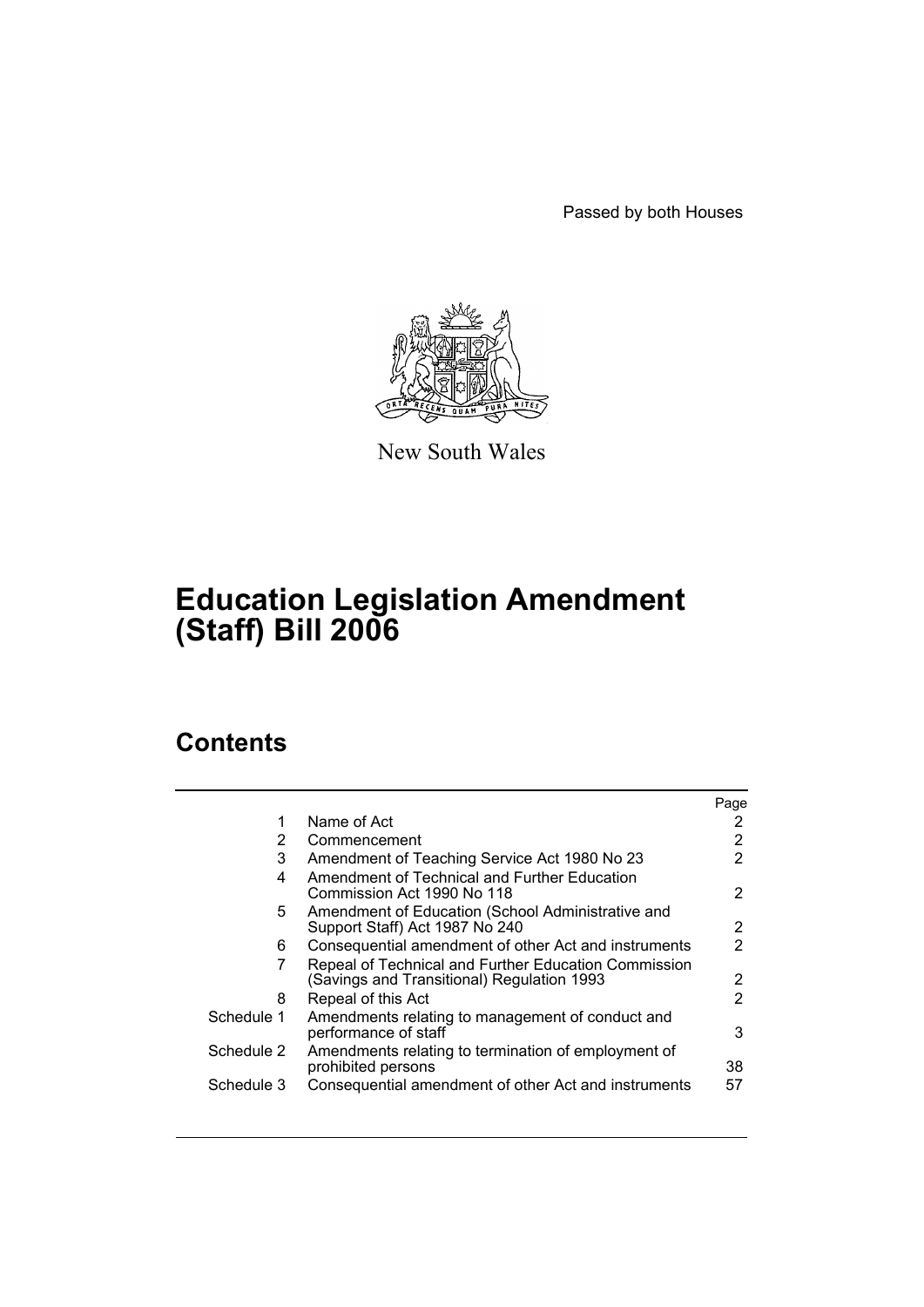Passed by both Houses

New South Wales

# Education Legislation Amendment (Staff) Bill 2006

## Contents

| | | Page |
|---|---|---|
| 1 | Name of Act | 2 |
| 2 | Commencement | 2 |
| 3 | Amendment of Teaching Service Act 1980 No 23 | 2 |
| 4 | Amendment of Technical and Further Education Commission Act 1990 No 118 | 2 |
| 5 | Amendment of Education (School Administrative and Support Staff) Act 1987 No 240 | 2 |
| 6 | Consequential amendment of other Act and instruments | 2 |
| 7 | Repeal of Technical and Further Education Commission (Savings and Transitional) Regulation 1993 | 2 |
| 8 | Repeal of this Act | 2 |
| Schedule 1 | Amendments relating to management of conduct and performance of staff | 3 |
| Schedule 2 | Amendments relating to termination of employment of prohibited persons | 38 |
| Schedule 3 | Consequential amendment of other Act and instruments | 57 |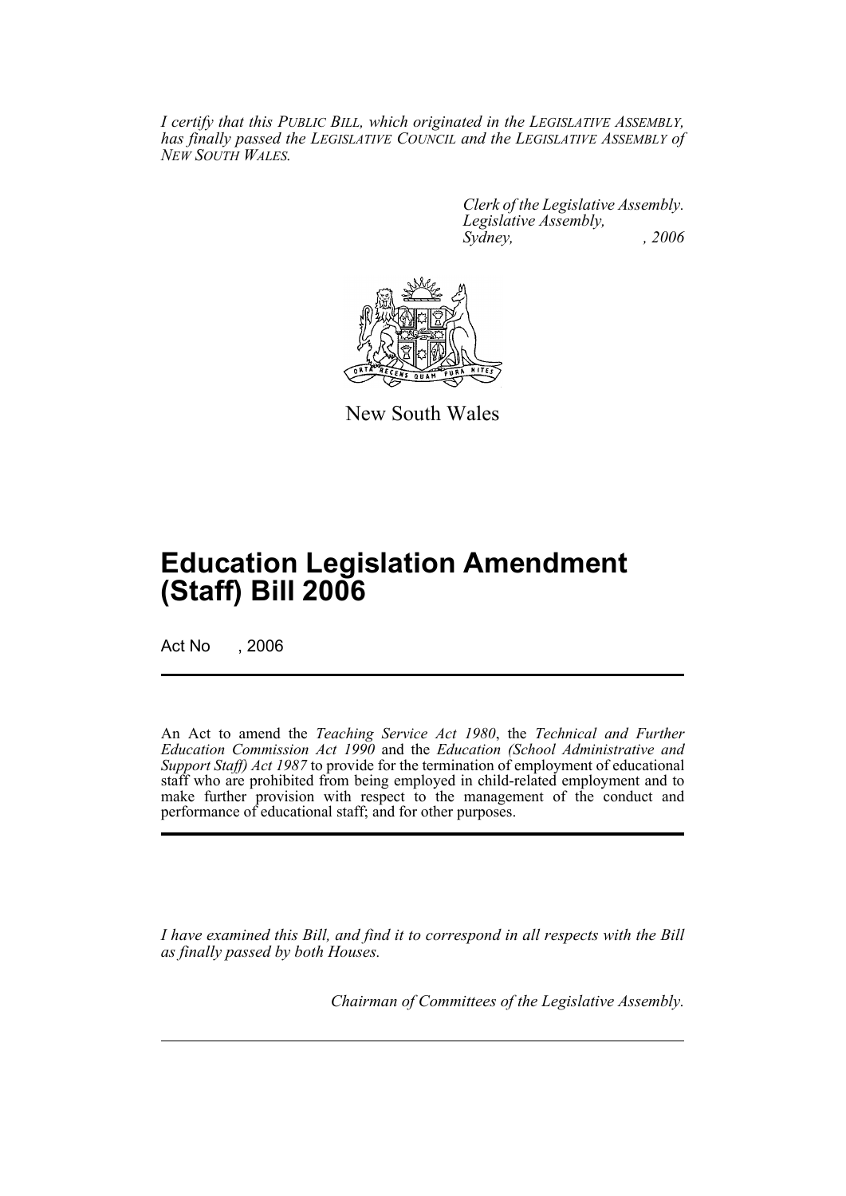*I certify that this PUBLIC BILL, which originated in the LEGISLATIVE ASSEMBLY, has finally passed the LEGISLATIVE COUNCIL and the LEGISLATIVE ASSEMBLY of NEW SOUTH WALES.*

*Clerk of the Legislative Assembly.*
*Legislative Assembly,*
*Sydney, , 2006*

New South Wales

# Education Legislation Amendment (Staff) Bill 2006

Act No , 2006

An Act to amend the *Teaching Service Act 1980*, the *Technical and Further Education Commission Act 1990* and the *Education (School Administrative and Support Staff) Act 1987* to provide for the termination of employment of educational staff who are prohibited from being employed in child-related employment and to make further provision with respect to the management of the conduct and performance of educational staff; and for other purposes.

*I have examined this Bill, and find it to correspond in all respects with the Bill as finally passed by both Houses.*

*Chairman of Committees of the Legislative Assembly.*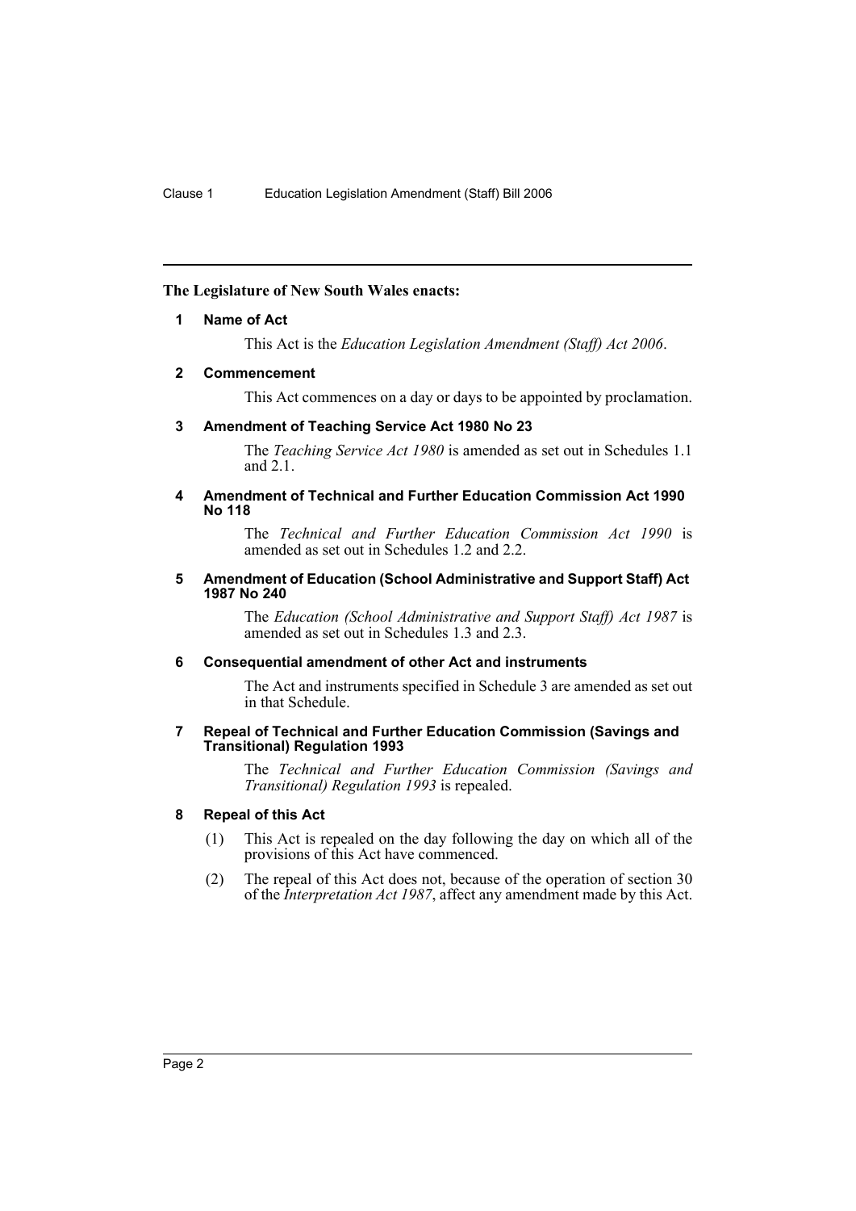**The Legislature of New South Wales enacts:**

### 1 Name of Act

This Act is the *Education Legislation Amendment (Staff) Act 2006*.

### 2 Commencement

This Act commences on a day or days to be appointed by proclamation.

### 3 Amendment of Teaching Service Act 1980 No 23

The *Teaching Service Act 1980* is amended as set out in Schedules 1.1 and 2.1.

### 4 Amendment of Technical and Further Education Commission Act 1990 No 118

The *Technical and Further Education Commission Act 1990* is amended as set out in Schedules 1.2 and 2.2.

### 5 Amendment of Education (School Administrative and Support Staff) Act 1987 No 240

The *Education (School Administrative and Support Staff) Act 1987* is amended as set out in Schedules 1.3 and 2.3.

### 6 Consequential amendment of other Act and instruments

The Act and instruments specified in Schedule 3 are amended as set out in that Schedule.

### 7 Repeal of Technical and Further Education Commission (Savings and Transitional) Regulation 1993

The *Technical and Further Education Commission (Savings and Transitional) Regulation 1993* is repealed.

### 8 Repeal of this Act

(1) This Act is repealed on the day following the day on which all of the provisions of this Act have commenced.

(2) The repeal of this Act does not, because of the operation of section 30 of the *Interpretation Act 1987*, affect any amendment made by this Act.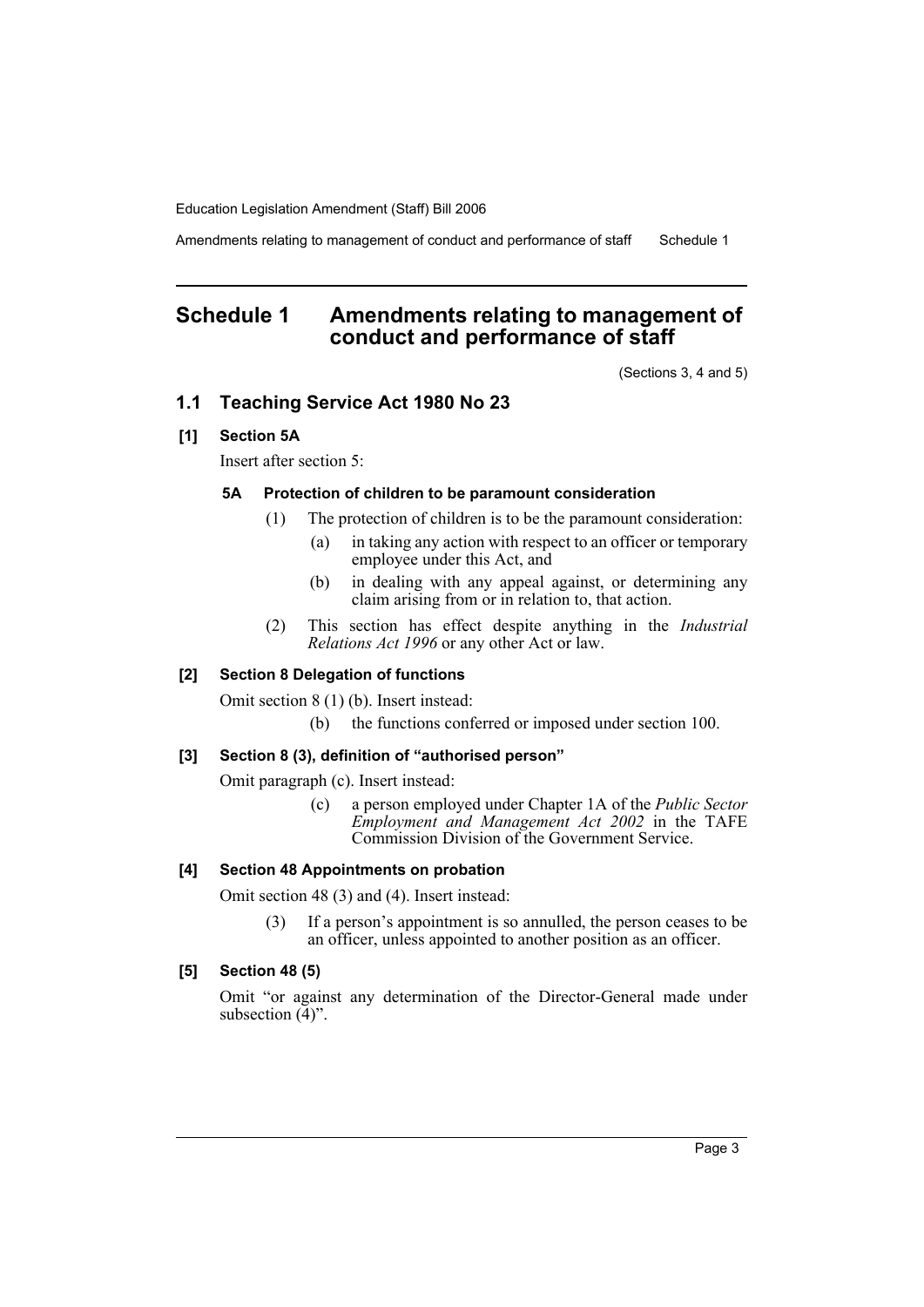## Schedule 1 Amendments relating to management of conduct and performance of staff

(Sections 3, 4 and 5)

### 1.1 Teaching Service Act 1980 No 23

#### [1] Section 5A

Insert after section 5:

##### 5A Protection of children to be paramount consideration

(1) The protection of children is to be the paramount consideration:

(a) in taking any action with respect to an officer or temporary employee under this Act, and

(b) in dealing with any appeal against, or determining any claim arising from or in relation to, that action.

(2) This section has effect despite anything in the *Industrial Relations Act 1996* or any other Act or law.

#### [2] Section 8 Delegation of functions

Omit section 8 (1) (b). Insert instead:

(b) the functions conferred or imposed under section 100.

#### [3] Section 8 (3), definition of "authorised person"

Omit paragraph (c). Insert instead:

(c) a person employed under Chapter 1A of the *Public Sector Employment and Management Act 2002* in the TAFE Commission Division of the Government Service.

#### [4] Section 48 Appointments on probation

Omit section 48 (3) and (4). Insert instead:

(3) If a person's appointment is so annulled, the person ceases to be an officer, unless appointed to another position as an officer.

#### [5] Section 48 (5)

Omit "or against any determination of the Director-General made under subsection (4)".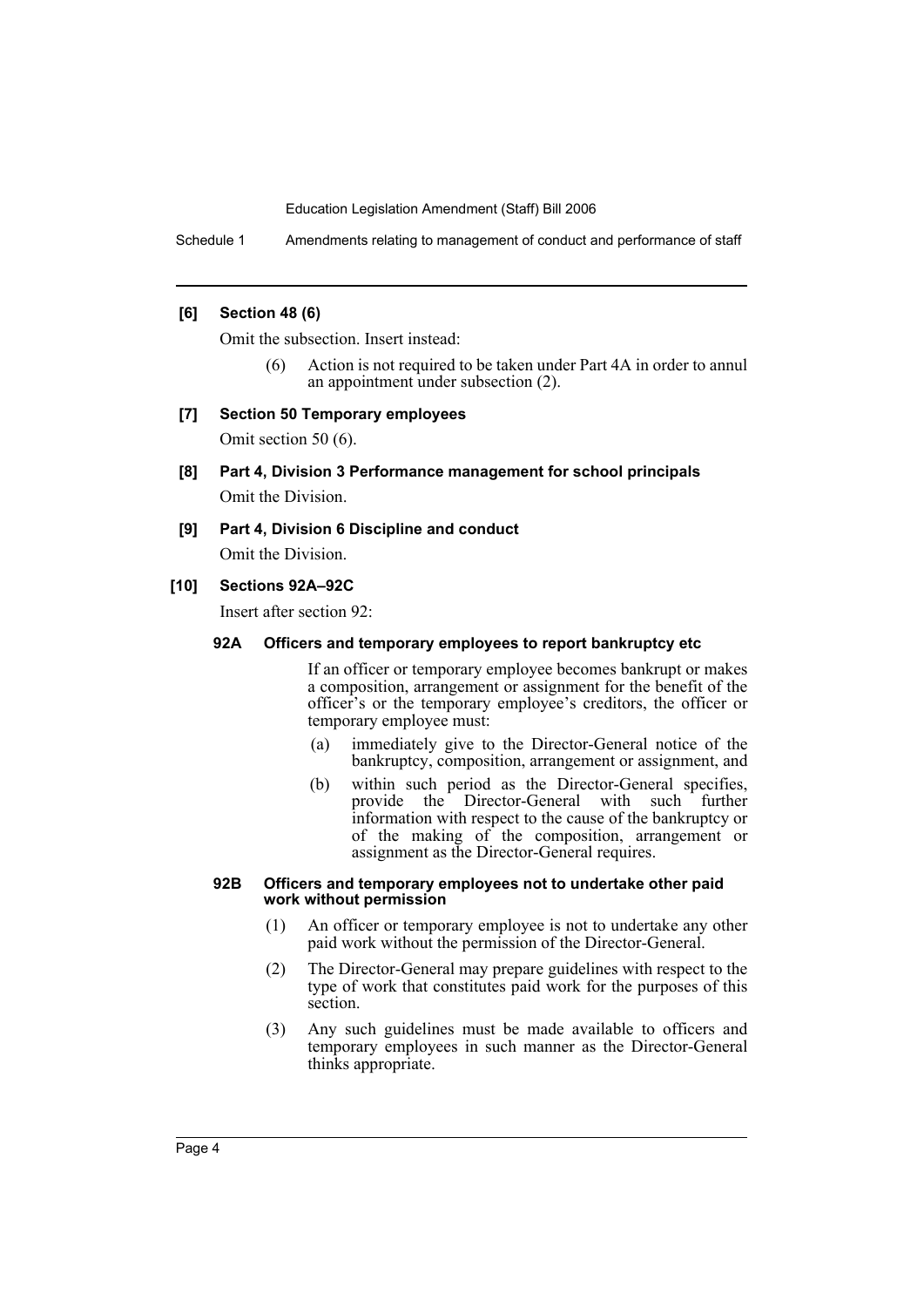**[6] Section 48 (6)**

Omit the subsection. Insert instead:

(6) Action is not required to be taken under Part 4A in order to annul an appointment under subsection (2).

**[7] Section 50 Temporary employees**

Omit section 50 (6).

**[8] Part 4, Division 3 Performance management for school principals**

Omit the Division.

**[9] Part 4, Division 6 Discipline and conduct**

Omit the Division.

**[10] Sections 92A–92C**

Insert after section 92:

**92A Officers and temporary employees to report bankruptcy etc**

If an officer or temporary employee becomes bankrupt or makes a composition, arrangement or assignment for the benefit of the officer's or the temporary employee's creditors, the officer or temporary employee must:

(a) immediately give to the Director-General notice of the bankruptcy, composition, arrangement or assignment, and

(b) within such period as the Director-General specifies, provide the Director-General with such further information with respect to the cause of the bankruptcy or of the making of the composition, arrangement or assignment as the Director-General requires.

**92B Officers and temporary employees not to undertake other paid work without permission**

(1) An officer or temporary employee is not to undertake any other paid work without the permission of the Director-General.

(2) The Director-General may prepare guidelines with respect to the type of work that constitutes paid work for the purposes of this section.

(3) Any such guidelines must be made available to officers and temporary employees in such manner as the Director-General thinks appropriate.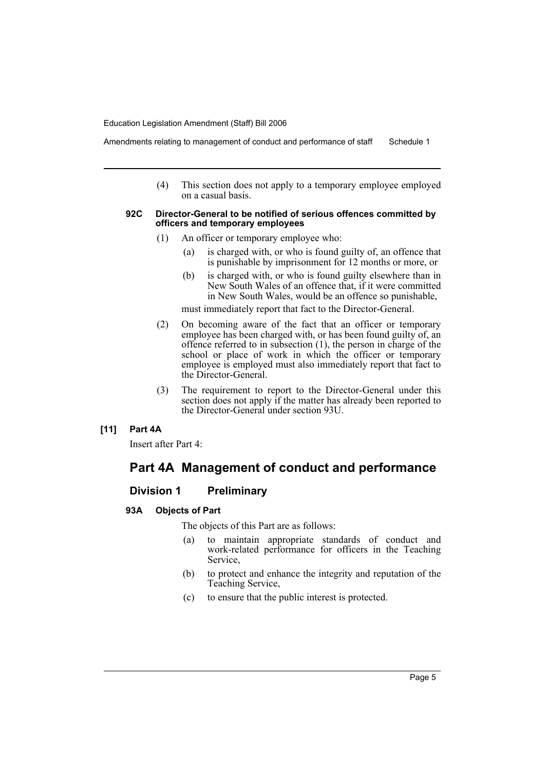(4) This section does not apply to a temporary employee employed on a casual basis.

#### 92C Director-General to be notified of serious offences committed by officers and temporary employees

(1) An officer or temporary employee who:

- (a) is charged with, or who is found guilty of, an offence that is punishable by imprisonment for 12 months or more, or
- (b) is charged with, or who is found guilty elsewhere than in New South Wales of an offence that, if it were committed in New South Wales, would be an offence so punishable,

must immediately report that fact to the Director-General.

(2) On becoming aware of the fact that an officer or temporary employee has been charged with, or has been found guilty of, an offence referred to in subsection (1), the person in charge of the school or place of work in which the officer or temporary employee is employed must also immediately report that fact to the Director-General.

(3) The requirement to report to the Director-General under this section does not apply if the matter has already been reported to the Director-General under section 93U.

#### [11] Part 4A

Insert after Part 4:

## Part 4A Management of conduct and performance

### Division 1 Preliminary

#### 93A Objects of Part

The objects of this Part are as follows:

- (a) to maintain appropriate standards of conduct and work-related performance for officers in the Teaching Service,
- (b) to protect and enhance the integrity and reputation of the Teaching Service,
- (c) to ensure that the public interest is protected.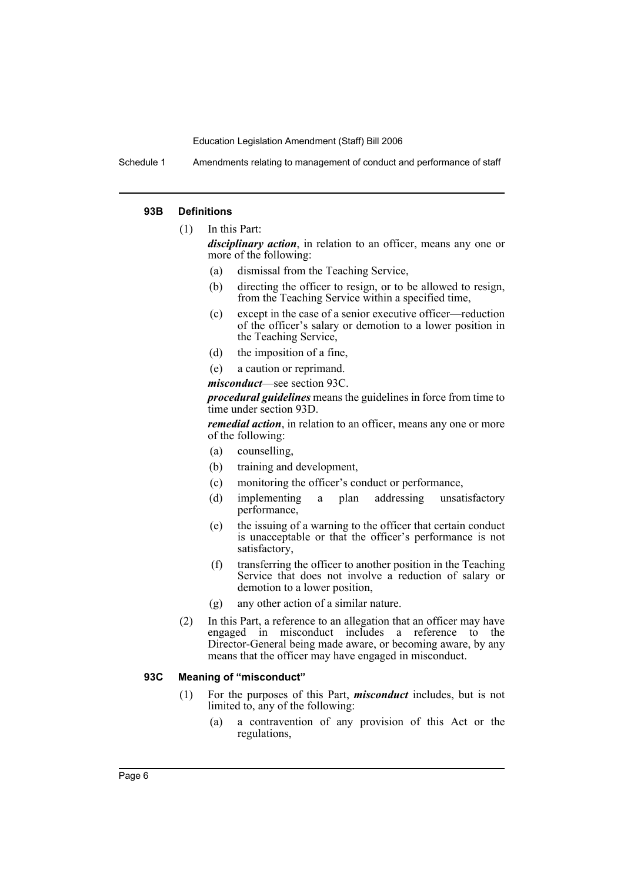#### 93B Definitions

(1) In this Part:

***disciplinary action***, in relation to an officer, means any one or more of the following:

(a) dismissal from the Teaching Service,

(b) directing the officer to resign, or to be allowed to resign, from the Teaching Service within a specified time,

(c) except in the case of a senior executive officer—reduction of the officer's salary or demotion to a lower position in the Teaching Service,

(d) the imposition of a fine,

(e) a caution or reprimand.

***misconduct***—see section 93C.

***procedural guidelines*** means the guidelines in force from time to time under section 93D.

***remedial action***, in relation to an officer, means any one or more of the following:

(a) counselling,

(b) training and development,

(c) monitoring the officer's conduct or performance,

(d) implementing a plan addressing unsatisfactory performance,

(e) the issuing of a warning to the officer that certain conduct is unacceptable or that the officer's performance is not satisfactory,

(f) transferring the officer to another position in the Teaching Service that does not involve a reduction of salary or demotion to a lower position,

(g) any other action of a similar nature.

(2) In this Part, a reference to an allegation that an officer may have engaged in misconduct includes a reference to the Director-General being made aware, or becoming aware, by any means that the officer may have engaged in misconduct.

#### 93C Meaning of "misconduct"

(1) For the purposes of this Part, ***misconduct*** includes, but is not limited to, any of the following:

(a) a contravention of any provision of this Act or the regulations,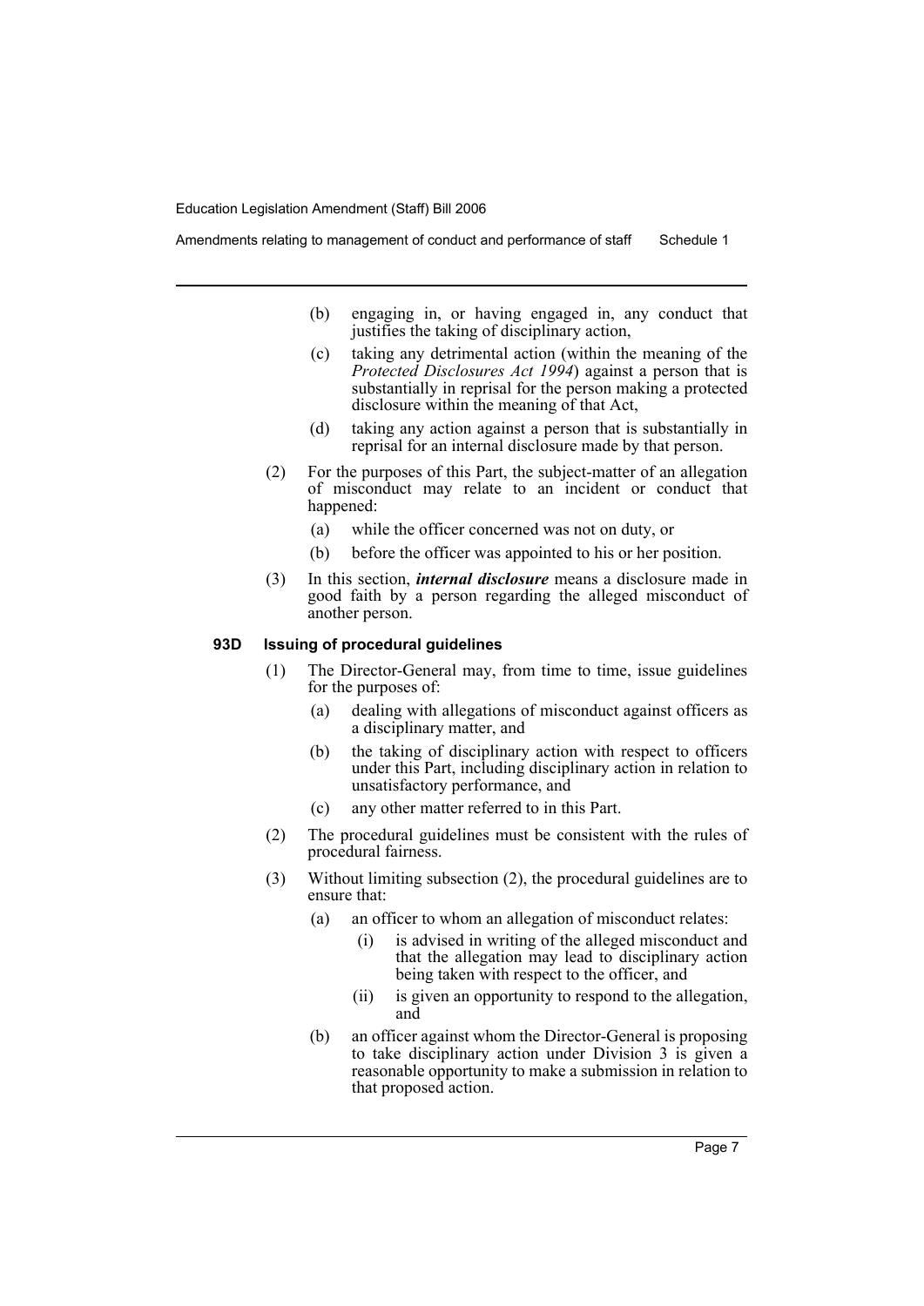(b) engaging in, or having engaged in, any conduct that justifies the taking of disciplinary action,

(c) taking any detrimental action (within the meaning of the *Protected Disclosures Act 1994*) against a person that is substantially in reprisal for the person making a protected disclosure within the meaning of that Act,

(d) taking any action against a person that is substantially in reprisal for an internal disclosure made by that person.

(2) For the purposes of this Part, the subject-matter of an allegation of misconduct may relate to an incident or conduct that happened:

(a) while the officer concerned was not on duty, or

(b) before the officer was appointed to his or her position.

(3) In this section, ***internal disclosure*** means a disclosure made in good faith by a person regarding the alleged misconduct of another person.

**93D Issuing of procedural guidelines**

(1) The Director-General may, from time to time, issue guidelines for the purposes of:

(a) dealing with allegations of misconduct against officers as a disciplinary matter, and

(b) the taking of disciplinary action with respect to officers under this Part, including disciplinary action in relation to unsatisfactory performance, and

(c) any other matter referred to in this Part.

(2) The procedural guidelines must be consistent with the rules of procedural fairness.

(3) Without limiting subsection (2), the procedural guidelines are to ensure that:

(a) an officer to whom an allegation of misconduct relates:

(i) is advised in writing of the alleged misconduct and that the allegation may lead to disciplinary action being taken with respect to the officer, and

(ii) is given an opportunity to respond to the allegation, and

(b) an officer against whom the Director-General is proposing to take disciplinary action under Division 3 is given a reasonable opportunity to make a submission in relation to that proposed action.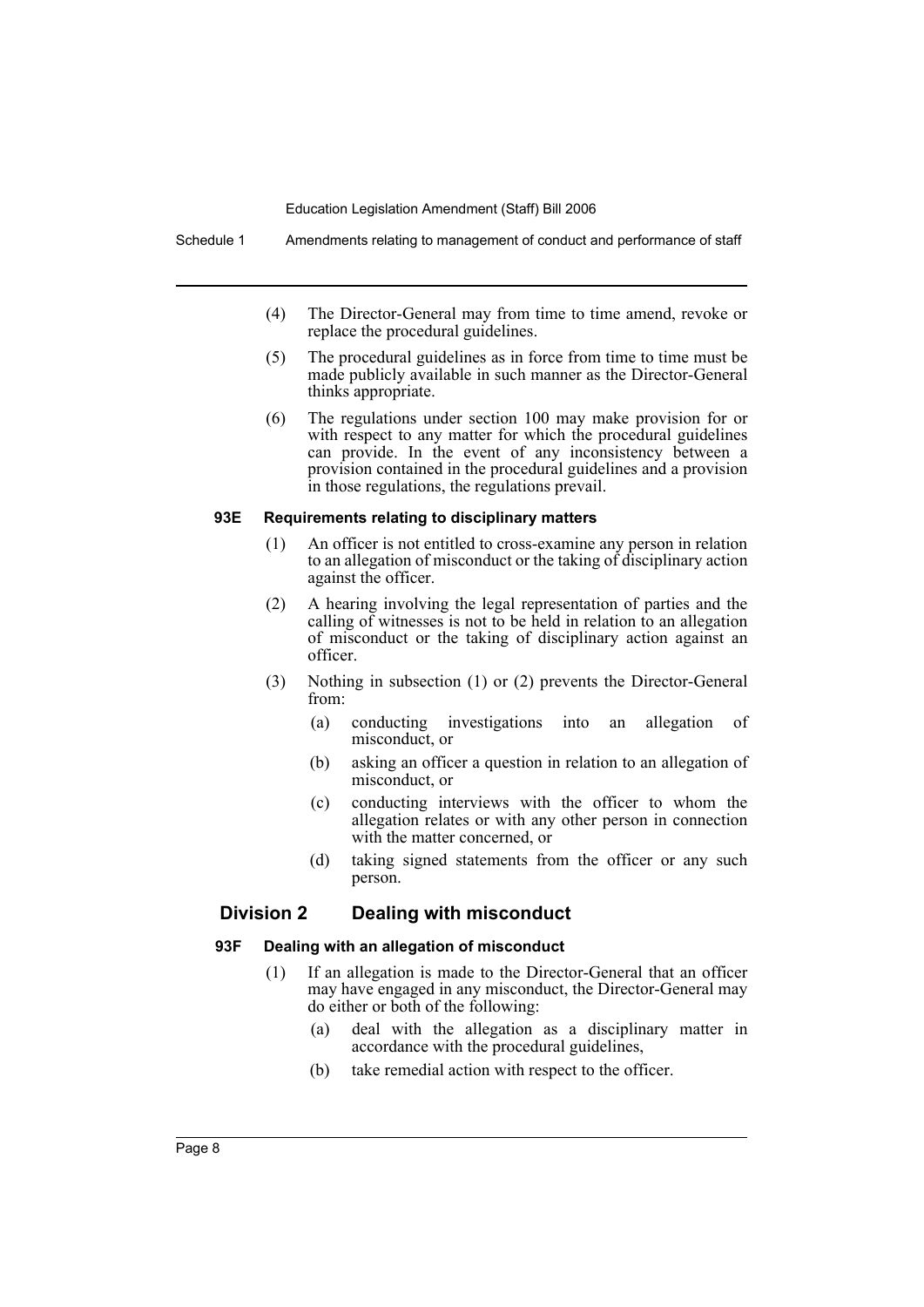(4) The Director-General may from time to time amend, revoke or replace the procedural guidelines.

(5) The procedural guidelines as in force from time to time must be made publicly available in such manner as the Director-General thinks appropriate.

(6) The regulations under section 100 may make provision for or with respect to any matter for which the procedural guidelines can provide. In the event of any inconsistency between a provision contained in the procedural guidelines and a provision in those regulations, the regulations prevail.

#### 93E Requirements relating to disciplinary matters

(1) An officer is not entitled to cross-examine any person in relation to an allegation of misconduct or the taking of disciplinary action against the officer.

(2) A hearing involving the legal representation of parties and the calling of witnesses is not to be held in relation to an allegation of misconduct or the taking of disciplinary action against an officer.

(3) Nothing in subsection (1) or (2) prevents the Director-General from:

- (a) conducting investigations into an allegation of misconduct, or
- (b) asking an officer a question in relation to an allegation of misconduct, or
- (c) conducting interviews with the officer to whom the allegation relates or with any other person in connection with the matter concerned, or
- (d) taking signed statements from the officer or any such person.

### Division 2 Dealing with misconduct

#### 93F Dealing with an allegation of misconduct

(1) If an allegation is made to the Director-General that an officer may have engaged in any misconduct, the Director-General may do either or both of the following:

- (a) deal with the allegation as a disciplinary matter in accordance with the procedural guidelines,
- (b) take remedial action with respect to the officer.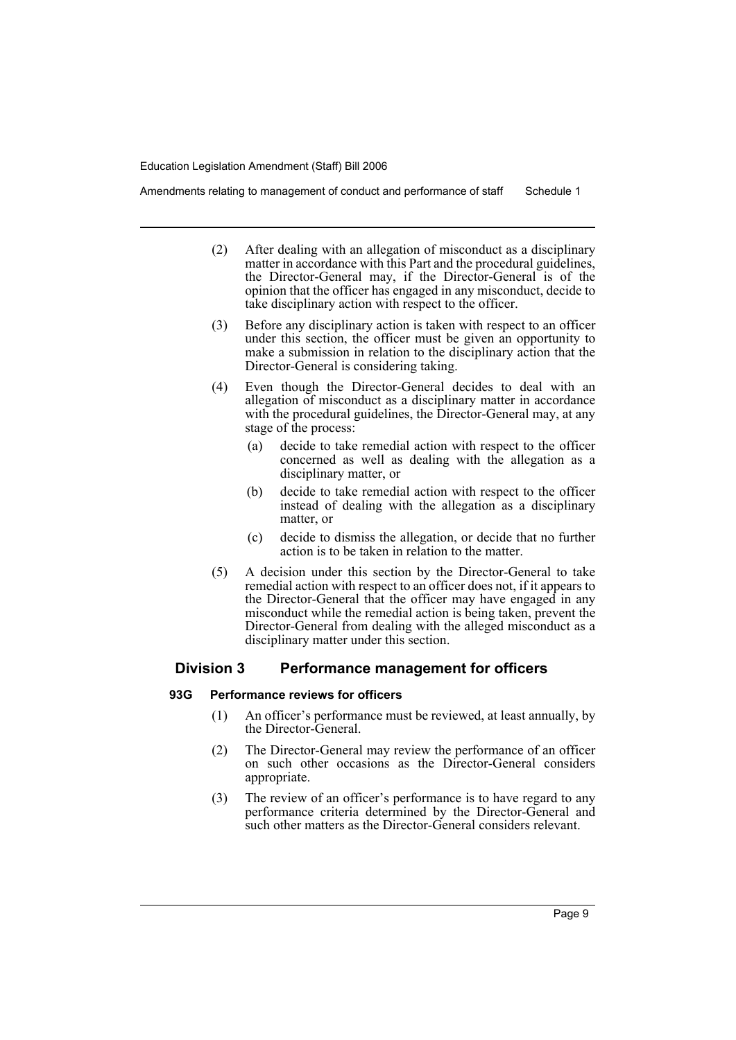(2) After dealing with an allegation of misconduct as a disciplinary matter in accordance with this Part and the procedural guidelines, the Director-General may, if the Director-General is of the opinion that the officer has engaged in any misconduct, decide to take disciplinary action with respect to the officer.

(3) Before any disciplinary action is taken with respect to an officer under this section, the officer must be given an opportunity to make a submission in relation to the disciplinary action that the Director-General is considering taking.

(4) Even though the Director-General decides to deal with an allegation of misconduct as a disciplinary matter in accordance with the procedural guidelines, the Director-General may, at any stage of the process:

- (a) decide to take remedial action with respect to the officer concerned as well as dealing with the allegation as a disciplinary matter, or
- (b) decide to take remedial action with respect to the officer instead of dealing with the allegation as a disciplinary matter, or
- (c) decide to dismiss the allegation, or decide that no further action is to be taken in relation to the matter.

(5) A decision under this section by the Director-General to take remedial action with respect to an officer does not, if it appears to the Director-General that the officer may have engaged in any misconduct while the remedial action is being taken, prevent the Director-General from dealing with the alleged misconduct as a disciplinary matter under this section.

## Division 3 Performance management for officers

### 93G Performance reviews for officers

(1) An officer's performance must be reviewed, at least annually, by the Director-General.

(2) The Director-General may review the performance of an officer on such other occasions as the Director-General considers appropriate.

(3) The review of an officer's performance is to have regard to any performance criteria determined by the Director-General and such other matters as the Director-General considers relevant.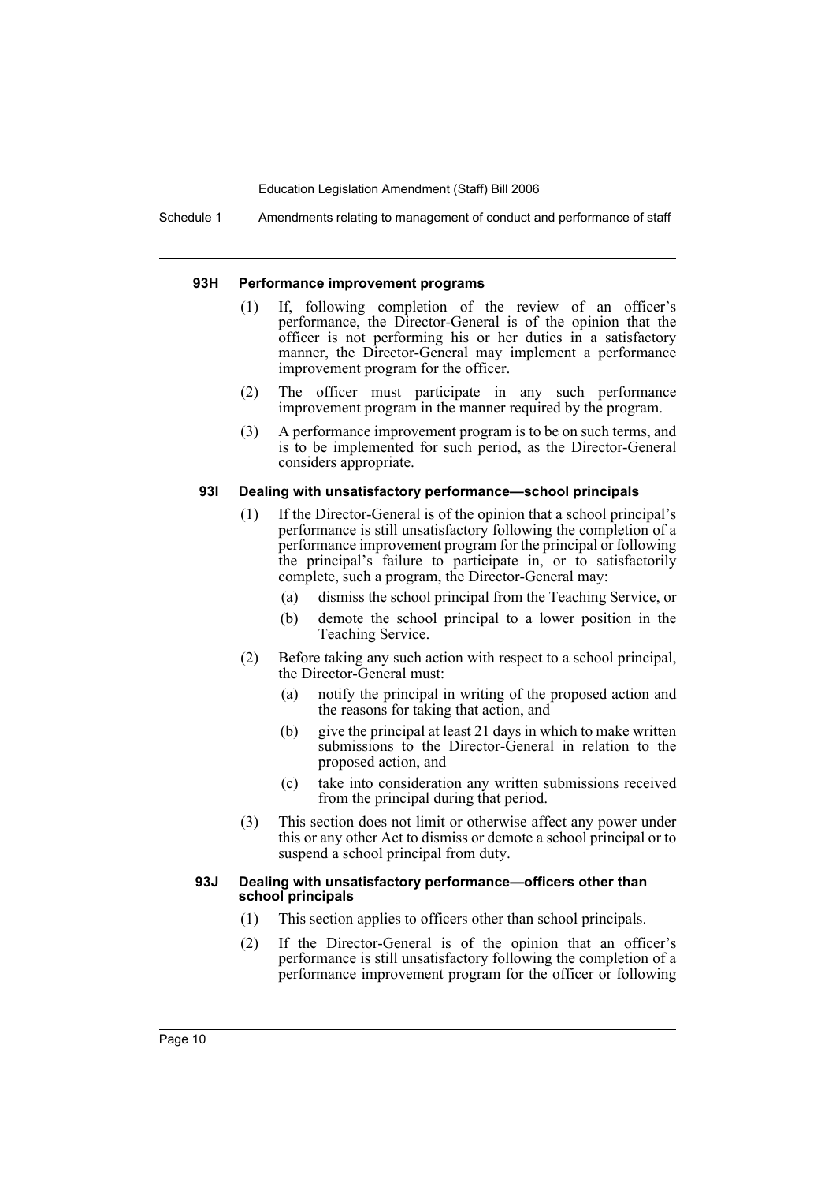#### 93H Performance improvement programs

(1) If, following completion of the review of an officer's performance, the Director-General is of the opinion that the officer is not performing his or her duties in a satisfactory manner, the Director-General may implement a performance improvement program for the officer.

(2) The officer must participate in any such performance improvement program in the manner required by the program.

(3) A performance improvement program is to be on such terms, and is to be implemented for such period, as the Director-General considers appropriate.

#### 93I Dealing with unsatisfactory performance—school principals

(1) If the Director-General is of the opinion that a school principal's performance is still unsatisfactory following the completion of a performance improvement program for the principal or following the principal's failure to participate in, or to satisfactorily complete, such a program, the Director-General may:

- (a) dismiss the school principal from the Teaching Service, or
- (b) demote the school principal to a lower position in the Teaching Service.

(2) Before taking any such action with respect to a school principal, the Director-General must:

- (a) notify the principal in writing of the proposed action and the reasons for taking that action, and
- (b) give the principal at least 21 days in which to make written submissions to the Director-General in relation to the proposed action, and
- (c) take into consideration any written submissions received from the principal during that period.

(3) This section does not limit or otherwise affect any power under this or any other Act to dismiss or demote a school principal or to suspend a school principal from duty.

#### 93J Dealing with unsatisfactory performance—officers other than school principals

(1) This section applies to officers other than school principals.

(2) If the Director-General is of the opinion that an officer's performance is still unsatisfactory following the completion of a performance improvement program for the officer or following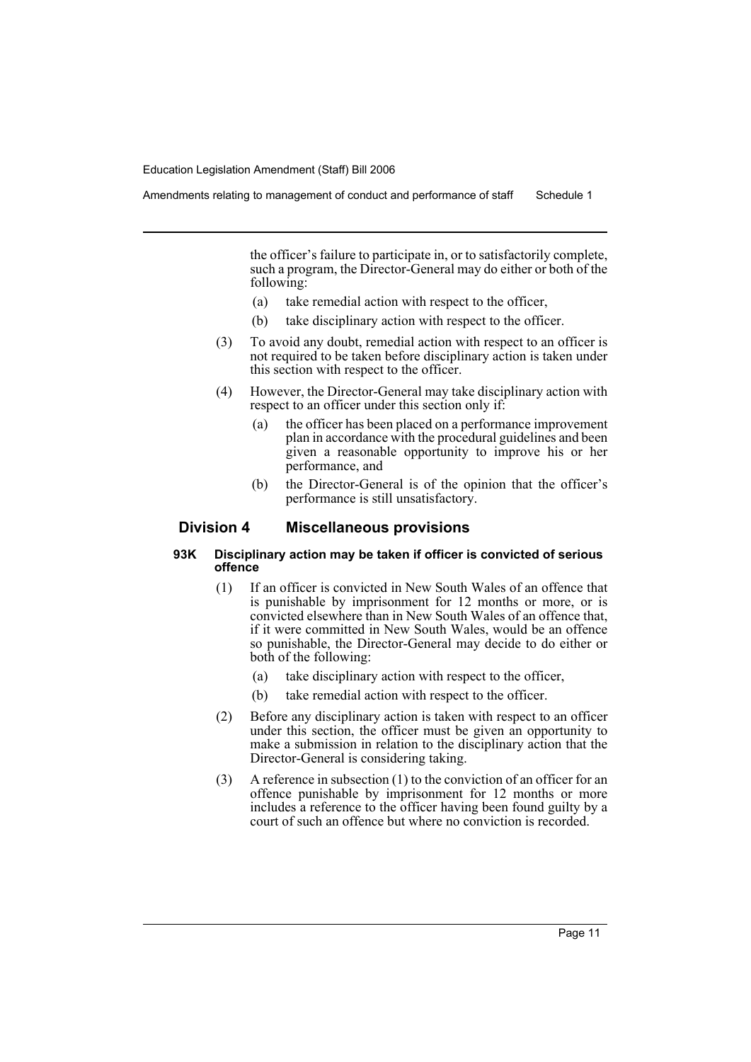the officer's failure to participate in, or to satisfactorily complete, such a program, the Director-General may do either or both of the following:

(a) take remedial action with respect to the officer,

(b) take disciplinary action with respect to the officer.

(3) To avoid any doubt, remedial action with respect to an officer is not required to be taken before disciplinary action is taken under this section with respect to the officer.

(4) However, the Director-General may take disciplinary action with respect to an officer under this section only if:

(a) the officer has been placed on a performance improvement plan in accordance with the procedural guidelines and been given a reasonable opportunity to improve his or her performance, and

(b) the Director-General is of the opinion that the officer's performance is still unsatisfactory.

## Division 4 Miscellaneous provisions

### 93K Disciplinary action may be taken if officer is convicted of serious offence

(1) If an officer is convicted in New South Wales of an offence that is punishable by imprisonment for 12 months or more, or is convicted elsewhere than in New South Wales of an offence that, if it were committed in New South Wales, would be an offence so punishable, the Director-General may decide to do either or both of the following:

(a) take disciplinary action with respect to the officer,

(b) take remedial action with respect to the officer.

(2) Before any disciplinary action is taken with respect to an officer under this section, the officer must be given an opportunity to make a submission in relation to the disciplinary action that the Director-General is considering taking.

(3) A reference in subsection (1) to the conviction of an officer for an offence punishable by imprisonment for 12 months or more includes a reference to the officer having been found guilty by a court of such an offence but where no conviction is recorded.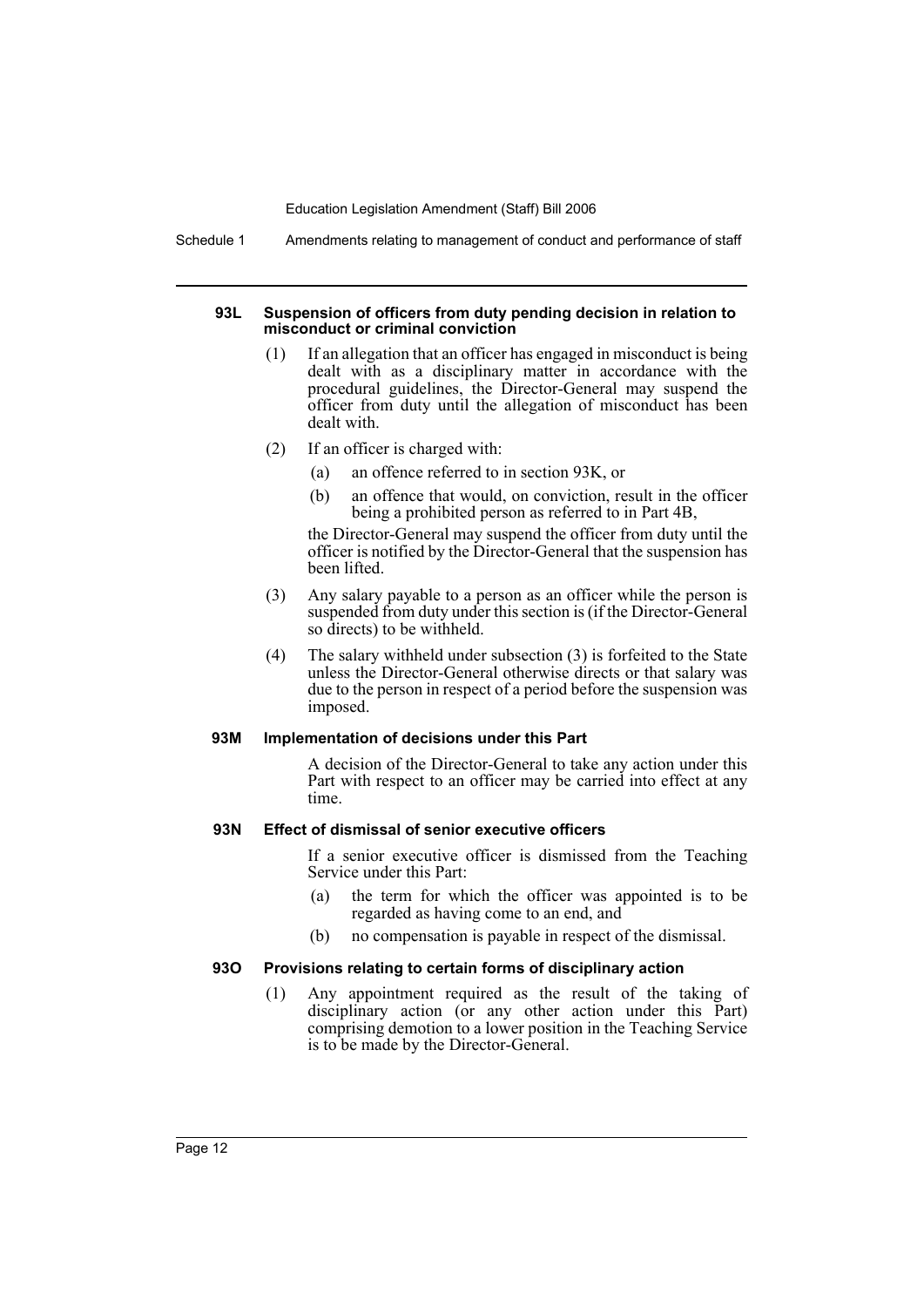#### 93L Suspension of officers from duty pending decision in relation to misconduct or criminal conviction

(1) If an allegation that an officer has engaged in misconduct is being dealt with as a disciplinary matter in accordance with the procedural guidelines, the Director-General may suspend the officer from duty until the allegation of misconduct has been dealt with.

(2) If an officer is charged with:

- (a) an offence referred to in section 93K, or
- (b) an offence that would, on conviction, result in the officer being a prohibited person as referred to in Part 4B,

the Director-General may suspend the officer from duty until the officer is notified by the Director-General that the suspension has been lifted.

(3) Any salary payable to a person as an officer while the person is suspended from duty under this section is (if the Director-General so directs) to be withheld.

(4) The salary withheld under subsection (3) is forfeited to the State unless the Director-General otherwise directs or that salary was due to the person in respect of a period before the suspension was imposed.

#### 93M Implementation of decisions under this Part

A decision of the Director-General to take any action under this Part with respect to an officer may be carried into effect at any time.

#### 93N Effect of dismissal of senior executive officers

If a senior executive officer is dismissed from the Teaching Service under this Part:

- (a) the term for which the officer was appointed is to be regarded as having come to an end, and
- (b) no compensation is payable in respect of the dismissal.

#### 93O Provisions relating to certain forms of disciplinary action

(1) Any appointment required as the result of the taking of disciplinary action (or any other action under this Part) comprising demotion to a lower position in the Teaching Service is to be made by the Director-General.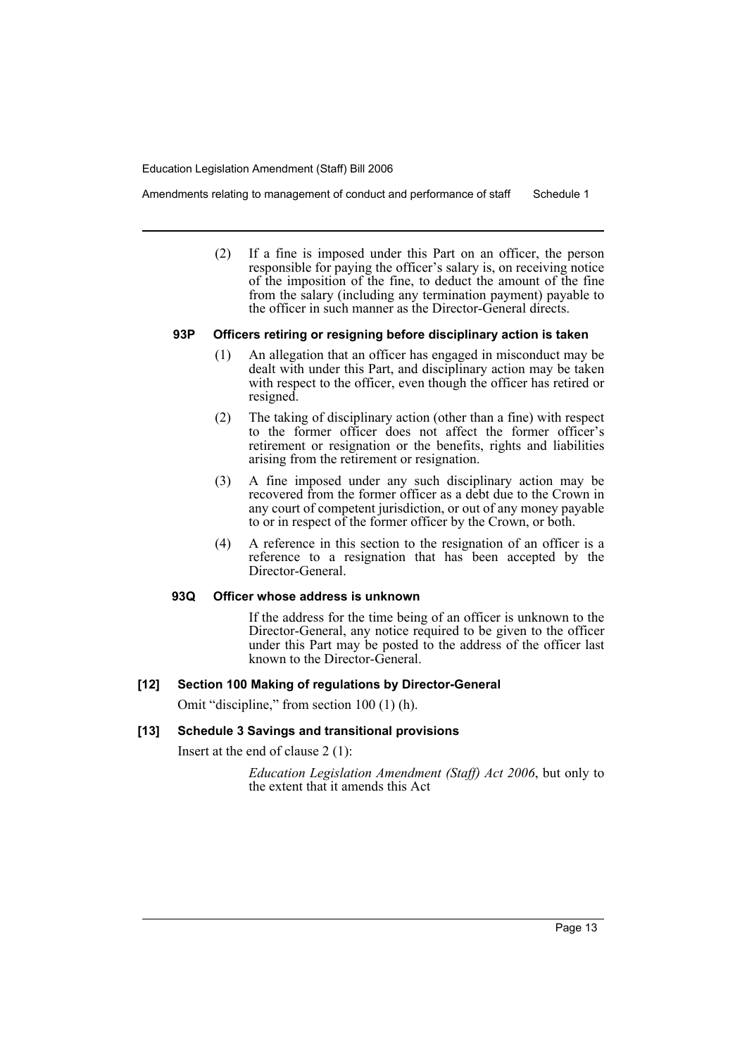(2) If a fine is imposed under this Part on an officer, the person responsible for paying the officer's salary is, on receiving notice of the imposition of the fine, to deduct the amount of the fine from the salary (including any termination payment) payable to the officer in such manner as the Director-General directs.

#### 93P Officers retiring or resigning before disciplinary action is taken

(1) An allegation that an officer has engaged in misconduct may be dealt with under this Part, and disciplinary action may be taken with respect to the officer, even though the officer has retired or resigned.

(2) The taking of disciplinary action (other than a fine) with respect to the former officer does not affect the former officer's retirement or resignation or the benefits, rights and liabilities arising from the retirement or resignation.

(3) A fine imposed under any such disciplinary action may be recovered from the former officer as a debt due to the Crown in any court of competent jurisdiction, or out of any money payable to or in respect of the former officer by the Crown, or both.

(4) A reference in this section to the resignation of an officer is a reference to a resignation that has been accepted by the Director-General.

#### 93Q Officer whose address is unknown

If the address for the time being of an officer is unknown to the Director-General, any notice required to be given to the officer under this Part may be posted to the address of the officer last known to the Director-General.

### [12] Section 100 Making of regulations by Director-General

Omit "discipline," from section 100 (1) (h).

### [13] Schedule 3 Savings and transitional provisions

Insert at the end of clause 2 (1):

*Education Legislation Amendment (Staff) Act 2006*, but only to the extent that it amends this Act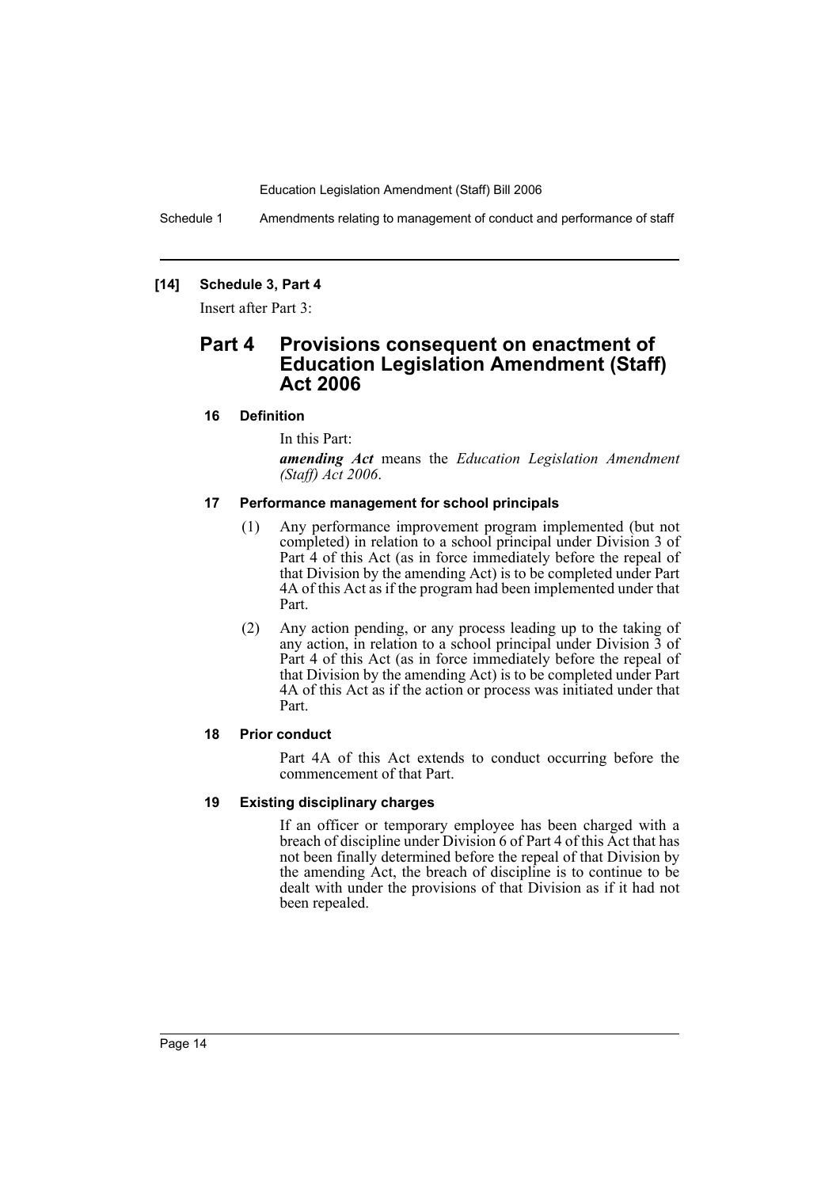**[14] Schedule 3, Part 4**

Insert after Part 3:

## Part 4 Provisions consequent on enactment of Education Legislation Amendment (Staff) Act 2006

### 16 Definition

In this Part:

***amending Act*** means the *Education Legislation Amendment (Staff) Act 2006*.

### 17 Performance management for school principals

(1) Any performance improvement program implemented (but not completed) in relation to a school principal under Division 3 of Part 4 of this Act (as in force immediately before the repeal of that Division by the amending Act) is to be completed under Part 4A of this Act as if the program had been implemented under that Part.

(2) Any action pending, or any process leading up to the taking of any action, in relation to a school principal under Division 3 of Part 4 of this Act (as in force immediately before the repeal of that Division by the amending Act) is to be completed under Part 4A of this Act as if the action or process was initiated under that Part.

### 18 Prior conduct

Part 4A of this Act extends to conduct occurring before the commencement of that Part.

### 19 Existing disciplinary charges

If an officer or temporary employee has been charged with a breach of discipline under Division 6 of Part 4 of this Act that has not been finally determined before the repeal of that Division by the amending Act, the breach of discipline is to continue to be dealt with under the provisions of that Division as if it had not been repealed.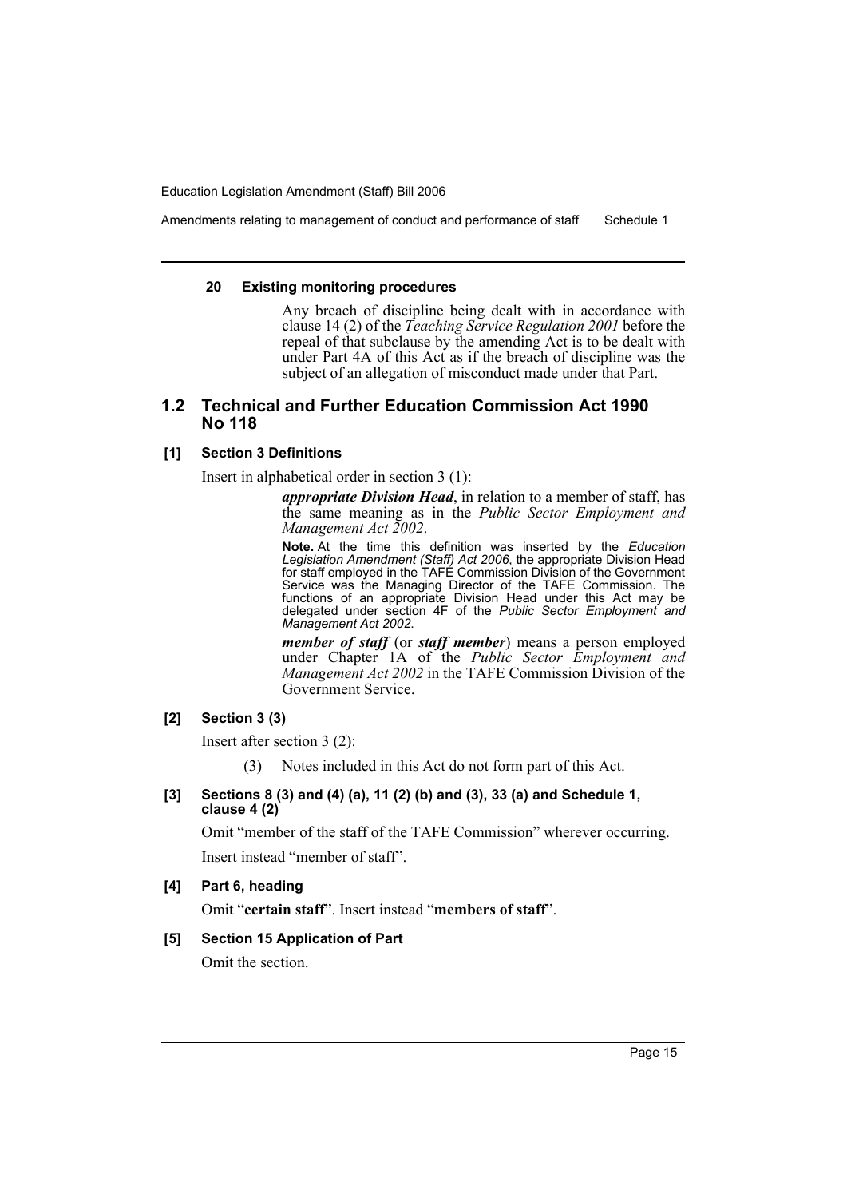#### 20 Existing monitoring procedures

Any breach of discipline being dealt with in accordance with clause 14 (2) of the *Teaching Service Regulation 2001* before the repeal of that subclause by the amending Act is to be dealt with under Part 4A of this Act as if the breach of discipline was the subject of an allegation of misconduct made under that Part.

## 1.2 Technical and Further Education Commission Act 1990 No 118

#### [1] Section 3 Definitions

Insert in alphabetical order in section 3 (1):

> ***appropriate Division Head***, in relation to a member of staff, has the same meaning as in the *Public Sector Employment and Management Act 2002*.
>
> **Note.** At the time this definition was inserted by the *Education Legislation Amendment (Staff) Act 2006*, the appropriate Division Head for staff employed in the TAFE Commission Division of the Government Service was the Managing Director of the TAFE Commission. The functions of an appropriate Division Head under this Act may be delegated under section 4F of the *Public Sector Employment and Management Act 2002*.
>
> ***member of staff*** (or ***staff member***) means a person employed under Chapter 1A of the *Public Sector Employment and Management Act 2002* in the TAFE Commission Division of the Government Service.

#### [2] Section 3 (3)

Insert after section 3 (2):

> (3) Notes included in this Act do not form part of this Act.

#### [3] Sections 8 (3) and (4) (a), 11 (2) (b) and (3), 33 (a) and Schedule 1, clause 4 (2)

Omit "member of the staff of the TAFE Commission" wherever occurring.

Insert instead "member of staff".

#### [4] Part 6, heading

Omit "**certain staff**". Insert instead "**members of staff**".

#### [5] Section 15 Application of Part

Omit the section.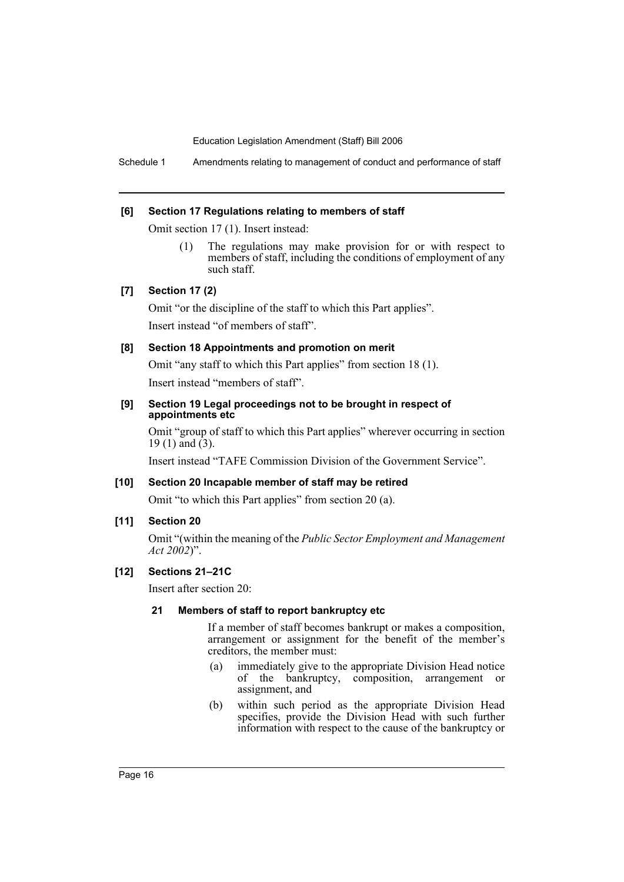**[6] Section 17 Regulations relating to members of staff**

Omit section 17 (1). Insert instead:

> (1) The regulations may make provision for or with respect to members of staff, including the conditions of employment of any such staff.

**[7] Section 17 (2)**

Omit "or the discipline of the staff to which this Part applies".

Insert instead "of members of staff".

**[8] Section 18 Appointments and promotion on merit**

Omit "any staff to which this Part applies" from section 18 (1).

Insert instead "members of staff".

**[9] Section 19 Legal proceedings not to be brought in respect of appointments etc**

Omit "group of staff to which this Part applies" wherever occurring in section 19 (1) and (3).

Insert instead "TAFE Commission Division of the Government Service".

**[10] Section 20 Incapable member of staff may be retired**

Omit "to which this Part applies" from section 20 (a).

**[11] Section 20**

Omit "(within the meaning of the *Public Sector Employment and Management Act 2002*)".

**[12] Sections 21–21C**

Insert after section 20:

> **21 Members of staff to report bankruptcy etc**
>
> If a member of staff becomes bankrupt or makes a composition, arrangement or assignment for the benefit of the member's creditors, the member must:
>
> (a) immediately give to the appropriate Division Head notice of the bankruptcy, composition, arrangement or assignment, and
>
> (b) within such period as the appropriate Division Head specifies, provide the Division Head with such further information with respect to the cause of the bankruptcy or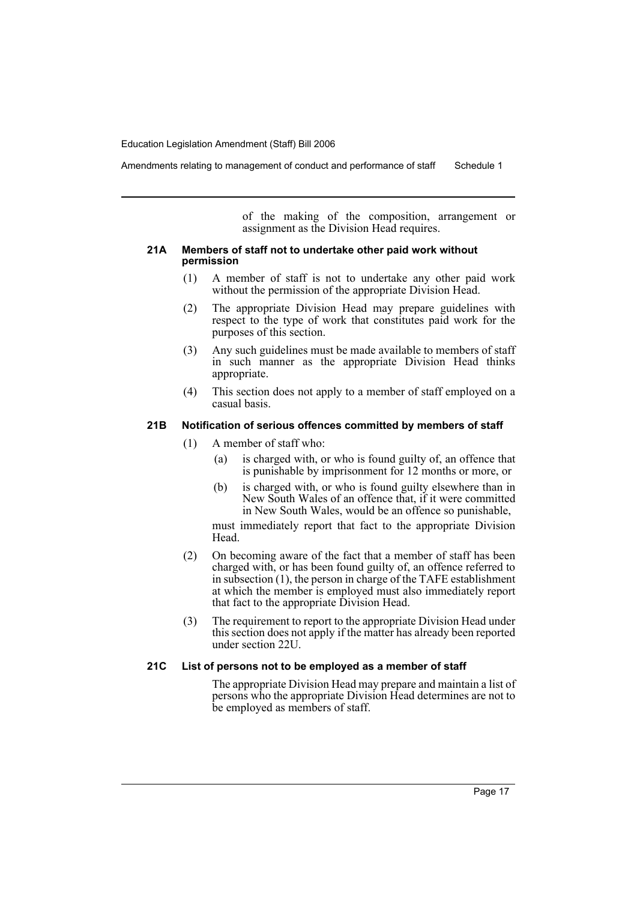of the making of the composition, arrangement or assignment as the Division Head requires.

### 21A Members of staff not to undertake other paid work without permission

(1) A member of staff is not to undertake any other paid work without the permission of the appropriate Division Head.

(2) The appropriate Division Head may prepare guidelines with respect to the type of work that constitutes paid work for the purposes of this section.

(3) Any such guidelines must be made available to members of staff in such manner as the appropriate Division Head thinks appropriate.

(4) This section does not apply to a member of staff employed on a casual basis.

### 21B Notification of serious offences committed by members of staff

(1) A member of staff who:

- (a) is charged with, or who is found guilty of, an offence that is punishable by imprisonment for 12 months or more, or
- (b) is charged with, or who is found guilty elsewhere than in New South Wales of an offence that, if it were committed in New South Wales, would be an offence so punishable,

must immediately report that fact to the appropriate Division Head.

(2) On becoming aware of the fact that a member of staff has been charged with, or has been found guilty of, an offence referred to in subsection (1), the person in charge of the TAFE establishment at which the member is employed must also immediately report that fact to the appropriate Division Head.

(3) The requirement to report to the appropriate Division Head under this section does not apply if the matter has already been reported under section 22U.

### 21C List of persons not to be employed as a member of staff

The appropriate Division Head may prepare and maintain a list of persons who the appropriate Division Head determines are not to be employed as members of staff.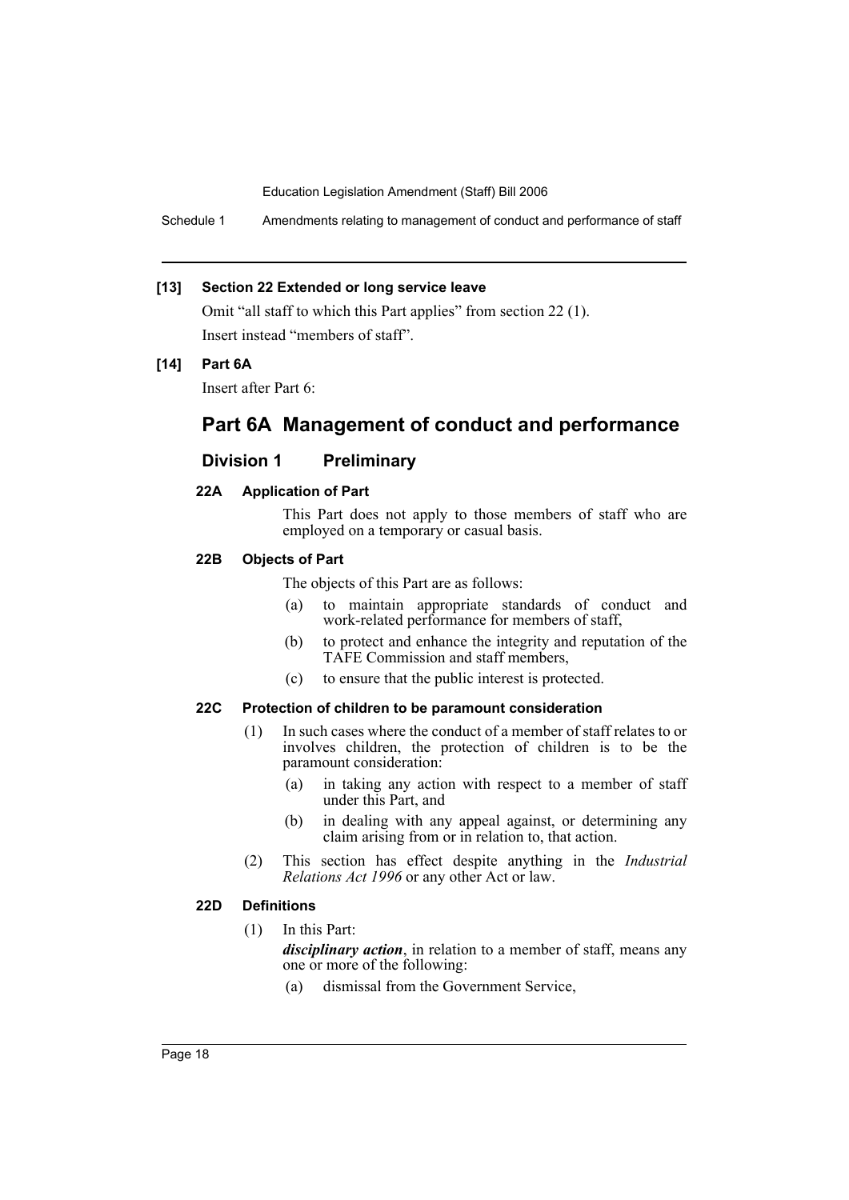**[13] Section 22 Extended or long service leave**

Omit "all staff to which this Part applies" from section 22 (1).

Insert instead "members of staff".

**[14] Part 6A**

Insert after Part 6:

## Part 6A Management of conduct and performance

### Division 1 Preliminary

#### 22A Application of Part

This Part does not apply to those members of staff who are employed on a temporary or casual basis.

#### 22B Objects of Part

The objects of this Part are as follows:

(a) to maintain appropriate standards of conduct and work-related performance for members of staff,

(b) to protect and enhance the integrity and reputation of the TAFE Commission and staff members,

(c) to ensure that the public interest is protected.

#### 22C Protection of children to be paramount consideration

(1) In such cases where the conduct of a member of staff relates to or involves children, the protection of children is to be the paramount consideration:

(a) in taking any action with respect to a member of staff under this Part, and

(b) in dealing with any appeal against, or determining any claim arising from or in relation to, that action.

(2) This section has effect despite anything in the *Industrial Relations Act 1996* or any other Act or law.

#### 22D Definitions

(1) In this Part:

***disciplinary action***, in relation to a member of staff, means any one or more of the following:

(a) dismissal from the Government Service,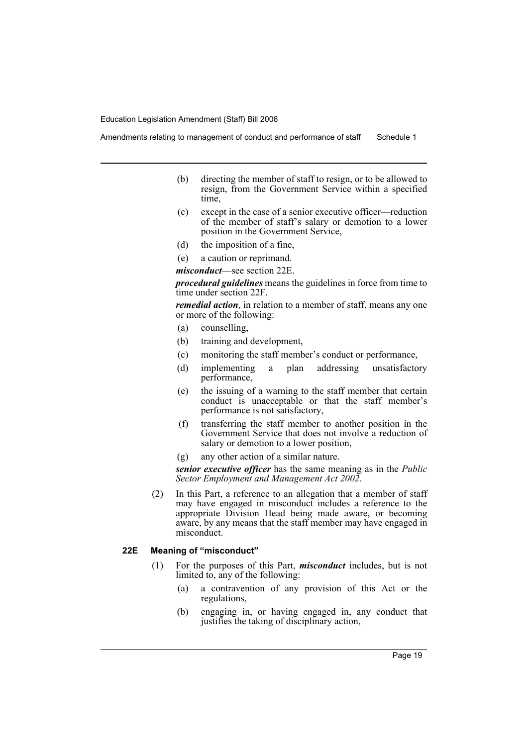- (b) directing the member of staff to resign, or to be allowed to resign, from the Government Service within a specified time,
- (c) except in the case of a senior executive officer—reduction of the member of staff's salary or demotion to a lower position in the Government Service,
- (d) the imposition of a fine,
- (e) a caution or reprimand.

***misconduct***—see section 22E.

***procedural guidelines*** means the guidelines in force from time to time under section 22F.

***remedial action***, in relation to a member of staff, means any one or more of the following:

- (a) counselling,
- (b) training and development,
- (c) monitoring the staff member's conduct or performance,
- (d) implementing a plan addressing unsatisfactory performance,
- (e) the issuing of a warning to the staff member that certain conduct is unacceptable or that the staff member's performance is not satisfactory,
- (f) transferring the staff member to another position in the Government Service that does not involve a reduction of salary or demotion to a lower position,
- (g) any other action of a similar nature.

***senior executive officer*** has the same meaning as in the *Public Sector Employment and Management Act 2002*.

(2) In this Part, a reference to an allegation that a member of staff may have engaged in misconduct includes a reference to the appropriate Division Head being made aware, or becoming aware, by any means that the staff member may have engaged in misconduct.

#### 22E Meaning of "misconduct"

(1) For the purposes of this Part, ***misconduct*** includes, but is not limited to, any of the following:

- (a) a contravention of any provision of this Act or the regulations,
- (b) engaging in, or having engaged in, any conduct that justifies the taking of disciplinary action,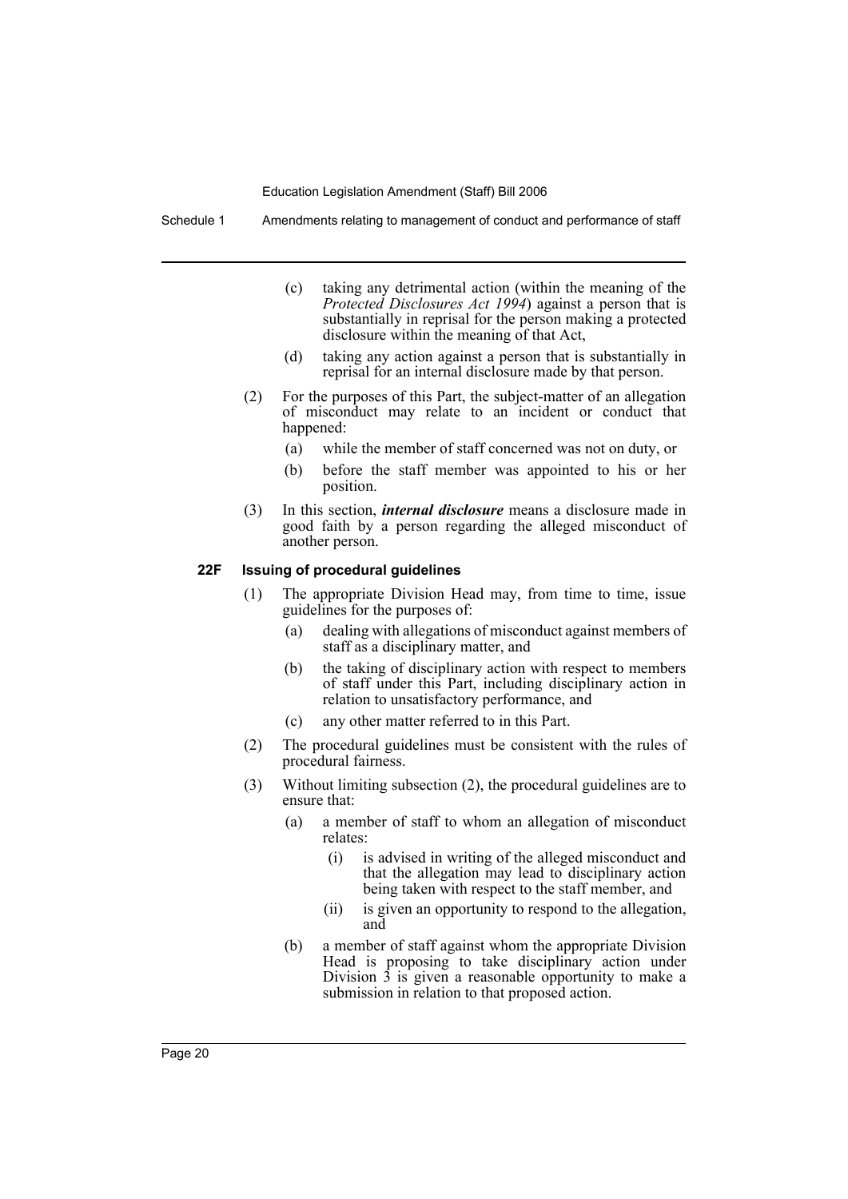(c) taking any detrimental action (within the meaning of the *Protected Disclosures Act 1994*) against a person that is substantially in reprisal for the person making a protected disclosure within the meaning of that Act,

(d) taking any action against a person that is substantially in reprisal for an internal disclosure made by that person.

(2) For the purposes of this Part, the subject-matter of an allegation of misconduct may relate to an incident or conduct that happened:

(a) while the member of staff concerned was not on duty, or

(b) before the staff member was appointed to his or her position.

(3) In this section, ***internal disclosure*** means a disclosure made in good faith by a person regarding the alleged misconduct of another person.

#### 22F Issuing of procedural guidelines

(1) The appropriate Division Head may, from time to time, issue guidelines for the purposes of:

(a) dealing with allegations of misconduct against members of staff as a disciplinary matter, and

(b) the taking of disciplinary action with respect to members of staff under this Part, including disciplinary action in relation to unsatisfactory performance, and

(c) any other matter referred to in this Part.

(2) The procedural guidelines must be consistent with the rules of procedural fairness.

(3) Without limiting subsection (2), the procedural guidelines are to ensure that:

(a) a member of staff to whom an allegation of misconduct relates:

(i) is advised in writing of the alleged misconduct and that the allegation may lead to disciplinary action being taken with respect to the staff member, and

(ii) is given an opportunity to respond to the allegation, and

(b) a member of staff against whom the appropriate Division Head is proposing to take disciplinary action under Division 3 is given a reasonable opportunity to make a submission in relation to that proposed action.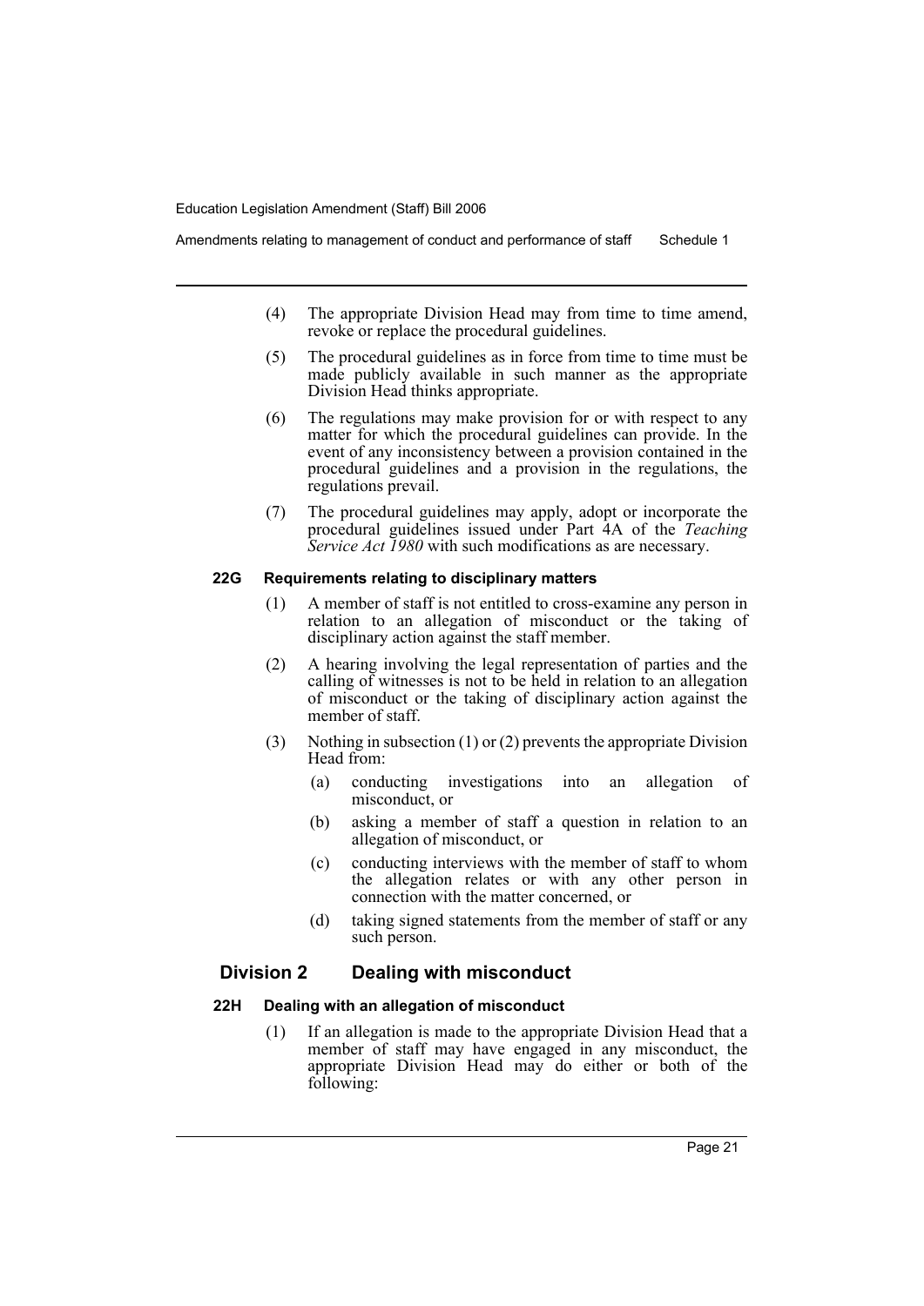(4) The appropriate Division Head may from time to time amend, revoke or replace the procedural guidelines.

(5) The procedural guidelines as in force from time to time must be made publicly available in such manner as the appropriate Division Head thinks appropriate.

(6) The regulations may make provision for or with respect to any matter for which the procedural guidelines can provide. In the event of any inconsistency between a provision contained in the procedural guidelines and a provision in the regulations, the regulations prevail.

(7) The procedural guidelines may apply, adopt or incorporate the procedural guidelines issued under Part 4A of the *Teaching Service Act 1980* with such modifications as are necessary.

#### 22G Requirements relating to disciplinary matters

(1) A member of staff is not entitled to cross-examine any person in relation to an allegation of misconduct or the taking of disciplinary action against the staff member.

(2) A hearing involving the legal representation of parties and the calling of witnesses is not to be held in relation to an allegation of misconduct or the taking of disciplinary action against the member of staff.

(3) Nothing in subsection (1) or (2) prevents the appropriate Division Head from:

(a) conducting investigations into an allegation of misconduct, or

(b) asking a member of staff a question in relation to an allegation of misconduct, or

(c) conducting interviews with the member of staff to whom the allegation relates or with any other person in connection with the matter concerned, or

(d) taking signed statements from the member of staff or any such person.

### Division 2 Dealing with misconduct

#### 22H Dealing with an allegation of misconduct

(1) If an allegation is made to the appropriate Division Head that a member of staff may have engaged in any misconduct, the appropriate Division Head may do either or both of the following: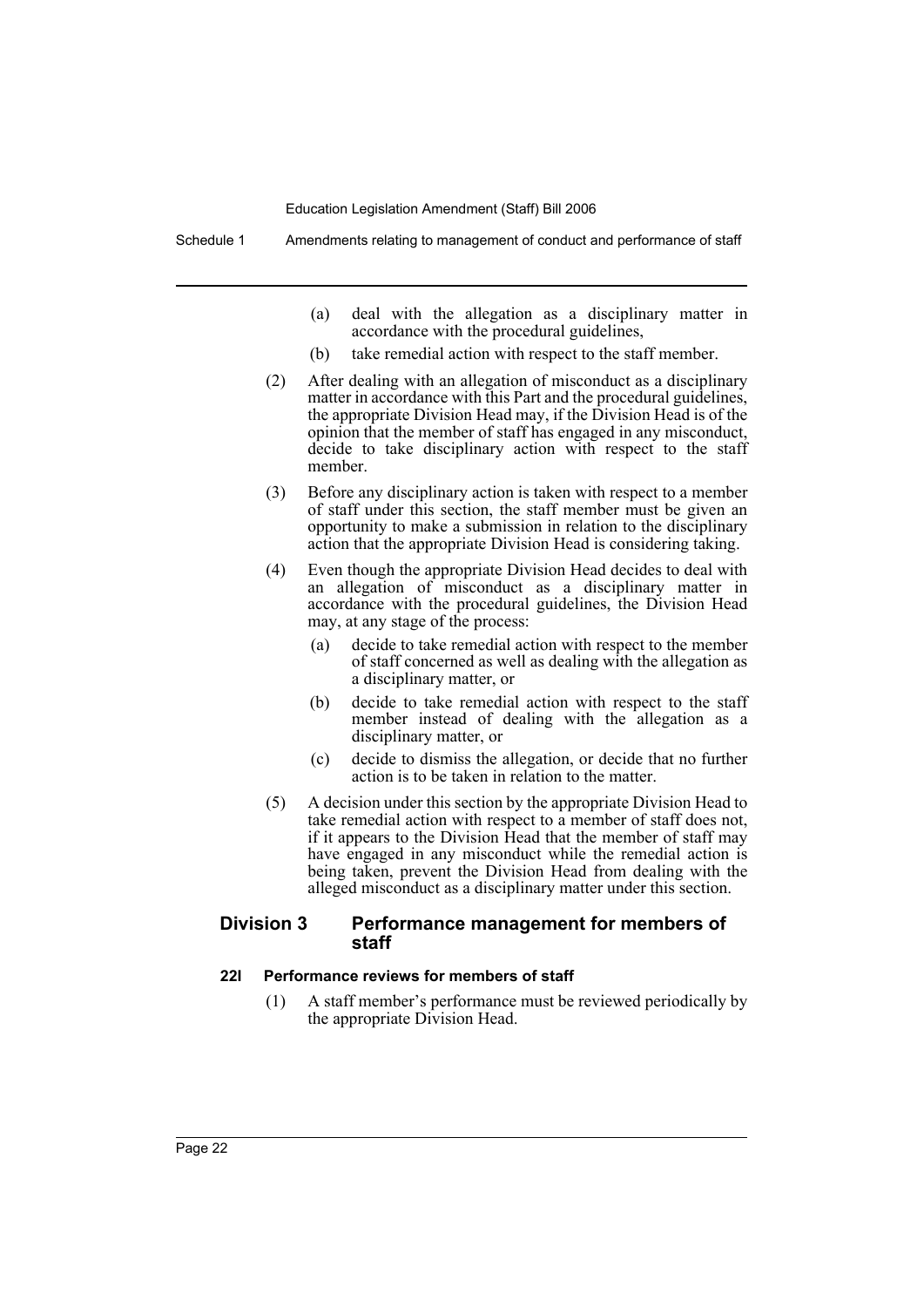(a) deal with the allegation as a disciplinary matter in accordance with the procedural guidelines,

(b) take remedial action with respect to the staff member.

(2) After dealing with an allegation of misconduct as a disciplinary matter in accordance with this Part and the procedural guidelines, the appropriate Division Head may, if the Division Head is of the opinion that the member of staff has engaged in any misconduct, decide to take disciplinary action with respect to the staff member.

(3) Before any disciplinary action is taken with respect to a member of staff under this section, the staff member must be given an opportunity to make a submission in relation to the disciplinary action that the appropriate Division Head is considering taking.

(4) Even though the appropriate Division Head decides to deal with an allegation of misconduct as a disciplinary matter in accordance with the procedural guidelines, the Division Head may, at any stage of the process:

(a) decide to take remedial action with respect to the member of staff concerned as well as dealing with the allegation as a disciplinary matter, or

(b) decide to take remedial action with respect to the staff member instead of dealing with the allegation as a disciplinary matter, or

(c) decide to dismiss the allegation, or decide that no further action is to be taken in relation to the matter.

(5) A decision under this section by the appropriate Division Head to take remedial action with respect to a member of staff does not, if it appears to the Division Head that the member of staff may have engaged in any misconduct while the remedial action is being taken, prevent the Division Head from dealing with the alleged misconduct as a disciplinary matter under this section.

## Division 3 Performance management for members of staff

### 22I Performance reviews for members of staff

(1) A staff member's performance must be reviewed periodically by the appropriate Division Head.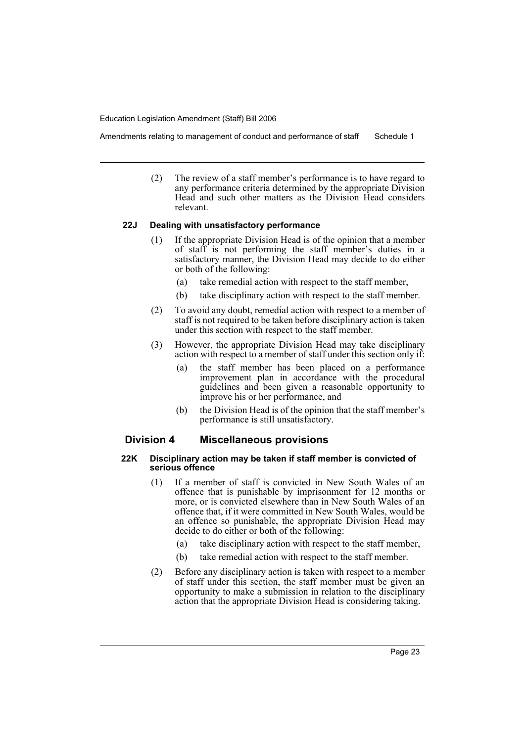(2) The review of a staff member's performance is to have regard to any performance criteria determined by the appropriate Division Head and such other matters as the Division Head considers relevant.

#### 22J Dealing with unsatisfactory performance

(1) If the appropriate Division Head is of the opinion that a member of staff is not performing the staff member's duties in a satisfactory manner, the Division Head may decide to do either or both of the following:

- (a) take remedial action with respect to the staff member,
- (b) take disciplinary action with respect to the staff member.

(2) To avoid any doubt, remedial action with respect to a member of staff is not required to be taken before disciplinary action is taken under this section with respect to the staff member.

(3) However, the appropriate Division Head may take disciplinary action with respect to a member of staff under this section only if:

- (a) the staff member has been placed on a performance improvement plan in accordance with the procedural guidelines and been given a reasonable opportunity to improve his or her performance, and
- (b) the Division Head is of the opinion that the staff member's performance is still unsatisfactory.

### Division 4 Miscellaneous provisions

#### 22K Disciplinary action may be taken if staff member is convicted of serious offence

(1) If a member of staff is convicted in New South Wales of an offence that is punishable by imprisonment for 12 months or more, or is convicted elsewhere than in New South Wales of an offence that, if it were committed in New South Wales, would be an offence so punishable, the appropriate Division Head may decide to do either or both of the following:

- (a) take disciplinary action with respect to the staff member,
- (b) take remedial action with respect to the staff member.

(2) Before any disciplinary action is taken with respect to a member of staff under this section, the staff member must be given an opportunity to make a submission in relation to the disciplinary action that the appropriate Division Head is considering taking.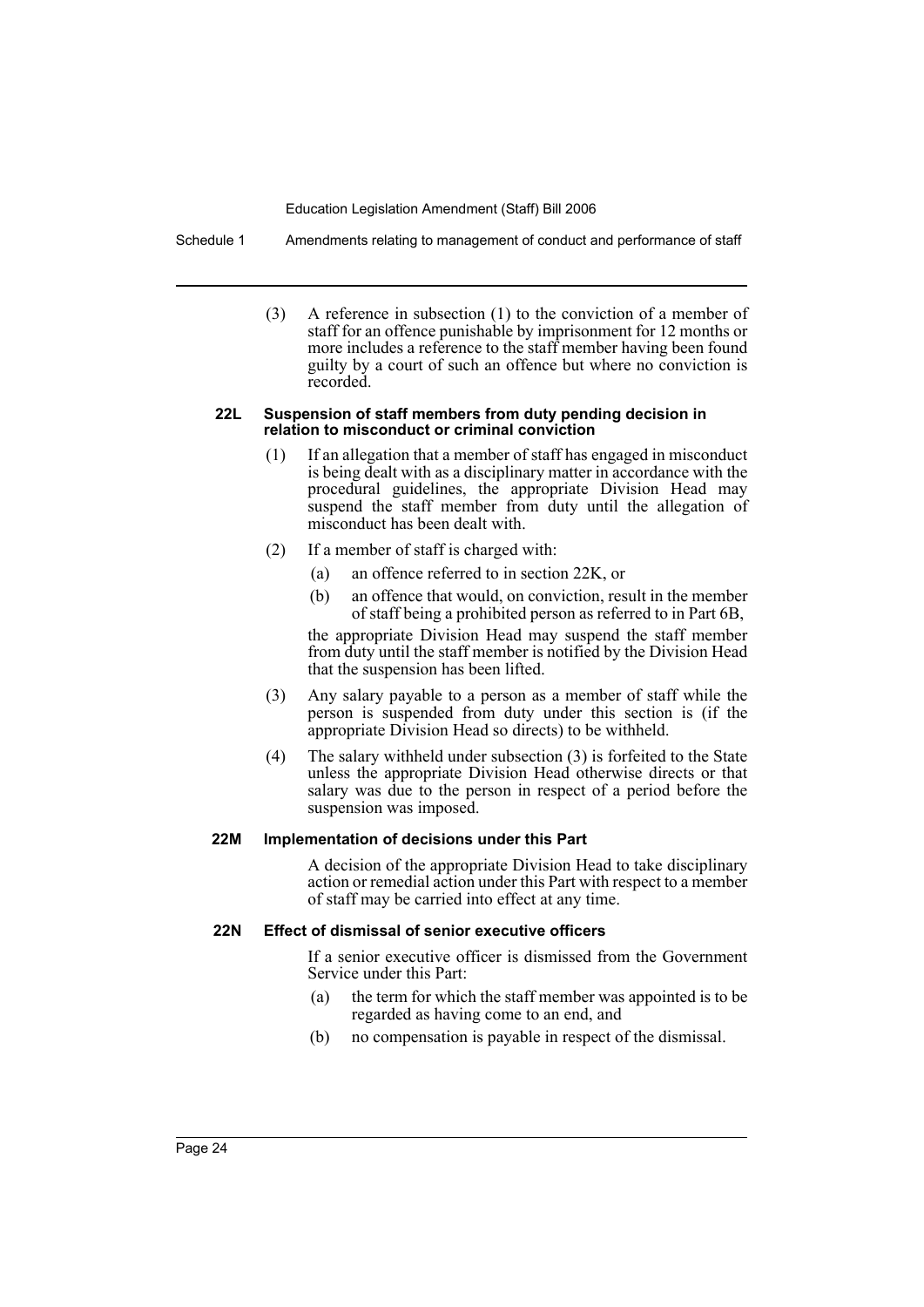(3) A reference in subsection (1) to the conviction of a member of staff for an offence punishable by imprisonment for 12 months or more includes a reference to the staff member having been found guilty by a court of such an offence but where no conviction is recorded.

#### 22L Suspension of staff members from duty pending decision in relation to misconduct or criminal conviction

(1) If an allegation that a member of staff has engaged in misconduct is being dealt with as a disciplinary matter in accordance with the procedural guidelines, the appropriate Division Head may suspend the staff member from duty until the allegation of misconduct has been dealt with.

(2) If a member of staff is charged with:

- (a) an offence referred to in section 22K, or
- (b) an offence that would, on conviction, result in the member of staff being a prohibited person as referred to in Part 6B,

the appropriate Division Head may suspend the staff member from duty until the staff member is notified by the Division Head that the suspension has been lifted.

(3) Any salary payable to a person as a member of staff while the person is suspended from duty under this section is (if the appropriate Division Head so directs) to be withheld.

(4) The salary withheld under subsection (3) is forfeited to the State unless the appropriate Division Head otherwise directs or that salary was due to the person in respect of a period before the suspension was imposed.

#### 22M Implementation of decisions under this Part

A decision of the appropriate Division Head to take disciplinary action or remedial action under this Part with respect to a member of staff may be carried into effect at any time.

#### 22N Effect of dismissal of senior executive officers

If a senior executive officer is dismissed from the Government Service under this Part:

- (a) the term for which the staff member was appointed is to be regarded as having come to an end, and
- (b) no compensation is payable in respect of the dismissal.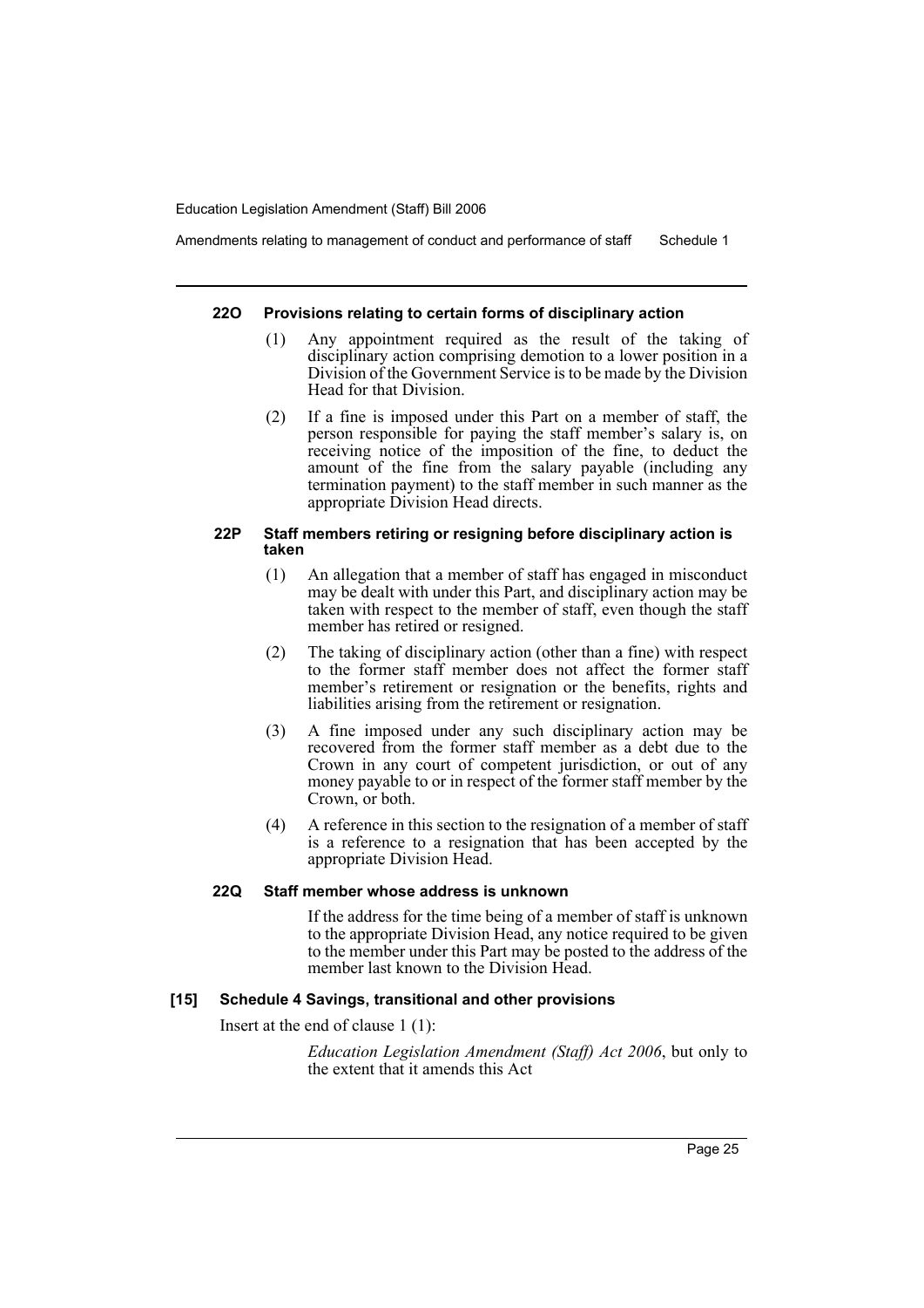#### 22O Provisions relating to certain forms of disciplinary action

(1) Any appointment required as the result of the taking of disciplinary action comprising demotion to a lower position in a Division of the Government Service is to be made by the Division Head for that Division.

(2) If a fine is imposed under this Part on a member of staff, the person responsible for paying the staff member's salary is, on receiving notice of the imposition of the fine, to deduct the amount of the fine from the salary payable (including any termination payment) to the staff member in such manner as the appropriate Division Head directs.

#### 22P Staff members retiring or resigning before disciplinary action is taken

(1) An allegation that a member of staff has engaged in misconduct may be dealt with under this Part, and disciplinary action may be taken with respect to the member of staff, even though the staff member has retired or resigned.

(2) The taking of disciplinary action (other than a fine) with respect to the former staff member does not affect the former staff member's retirement or resignation or the benefits, rights and liabilities arising from the retirement or resignation.

(3) A fine imposed under any such disciplinary action may be recovered from the former staff member as a debt due to the Crown in any court of competent jurisdiction, or out of any money payable to or in respect of the former staff member by the Crown, or both.

(4) A reference in this section to the resignation of a member of staff is a reference to a resignation that has been accepted by the appropriate Division Head.

#### 22Q Staff member whose address is unknown

If the address for the time being of a member of staff is unknown to the appropriate Division Head, any notice required to be given to the member under this Part may be posted to the address of the member last known to the Division Head.

### [15] Schedule 4 Savings, transitional and other provisions

Insert at the end of clause 1 (1):

*Education Legislation Amendment (Staff) Act 2006*, but only to the extent that it amends this Act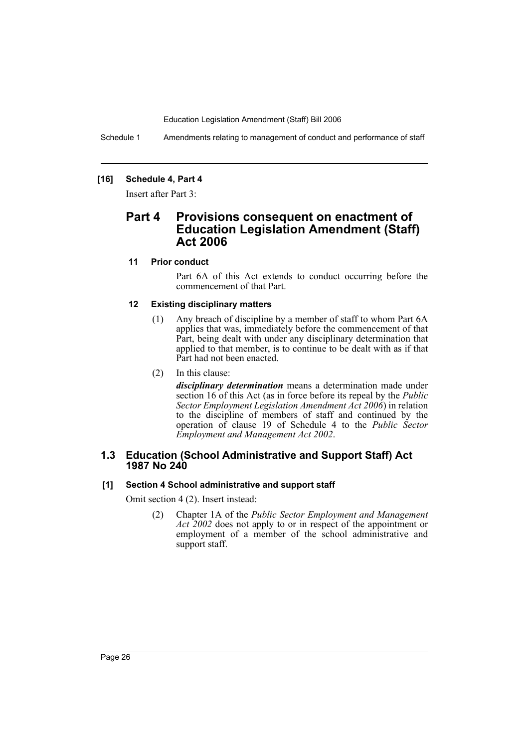### [16] Schedule 4, Part 4

Insert after Part 3:

## Part 4 Provisions consequent on enactment of Education Legislation Amendment (Staff) Act 2006

### 11 Prior conduct

Part 6A of this Act extends to conduct occurring before the commencement of that Part.

### 12 Existing disciplinary matters

(1) Any breach of discipline by a member of staff to whom Part 6A applies that was, immediately before the commencement of that Part, being dealt with under any disciplinary determination that applied to that member, is to continue to be dealt with as if that Part had not been enacted.

(2) In this clause:

***disciplinary determination*** means a determination made under section 16 of this Act (as in force before its repeal by the *Public Sector Employment Legislation Amendment Act 2006*) in relation to the discipline of members of staff and continued by the operation of clause 19 of Schedule 4 to the *Public Sector Employment and Management Act 2002*.

## 1.3 Education (School Administrative and Support Staff) Act 1987 No 240

### [1] Section 4 School administrative and support staff

Omit section 4 (2). Insert instead:

(2) Chapter 1A of the *Public Sector Employment and Management Act 2002* does not apply to or in respect of the appointment or employment of a member of the school administrative and support staff.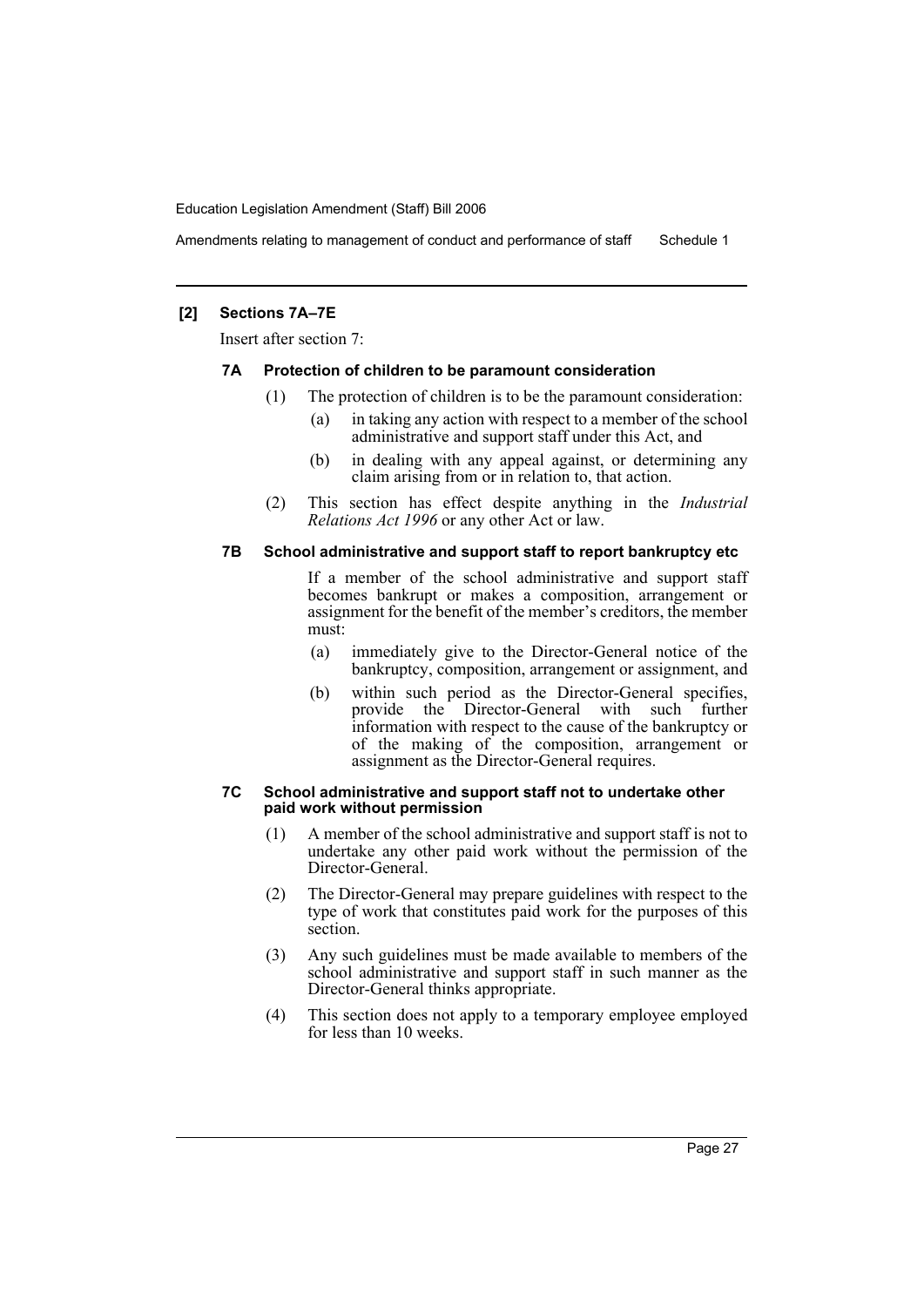**[2] Sections 7A–7E**

Insert after section 7:

### 7A Protection of children to be paramount consideration

(1) The protection of children is to be the paramount consideration:

- (a) in taking any action with respect to a member of the school administrative and support staff under this Act, and
- (b) in dealing with any appeal against, or determining any claim arising from or in relation to, that action.

(2) This section has effect despite anything in the *Industrial Relations Act 1996* or any other Act or law.

### 7B School administrative and support staff to report bankruptcy etc

If a member of the school administrative and support staff becomes bankrupt or makes a composition, arrangement or assignment for the benefit of the member's creditors, the member must:

- (a) immediately give to the Director-General notice of the bankruptcy, composition, arrangement or assignment, and
- (b) within such period as the Director-General specifies, provide the Director-General with such further information with respect to the cause of the bankruptcy or of the making of the composition, arrangement or assignment as the Director-General requires.

### 7C School administrative and support staff not to undertake other paid work without permission

(1) A member of the school administrative and support staff is not to undertake any other paid work without the permission of the Director-General.

(2) The Director-General may prepare guidelines with respect to the type of work that constitutes paid work for the purposes of this section.

(3) Any such guidelines must be made available to members of the school administrative and support staff in such manner as the Director-General thinks appropriate.

(4) This section does not apply to a temporary employee employed for less than 10 weeks.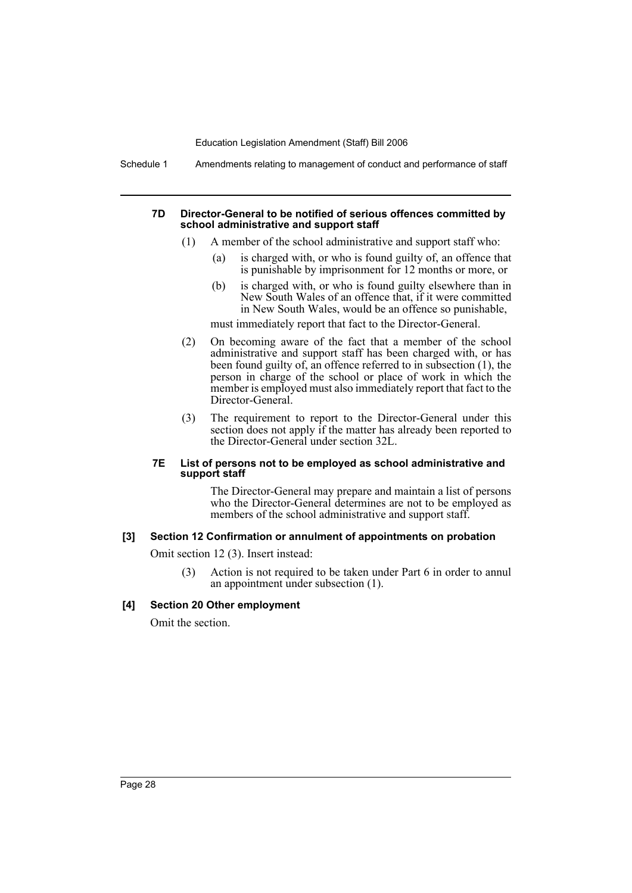#### 7D Director-General to be notified of serious offences committed by school administrative and support staff

(1) A member of the school administrative and support staff who:

(a) is charged with, or who is found guilty of, an offence that is punishable by imprisonment for 12 months or more, or

(b) is charged with, or who is found guilty elsewhere than in New South Wales of an offence that, if it were committed in New South Wales, would be an offence so punishable,

must immediately report that fact to the Director-General.

(2) On becoming aware of the fact that a member of the school administrative and support staff has been charged with, or has been found guilty of, an offence referred to in subsection (1), the person in charge of the school or place of work in which the member is employed must also immediately report that fact to the Director-General.

(3) The requirement to report to the Director-General under this section does not apply if the matter has already been reported to the Director-General under section 32L.

#### 7E List of persons not to be employed as school administrative and support staff

The Director-General may prepare and maintain a list of persons who the Director-General determines are not to be employed as members of the school administrative and support staff.

#### [3] Section 12 Confirmation or annulment of appointments on probation

Omit section 12 (3). Insert instead:

(3) Action is not required to be taken under Part 6 in order to annul an appointment under subsection (1).

#### [4] Section 20 Other employment

Omit the section.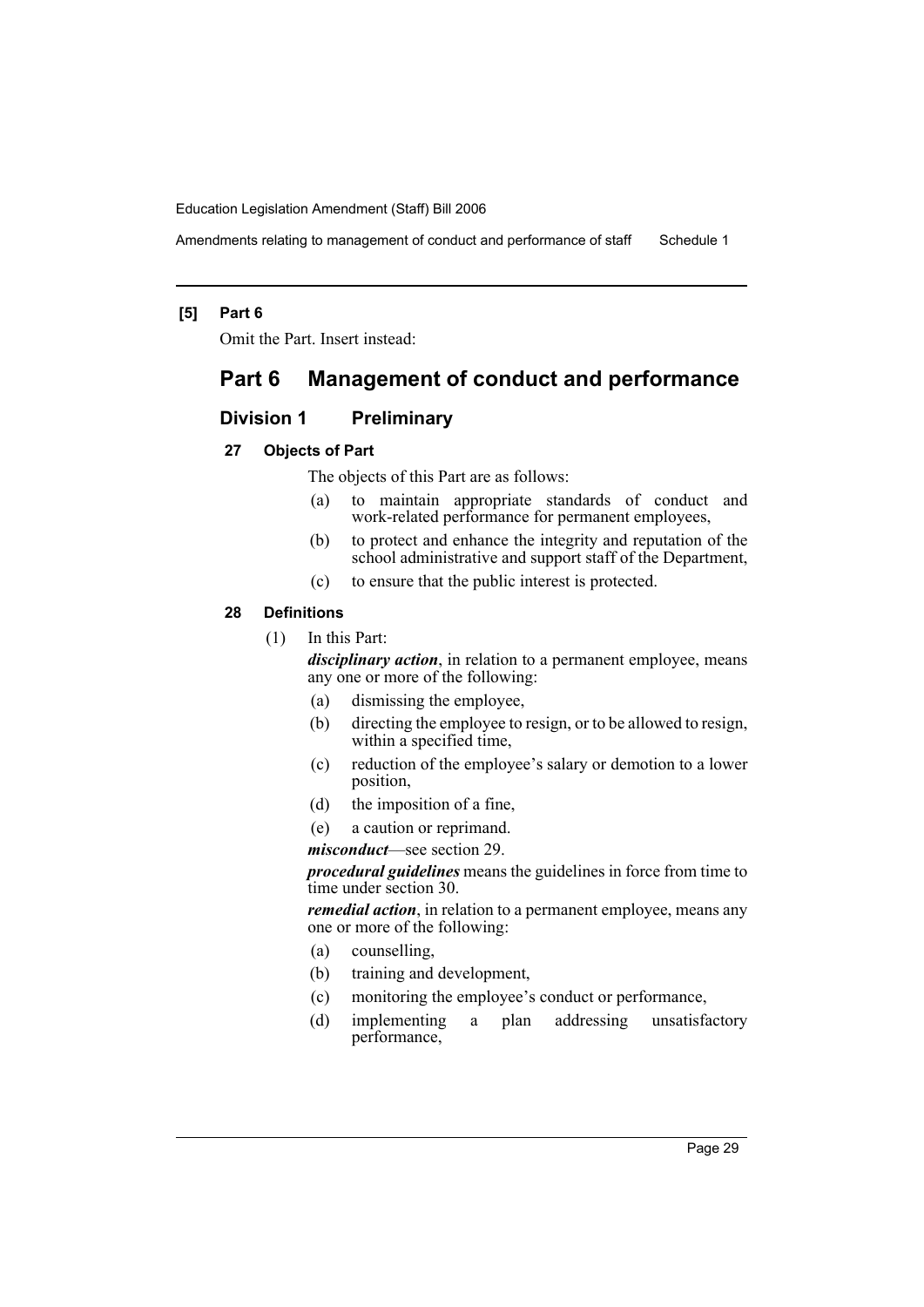**[5] Part 6**

Omit the Part. Insert instead:

# Part 6 Management of conduct and performance

## Division 1 Preliminary

### 27 Objects of Part

The objects of this Part are as follows:

(a) to maintain appropriate standards of conduct and work-related performance for permanent employees,

(b) to protect and enhance the integrity and reputation of the school administrative and support staff of the Department,

(c) to ensure that the public interest is protected.

### 28 Definitions

(1) In this Part:

***disciplinary action***, in relation to a permanent employee, means any one or more of the following:

(a) dismissing the employee,

(b) directing the employee to resign, or to be allowed to resign, within a specified time,

(c) reduction of the employee's salary or demotion to a lower position,

(d) the imposition of a fine,

(e) a caution or reprimand.

***misconduct***—see section 29.

***procedural guidelines*** means the guidelines in force from time to time under section 30.

***remedial action***, in relation to a permanent employee, means any one or more of the following:

(a) counselling,

(b) training and development,

(c) monitoring the employee's conduct or performance,

(d) implementing a plan addressing unsatisfactory performance,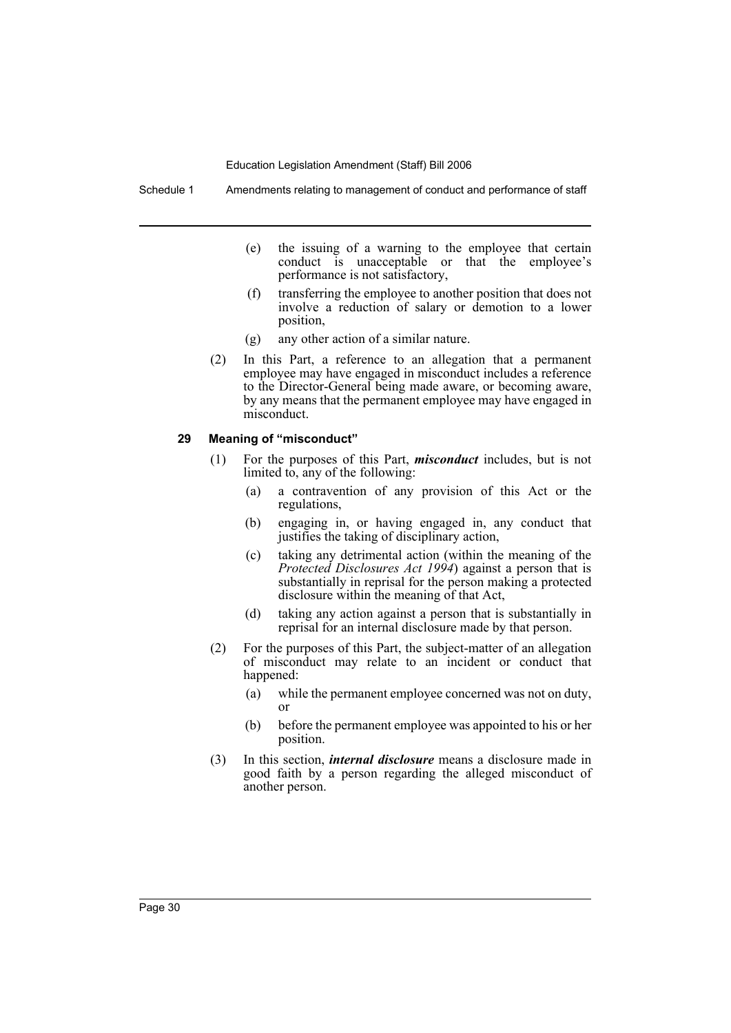(e) the issuing of a warning to the employee that certain conduct is unacceptable or that the employee's performance is not satisfactory,

(f) transferring the employee to another position that does not involve a reduction of salary or demotion to a lower position,

(g) any other action of a similar nature.

(2) In this Part, a reference to an allegation that a permanent employee may have engaged in misconduct includes a reference to the Director-General being made aware, or becoming aware, by any means that the permanent employee may have engaged in misconduct.

### 29 Meaning of "misconduct"

(1) For the purposes of this Part, ***misconduct*** includes, but is not limited to, any of the following:

(a) a contravention of any provision of this Act or the regulations,

(b) engaging in, or having engaged in, any conduct that justifies the taking of disciplinary action,

(c) taking any detrimental action (within the meaning of the *Protected Disclosures Act 1994*) against a person that is substantially in reprisal for the person making a protected disclosure within the meaning of that Act,

(d) taking any action against a person that is substantially in reprisal for an internal disclosure made by that person.

(2) For the purposes of this Part, the subject-matter of an allegation of misconduct may relate to an incident or conduct that happened:

(a) while the permanent employee concerned was not on duty, or

(b) before the permanent employee was appointed to his or her position.

(3) In this section, ***internal disclosure*** means a disclosure made in good faith by a person regarding the alleged misconduct of another person.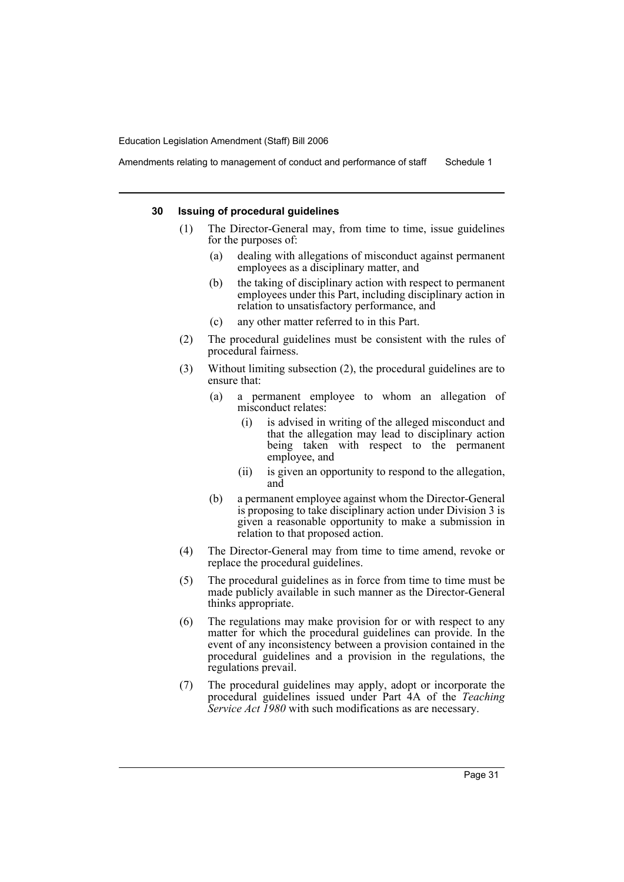#### 30 Issuing of procedural guidelines

(1) The Director-General may, from time to time, issue guidelines for the purposes of:

(a) dealing with allegations of misconduct against permanent employees as a disciplinary matter, and

(b) the taking of disciplinary action with respect to permanent employees under this Part, including disciplinary action in relation to unsatisfactory performance, and

(c) any other matter referred to in this Part.

(2) The procedural guidelines must be consistent with the rules of procedural fairness.

(3) Without limiting subsection (2), the procedural guidelines are to ensure that:

(a) a permanent employee to whom an allegation of misconduct relates:

(i) is advised in writing of the alleged misconduct and that the allegation may lead to disciplinary action being taken with respect to the permanent employee, and

(ii) is given an opportunity to respond to the allegation, and

(b) a permanent employee against whom the Director-General is proposing to take disciplinary action under Division 3 is given a reasonable opportunity to make a submission in relation to that proposed action.

(4) The Director-General may from time to time amend, revoke or replace the procedural guidelines.

(5) The procedural guidelines as in force from time to time must be made publicly available in such manner as the Director-General thinks appropriate.

(6) The regulations may make provision for or with respect to any matter for which the procedural guidelines can provide. In the event of any inconsistency between a provision contained in the procedural guidelines and a provision in the regulations, the regulations prevail.

(7) The procedural guidelines may apply, adopt or incorporate the procedural guidelines issued under Part 4A of the *Teaching Service Act 1980* with such modifications as are necessary.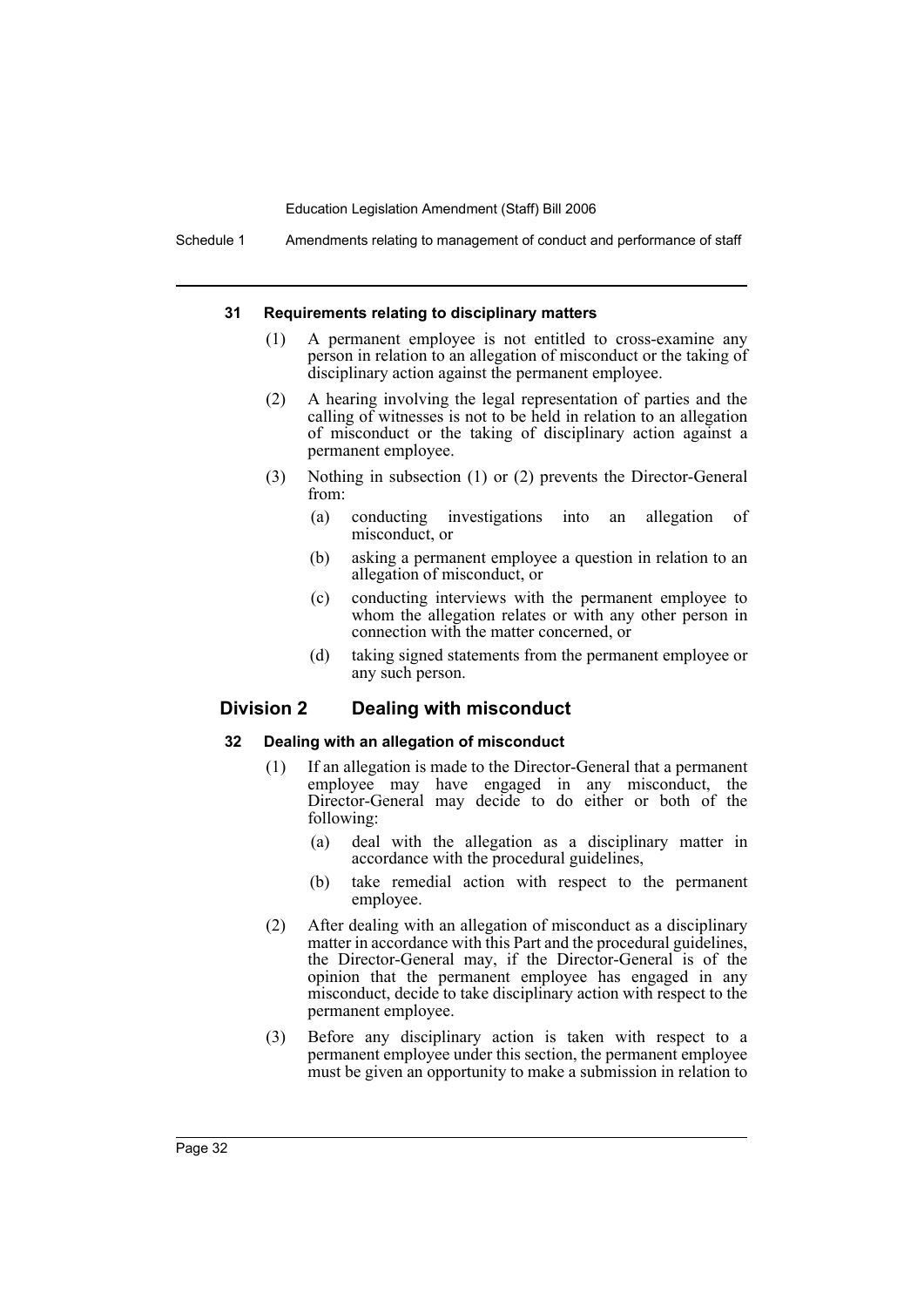#### 31 Requirements relating to disciplinary matters

(1) A permanent employee is not entitled to cross-examine any person in relation to an allegation of misconduct or the taking of disciplinary action against the permanent employee.

(2) A hearing involving the legal representation of parties and the calling of witnesses is not to be held in relation to an allegation of misconduct or the taking of disciplinary action against a permanent employee.

(3) Nothing in subsection (1) or (2) prevents the Director-General from:

(a) conducting investigations into an allegation of misconduct, or

(b) asking a permanent employee a question in relation to an allegation of misconduct, or

(c) conducting interviews with the permanent employee to whom the allegation relates or with any other person in connection with the matter concerned, or

(d) taking signed statements from the permanent employee or any such person.

### Division 2 Dealing with misconduct

#### 32 Dealing with an allegation of misconduct

(1) If an allegation is made to the Director-General that a permanent employee may have engaged in any misconduct, the Director-General may decide to do either or both of the following:

(a) deal with the allegation as a disciplinary matter in accordance with the procedural guidelines,

(b) take remedial action with respect to the permanent employee.

(2) After dealing with an allegation of misconduct as a disciplinary matter in accordance with this Part and the procedural guidelines, the Director-General may, if the Director-General is of the opinion that the permanent employee has engaged in any misconduct, decide to take disciplinary action with respect to the permanent employee.

(3) Before any disciplinary action is taken with respect to a permanent employee under this section, the permanent employee must be given an opportunity to make a submission in relation to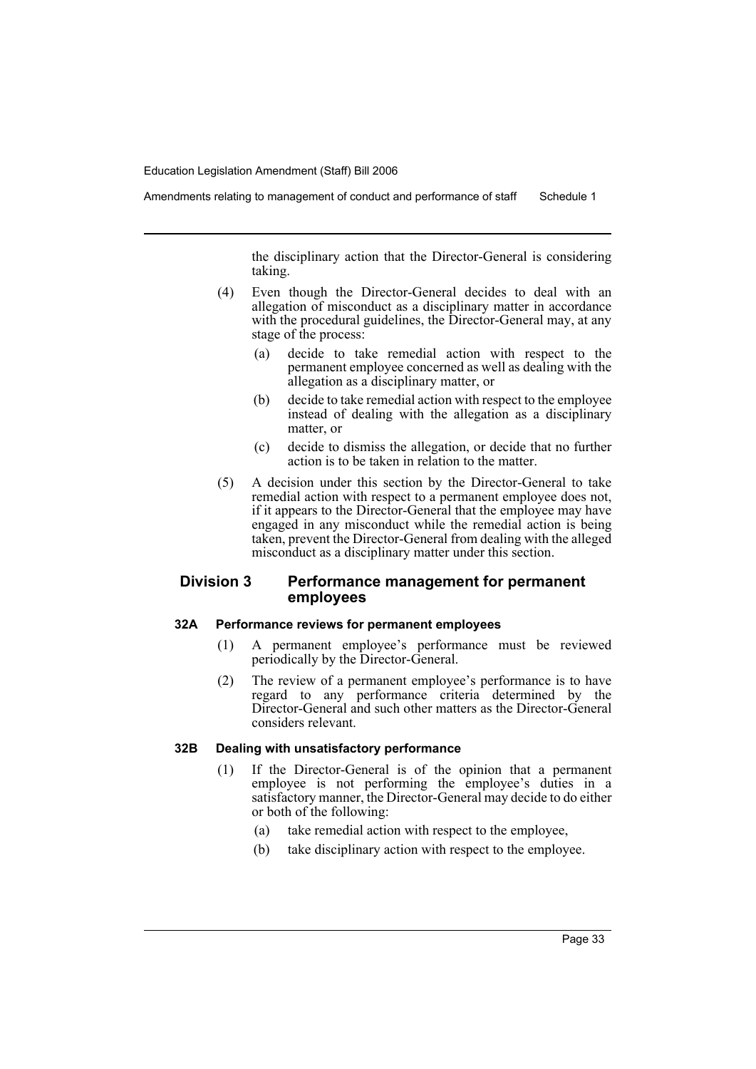the disciplinary action that the Director-General is considering taking.

(4) Even though the Director-General decides to deal with an allegation of misconduct as a disciplinary matter in accordance with the procedural guidelines, the Director-General may, at any stage of the process:

- (a) decide to take remedial action with respect to the permanent employee concerned as well as dealing with the allegation as a disciplinary matter, or
- (b) decide to take remedial action with respect to the employee instead of dealing with the allegation as a disciplinary matter, or
- (c) decide to dismiss the allegation, or decide that no further action is to be taken in relation to the matter.

(5) A decision under this section by the Director-General to take remedial action with respect to a permanent employee does not, if it appears to the Director-General that the employee may have engaged in any misconduct while the remedial action is being taken, prevent the Director-General from dealing with the alleged misconduct as a disciplinary matter under this section.

## Division 3 Performance management for permanent employees

### 32A Performance reviews for permanent employees

(1) A permanent employee's performance must be reviewed periodically by the Director-General.

(2) The review of a permanent employee's performance is to have regard to any performance criteria determined by the Director-General and such other matters as the Director-General considers relevant.

### 32B Dealing with unsatisfactory performance

(1) If the Director-General is of the opinion that a permanent employee is not performing the employee's duties in a satisfactory manner, the Director-General may decide to do either or both of the following:

- (a) take remedial action with respect to the employee,
- (b) take disciplinary action with respect to the employee.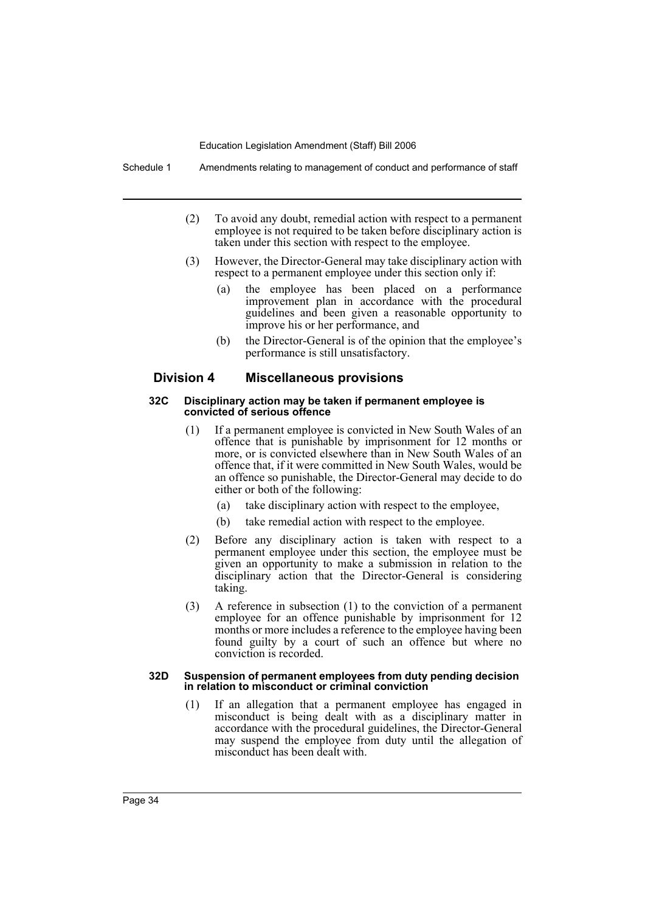(2) To avoid any doubt, remedial action with respect to a permanent employee is not required to be taken before disciplinary action is taken under this section with respect to the employee.

(3) However, the Director-General may take disciplinary action with respect to a permanent employee under this section only if:

- (a) the employee has been placed on a performance improvement plan in accordance with the procedural guidelines and been given a reasonable opportunity to improve his or her performance, and
- (b) the Director-General is of the opinion that the employee's performance is still unsatisfactory.

## Division 4 Miscellaneous provisions

#### 32C Disciplinary action may be taken if permanent employee is convicted of serious offence

(1) If a permanent employee is convicted in New South Wales of an offence that is punishable by imprisonment for 12 months or more, or is convicted elsewhere than in New South Wales of an offence that, if it were committed in New South Wales, would be an offence so punishable, the Director-General may decide to do either or both of the following:

- (a) take disciplinary action with respect to the employee,
- (b) take remedial action with respect to the employee.

(2) Before any disciplinary action is taken with respect to a permanent employee under this section, the employee must be given an opportunity to make a submission in relation to the disciplinary action that the Director-General is considering taking.

(3) A reference in subsection (1) to the conviction of a permanent employee for an offence punishable by imprisonment for 12 months or more includes a reference to the employee having been found guilty by a court of such an offence but where no conviction is recorded.

#### 32D Suspension of permanent employees from duty pending decision in relation to misconduct or criminal conviction

(1) If an allegation that a permanent employee has engaged in misconduct is being dealt with as a disciplinary matter in accordance with the procedural guidelines, the Director-General may suspend the employee from duty until the allegation of misconduct has been dealt with.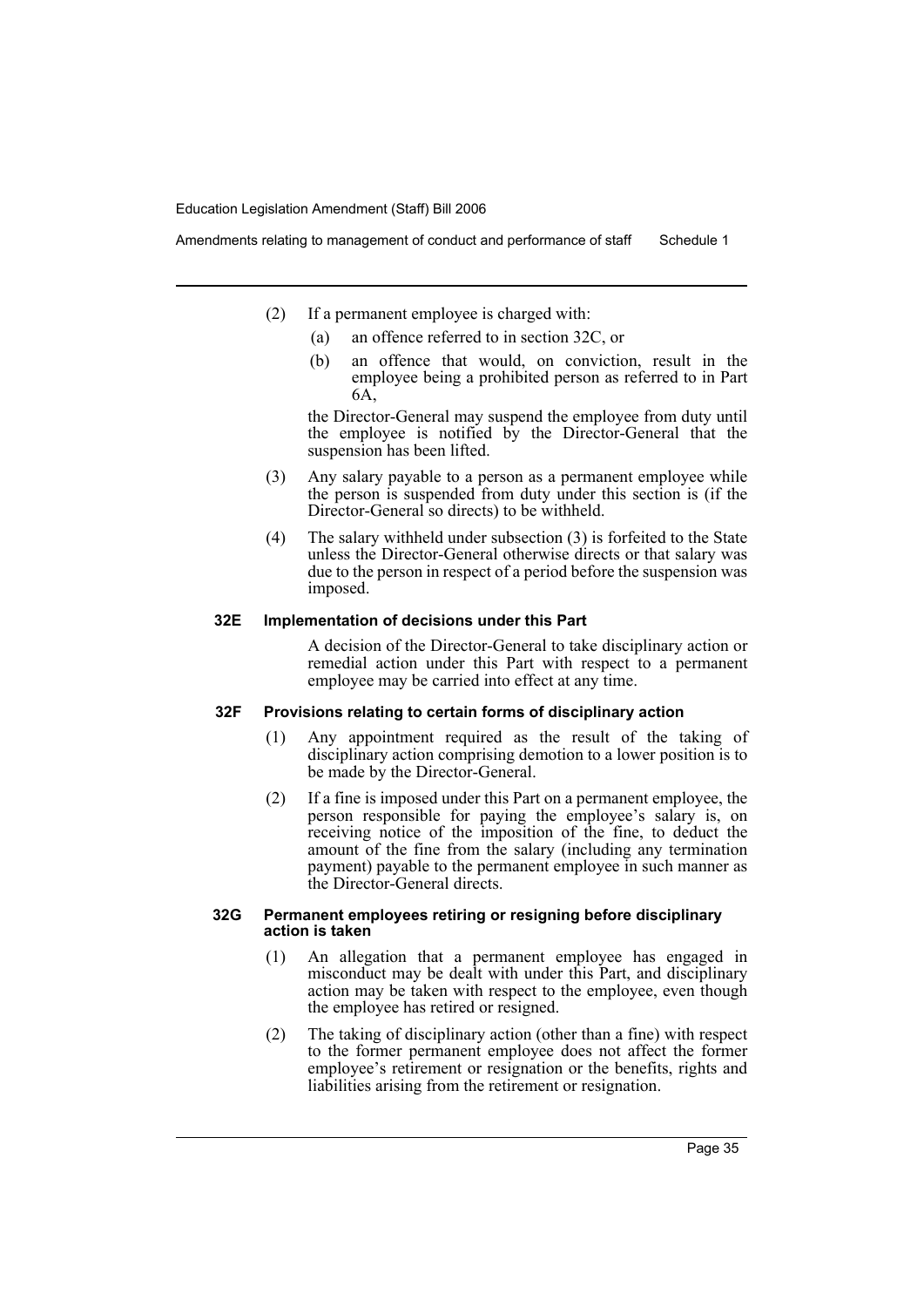(2) If a permanent employee is charged with:

  (a) an offence referred to in section 32C, or

  (b) an offence that would, on conviction, result in the employee being a prohibited person as referred to in Part 6A,

the Director-General may suspend the employee from duty until the employee is notified by the Director-General that the suspension has been lifted.

(3) Any salary payable to a person as a permanent employee while the person is suspended from duty under this section is (if the Director-General so directs) to be withheld.

(4) The salary withheld under subsection (3) is forfeited to the State unless the Director-General otherwise directs or that salary was due to the person in respect of a period before the suspension was imposed.

#### 32E Implementation of decisions under this Part

A decision of the Director-General to take disciplinary action or remedial action under this Part with respect to a permanent employee may be carried into effect at any time.

#### 32F Provisions relating to certain forms of disciplinary action

(1) Any appointment required as the result of the taking of disciplinary action comprising demotion to a lower position is to be made by the Director-General.

(2) If a fine is imposed under this Part on a permanent employee, the person responsible for paying the employee's salary is, on receiving notice of the imposition of the fine, to deduct the amount of the fine from the salary (including any termination payment) payable to the permanent employee in such manner as the Director-General directs.

#### 32G Permanent employees retiring or resigning before disciplinary action is taken

(1) An allegation that a permanent employee has engaged in misconduct may be dealt with under this Part, and disciplinary action may be taken with respect to the employee, even though the employee has retired or resigned.

(2) The taking of disciplinary action (other than a fine) with respect to the former permanent employee does not affect the former employee's retirement or resignation or the benefits, rights and liabilities arising from the retirement or resignation.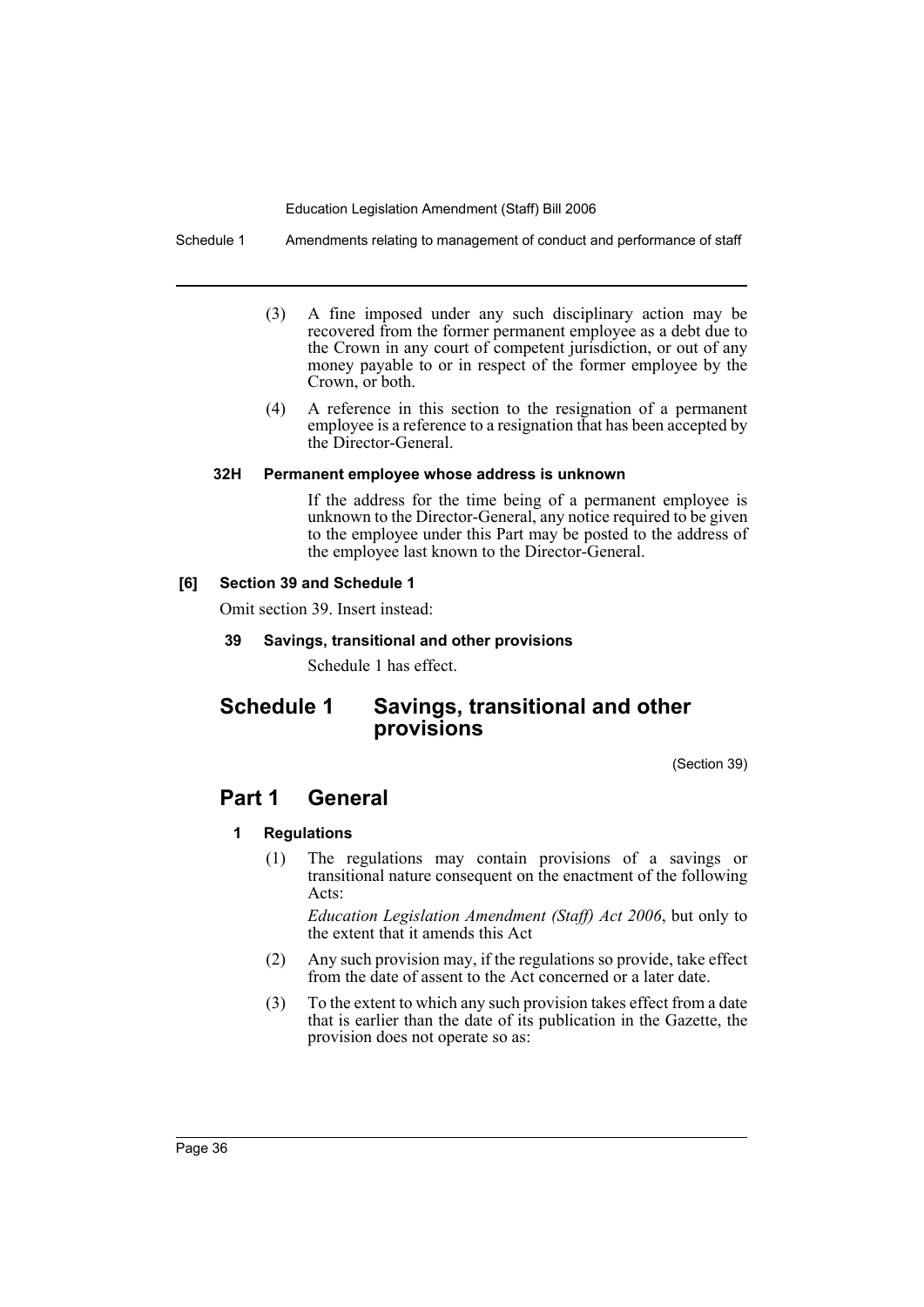(3) A fine imposed under any such disciplinary action may be recovered from the former permanent employee as a debt due to the Crown in any court of competent jurisdiction, or out of any money payable to or in respect of the former employee by the Crown, or both.

(4) A reference in this section to the resignation of a permanent employee is a reference to a resignation that has been accepted by the Director-General.

#### 32H Permanent employee whose address is unknown

If the address for the time being of a permanent employee is unknown to the Director-General, any notice required to be given to the employee under this Part may be posted to the address of the employee last known to the Director-General.

### [6] Section 39 and Schedule 1

Omit section 39. Insert instead:

#### 39 Savings, transitional and other provisions

Schedule 1 has effect.

## Schedule 1 Savings, transitional and other provisions

(Section 39)

## Part 1 General

#### 1 Regulations

(1) The regulations may contain provisions of a savings or transitional nature consequent on the enactment of the following Acts:

*Education Legislation Amendment (Staff) Act 2006*, but only to the extent that it amends this Act

(2) Any such provision may, if the regulations so provide, take effect from the date of assent to the Act concerned or a later date.

(3) To the extent to which any such provision takes effect from a date that is earlier than the date of its publication in the Gazette, the provision does not operate so as: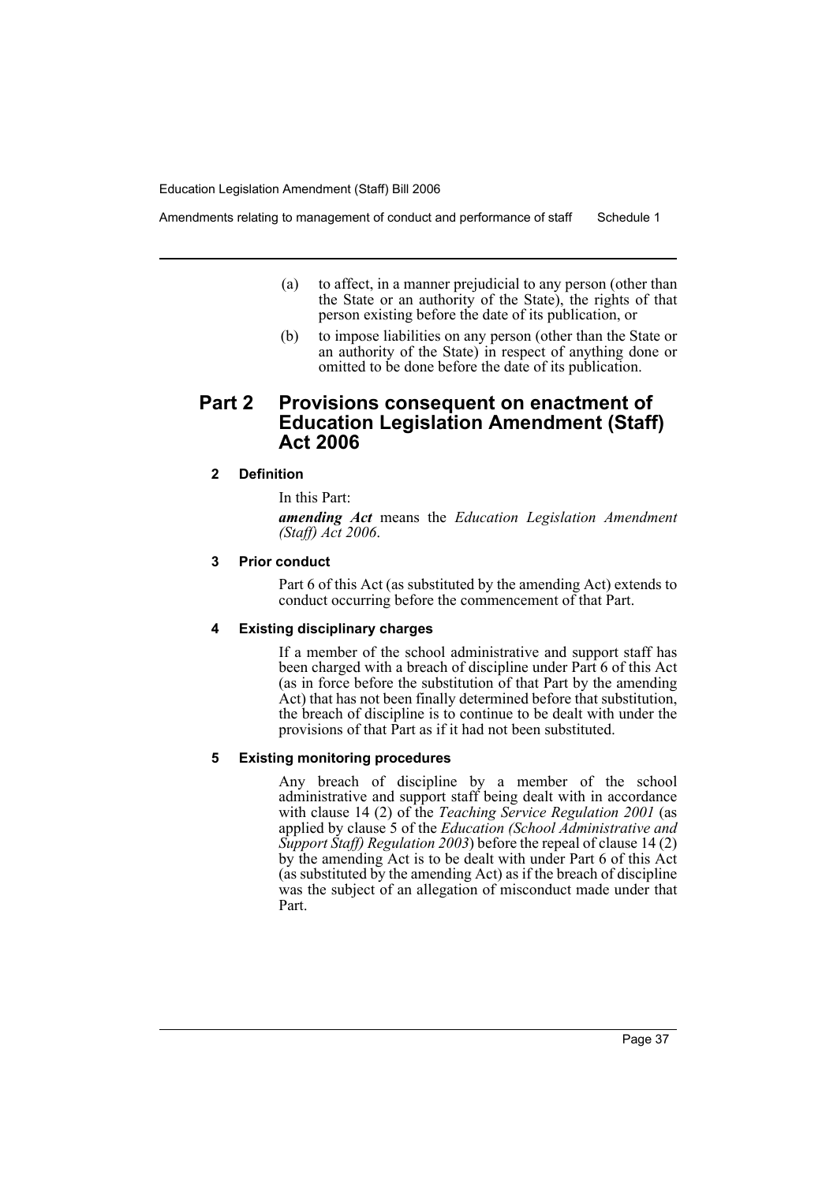(a) to affect, in a manner prejudicial to any person (other than the State or an authority of the State), the rights of that person existing before the date of its publication, or

(b) to impose liabilities on any person (other than the State or an authority of the State) in respect of anything done or omitted to be done before the date of its publication.

## Part 2 Provisions consequent on enactment of Education Legislation Amendment (Staff) Act 2006

### 2 Definition

In this Part:

***amending Act*** means the *Education Legislation Amendment (Staff) Act 2006*.

### 3 Prior conduct

Part 6 of this Act (as substituted by the amending Act) extends to conduct occurring before the commencement of that Part.

### 4 Existing disciplinary charges

If a member of the school administrative and support staff has been charged with a breach of discipline under Part 6 of this Act (as in force before the substitution of that Part by the amending Act) that has not been finally determined before that substitution, the breach of discipline is to continue to be dealt with under the provisions of that Part as if it had not been substituted.

### 5 Existing monitoring procedures

Any breach of discipline by a member of the school administrative and support staff being dealt with in accordance with clause 14 (2) of the *Teaching Service Regulation 2001* (as applied by clause 5 of the *Education (School Administrative and Support Staff) Regulation 2003*) before the repeal of clause 14 (2) by the amending Act is to be dealt with under Part 6 of this Act (as substituted by the amending Act) as if the breach of discipline was the subject of an allegation of misconduct made under that Part.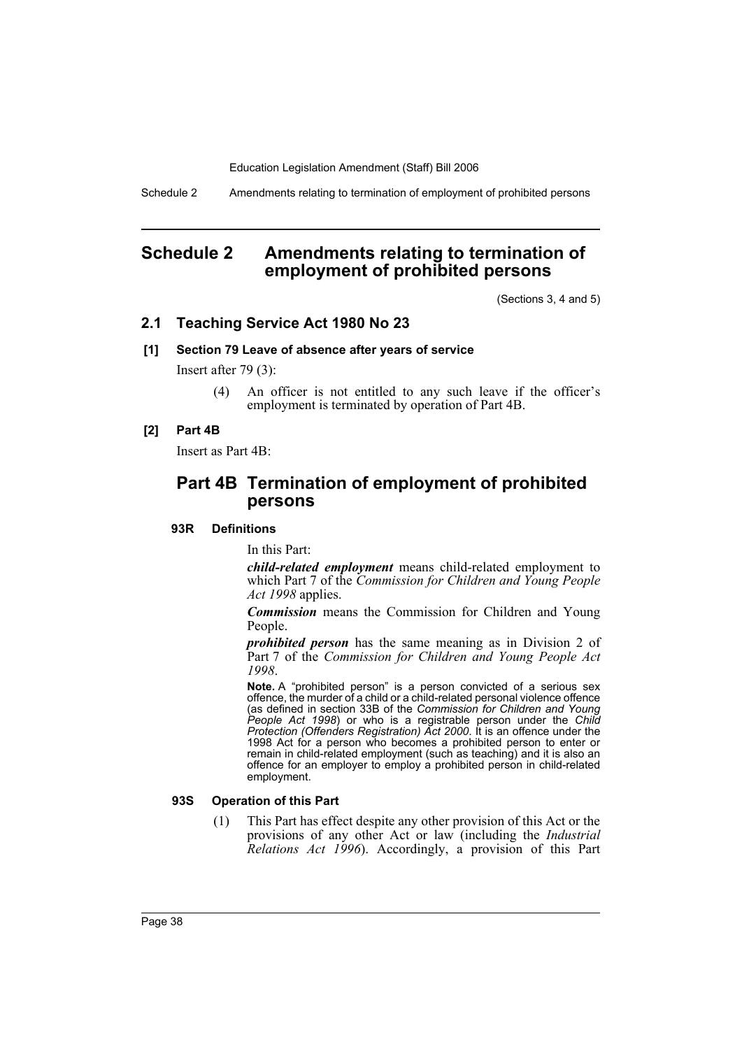# Schedule 2 Amendments relating to termination of employment of prohibited persons

(Sections 3, 4 and 5)

## 2.1 Teaching Service Act 1980 No 23

### [1] Section 79 Leave of absence after years of service

Insert after 79 (3):

> (4) An officer is not entitled to any such leave if the officer's employment is terminated by operation of Part 4B.

### [2] Part 4B

Insert as Part 4B:

## Part 4B Termination of employment of prohibited persons

#### 93R Definitions

In this Part:

***child-related employment*** means child-related employment to which Part 7 of the *Commission for Children and Young People Act 1998* applies.

***Commission*** means the Commission for Children and Young People.

***prohibited person*** has the same meaning as in Division 2 of Part 7 of the *Commission for Children and Young People Act 1998*.

**Note.** A "prohibited person" is a person convicted of a serious sex offence, the murder of a child or a child-related personal violence offence (as defined in section 33B of the *Commission for Children and Young People Act 1998*) or who is a registrable person under the *Child Protection (Offenders Registration) Act 2000*. It is an offence under the 1998 Act for a person who becomes a prohibited person to enter or remain in child-related employment (such as teaching) and it is also an offence for an employer to employ a prohibited person in child-related employment.

#### 93S Operation of this Part

(1) This Part has effect despite any other provision of this Act or the provisions of any other Act or law (including the *Industrial Relations Act 1996*). Accordingly, a provision of this Part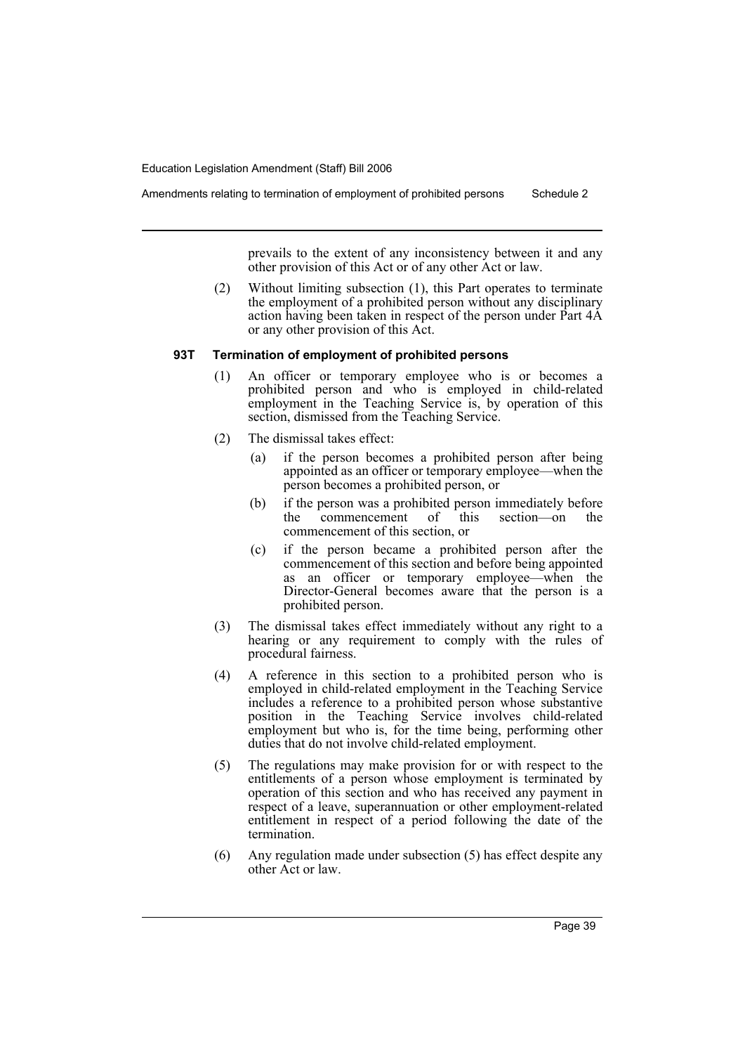prevails to the extent of any inconsistency between it and any other provision of this Act or of any other Act or law.

(2) Without limiting subsection (1), this Part operates to terminate the employment of a prohibited person without any disciplinary action having been taken in respect of the person under Part 4A or any other provision of this Act.

#### 93T Termination of employment of prohibited persons

(1) An officer or temporary employee who is or becomes a prohibited person and who is employed in child-related employment in the Teaching Service is, by operation of this section, dismissed from the Teaching Service.

(2) The dismissal takes effect:

- (a) if the person becomes a prohibited person after being appointed as an officer or temporary employee—when the person becomes a prohibited person, or
- (b) if the person was a prohibited person immediately before the commencement of this section—on the commencement of this section, or
- (c) if the person became a prohibited person after the commencement of this section and before being appointed as an officer or temporary employee—when the Director-General becomes aware that the person is a prohibited person.

(3) The dismissal takes effect immediately without any right to a hearing or any requirement to comply with the rules of procedural fairness.

(4) A reference in this section to a prohibited person who is employed in child-related employment in the Teaching Service includes a reference to a prohibited person whose substantive position in the Teaching Service involves child-related employment but who is, for the time being, performing other duties that do not involve child-related employment.

(5) The regulations may make provision for or with respect to the entitlements of a person whose employment is terminated by operation of this section and who has received any payment in respect of a leave, superannuation or other employment-related entitlement in respect of a period following the date of the termination.

(6) Any regulation made under subsection (5) has effect despite any other Act or law.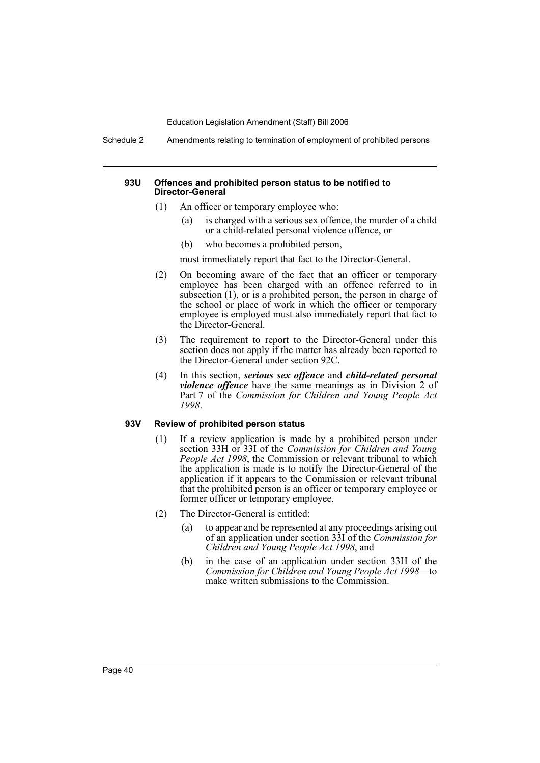#### 93U Offences and prohibited person status to be notified to Director-General

(1) An officer or temporary employee who:

- (a) is charged with a serious sex offence, the murder of a child or a child-related personal violence offence, or
- (b) who becomes a prohibited person,

must immediately report that fact to the Director-General.

(2) On becoming aware of the fact that an officer or temporary employee has been charged with an offence referred to in subsection (1), or is a prohibited person, the person in charge of the school or place of work in which the officer or temporary employee is employed must also immediately report that fact to the Director-General.

(3) The requirement to report to the Director-General under this section does not apply if the matter has already been reported to the Director-General under section 92C.

(4) In this section, ***serious sex offence*** and ***child-related personal violence offence*** have the same meanings as in Division 2 of Part 7 of the *Commission for Children and Young People Act 1998*.

#### 93V Review of prohibited person status

(1) If a review application is made by a prohibited person under section 33H or 33I of the *Commission for Children and Young People Act 1998*, the Commission or relevant tribunal to which the application is made is to notify the Director-General of the application if it appears to the Commission or relevant tribunal that the prohibited person is an officer or temporary employee or former officer or temporary employee.

(2) The Director-General is entitled:

- (a) to appear and be represented at any proceedings arising out of an application under section 33I of the *Commission for Children and Young People Act 1998*, and
- (b) in the case of an application under section 33H of the *Commission for Children and Young People Act 1998*—to make written submissions to the Commission.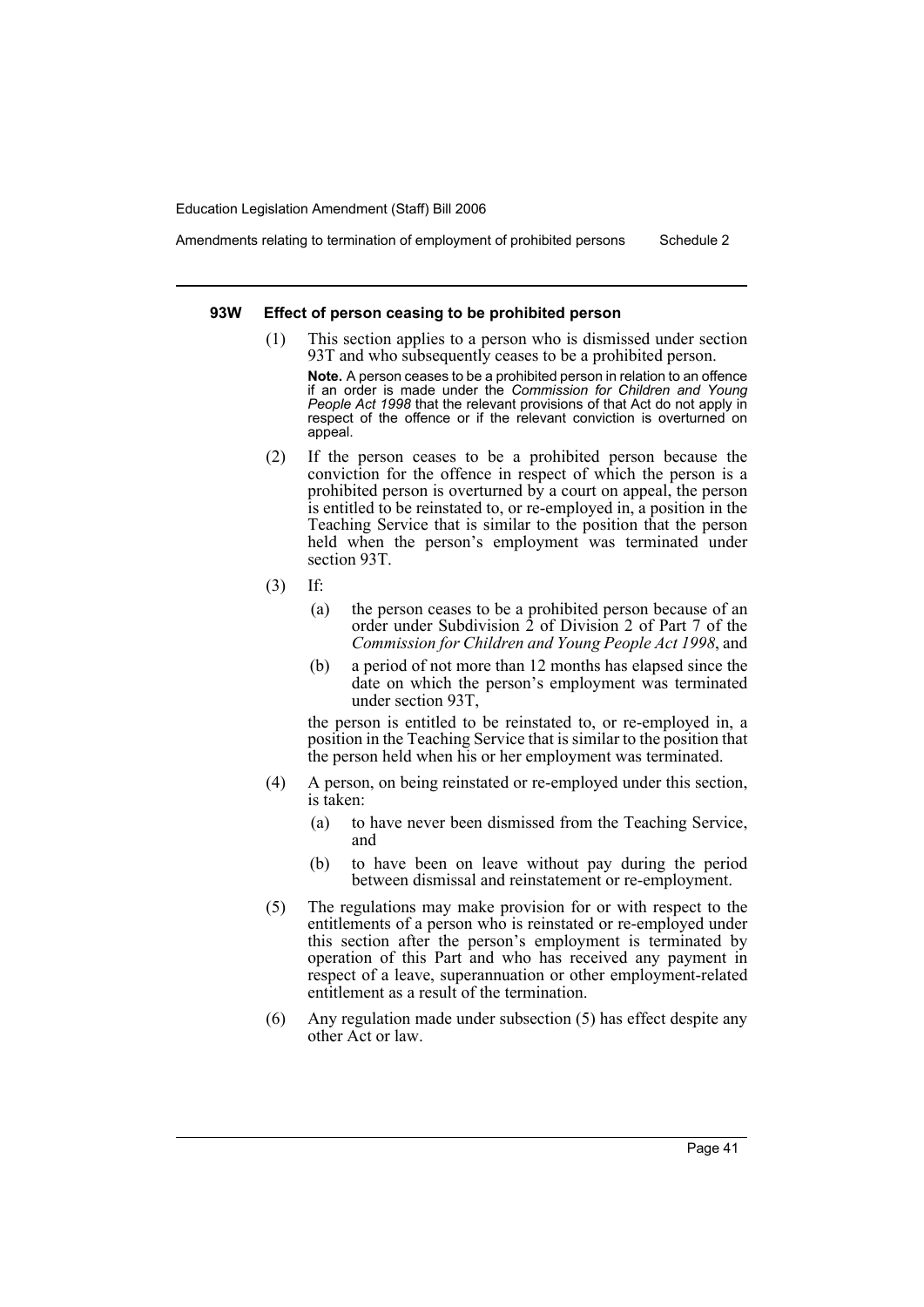#### 93W Effect of person ceasing to be prohibited person

(1) This section applies to a person who is dismissed under section 93T and who subsequently ceases to be a prohibited person.

**Note.** A person ceases to be a prohibited person in relation to an offence if an order is made under the *Commission for Children and Young People Act 1998* that the relevant provisions of that Act do not apply in respect of the offence or if the relevant conviction is overturned on appeal.

(2) If the person ceases to be a prohibited person because the conviction for the offence in respect of which the person is a prohibited person is overturned by a court on appeal, the person is entitled to be reinstated to, or re-employed in, a position in the Teaching Service that is similar to the position that the person held when the person's employment was terminated under section 93T.

(3) If:

(a) the person ceases to be a prohibited person because of an order under Subdivision 2 of Division 2 of Part 7 of the *Commission for Children and Young People Act 1998*, and

(b) a period of not more than 12 months has elapsed since the date on which the person's employment was terminated under section 93T,

the person is entitled to be reinstated to, or re-employed in, a position in the Teaching Service that is similar to the position that the person held when his or her employment was terminated.

(4) A person, on being reinstated or re-employed under this section, is taken:

(a) to have never been dismissed from the Teaching Service, and

(b) to have been on leave without pay during the period between dismissal and reinstatement or re-employment.

(5) The regulations may make provision for or with respect to the entitlements of a person who is reinstated or re-employed under this section after the person's employment is terminated by operation of this Part and who has received any payment in respect of a leave, superannuation or other employment-related entitlement as a result of the termination.

(6) Any regulation made under subsection (5) has effect despite any other Act or law.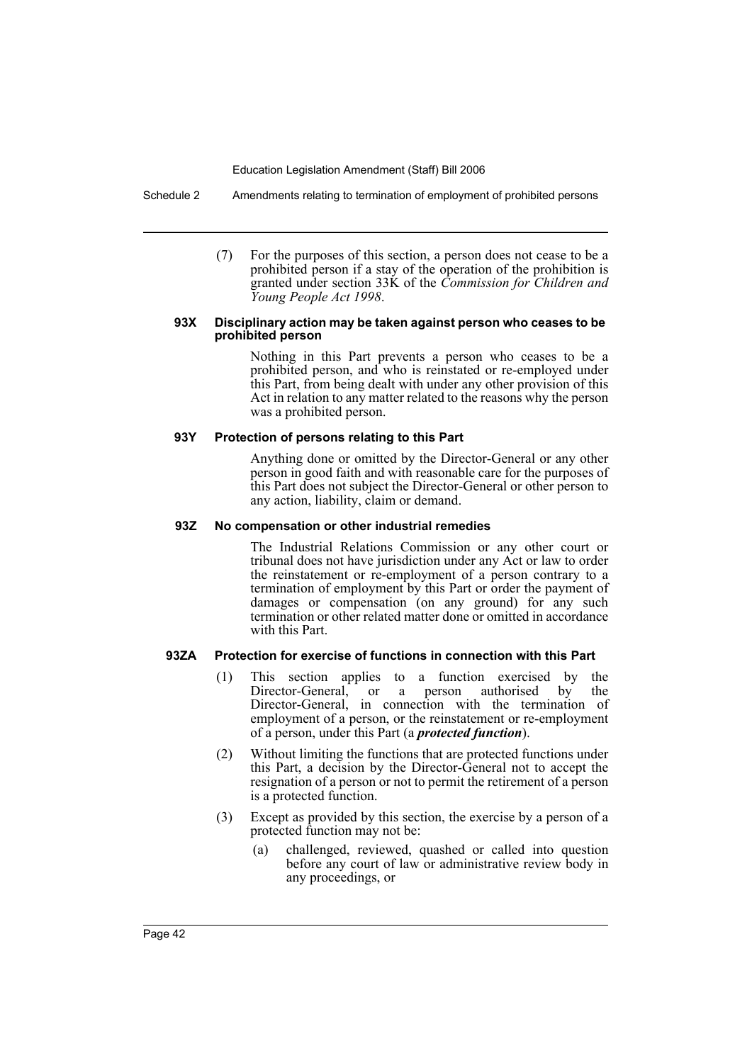(7) For the purposes of this section, a person does not cease to be a prohibited person if a stay of the operation of the prohibition is granted under section 33K of the *Commission for Children and Young People Act 1998*.

#### 93X Disciplinary action may be taken against person who ceases to be prohibited person

Nothing in this Part prevents a person who ceases to be a prohibited person, and who is reinstated or re-employed under this Part, from being dealt with under any other provision of this Act in relation to any matter related to the reasons why the person was a prohibited person.

#### 93Y Protection of persons relating to this Part

Anything done or omitted by the Director-General or any other person in good faith and with reasonable care for the purposes of this Part does not subject the Director-General or other person to any action, liability, claim or demand.

#### 93Z No compensation or other industrial remedies

The Industrial Relations Commission or any other court or tribunal does not have jurisdiction under any Act or law to order the reinstatement or re-employment of a person contrary to a termination of employment by this Part or order the payment of damages or compensation (on any ground) for any such termination or other related matter done or omitted in accordance with this Part.

#### 93ZA Protection for exercise of functions in connection with this Part

(1) This section applies to a function exercised by the Director-General, or a person authorised by the Director-General, in connection with the termination of employment of a person, or the reinstatement or re-employment of a person, under this Part (a ***protected function***).

(2) Without limiting the functions that are protected functions under this Part, a decision by the Director-General not to accept the resignation of a person or not to permit the retirement of a person is a protected function.

(3) Except as provided by this section, the exercise by a person of a protected function may not be:

(a) challenged, reviewed, quashed or called into question before any court of law or administrative review body in any proceedings, or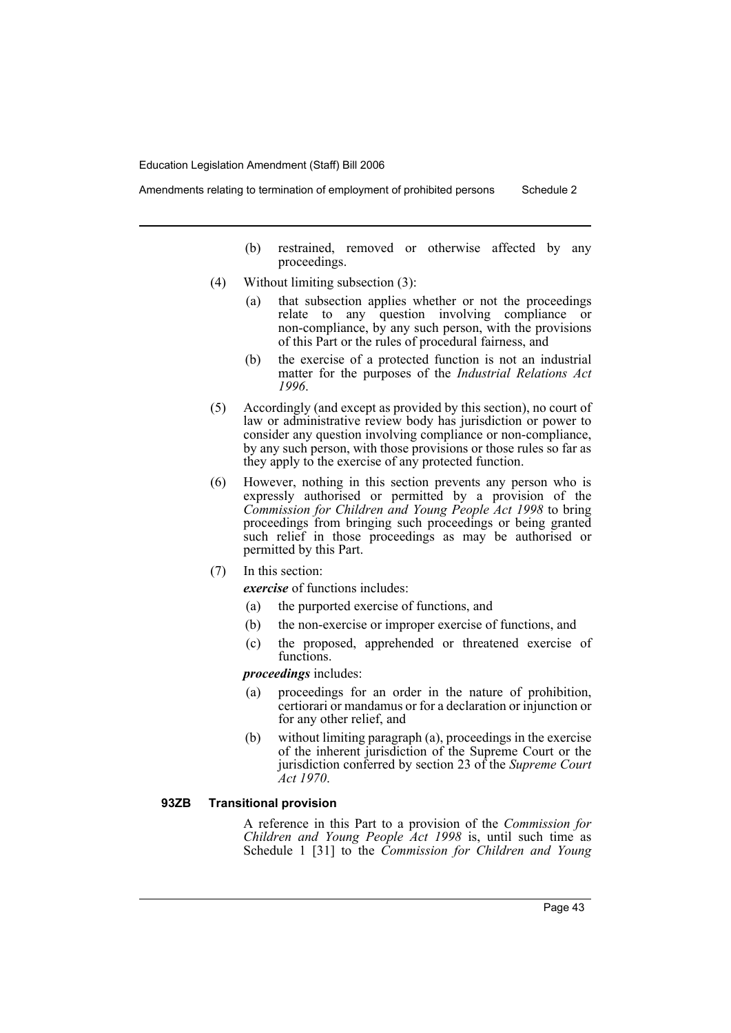(b) restrained, removed or otherwise affected by any proceedings.

(4) Without limiting subsection (3):

(a) that subsection applies whether or not the proceedings relate to any question involving compliance or non-compliance, by any such person, with the provisions of this Part or the rules of procedural fairness, and

(b) the exercise of a protected function is not an industrial matter for the purposes of the *Industrial Relations Act 1996*.

(5) Accordingly (and except as provided by this section), no court of law or administrative review body has jurisdiction or power to consider any question involving compliance or non-compliance, by any such person, with those provisions or those rules so far as they apply to the exercise of any protected function.

(6) However, nothing in this section prevents any person who is expressly authorised or permitted by a provision of the *Commission for Children and Young People Act 1998* to bring proceedings from bringing such proceedings or being granted such relief in those proceedings as may be authorised or permitted by this Part.

(7) In this section:

***exercise*** of functions includes:

(a) the purported exercise of functions, and

(b) the non-exercise or improper exercise of functions, and

(c) the proposed, apprehended or threatened exercise of functions.

***proceedings*** includes:

(a) proceedings for an order in the nature of prohibition, certiorari or mandamus or for a declaration or injunction or for any other relief, and

(b) without limiting paragraph (a), proceedings in the exercise of the inherent jurisdiction of the Supreme Court or the jurisdiction conferred by section 23 of the *Supreme Court Act 1970*.

**93ZB Transitional provision**

A reference in this Part to a provision of the *Commission for Children and Young People Act 1998* is, until such time as Schedule 1 [31] to the *Commission for Children and Young*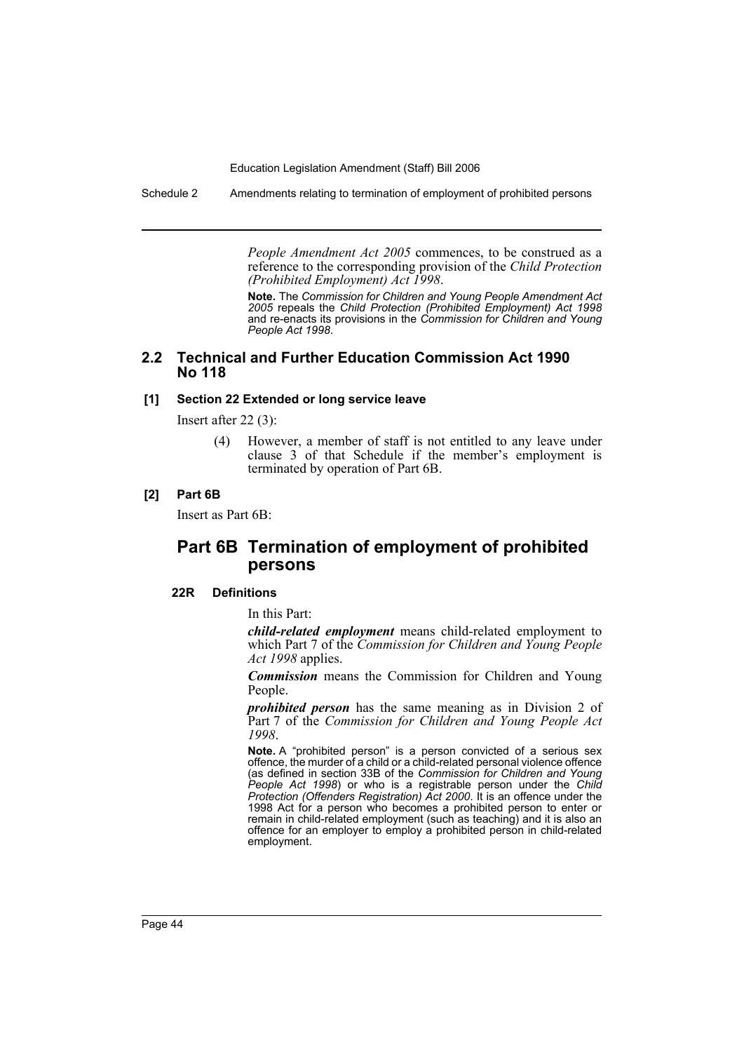*People Amendment Act 2005* commences, to be construed as a reference to the corresponding provision of the *Child Protection (Prohibited Employment) Act 1998*.

**Note.** The *Commission for Children and Young People Amendment Act 2005* repeals the *Child Protection (Prohibited Employment) Act 1998* and re-enacts its provisions in the *Commission for Children and Young People Act 1998*.

## 2.2 Technical and Further Education Commission Act 1990 No 118

#### [1] Section 22 Extended or long service leave

Insert after 22 (3):

> (4) However, a member of staff is not entitled to any leave under clause 3 of that Schedule if the member's employment is terminated by operation of Part 6B.

#### [2] Part 6B

Insert as Part 6B:

## Part 6B Termination of employment of prohibited persons

#### 22R Definitions

In this Part:

***child-related employment*** means child-related employment to which Part 7 of the *Commission for Children and Young People Act 1998* applies.

***Commission*** means the Commission for Children and Young People.

***prohibited person*** has the same meaning as in Division 2 of Part 7 of the *Commission for Children and Young People Act 1998*.

**Note.** A "prohibited person" is a person convicted of a serious sex offence, the murder of a child or a child-related personal violence offence (as defined in section 33B of the *Commission for Children and Young People Act 1998*) or who is a registrable person under the *Child Protection (Offenders Registration) Act 2000*. It is an offence under the 1998 Act for a person who becomes a prohibited person to enter or remain in child-related employment (such as teaching) and it is also an offence for an employer to employ a prohibited person in child-related employment.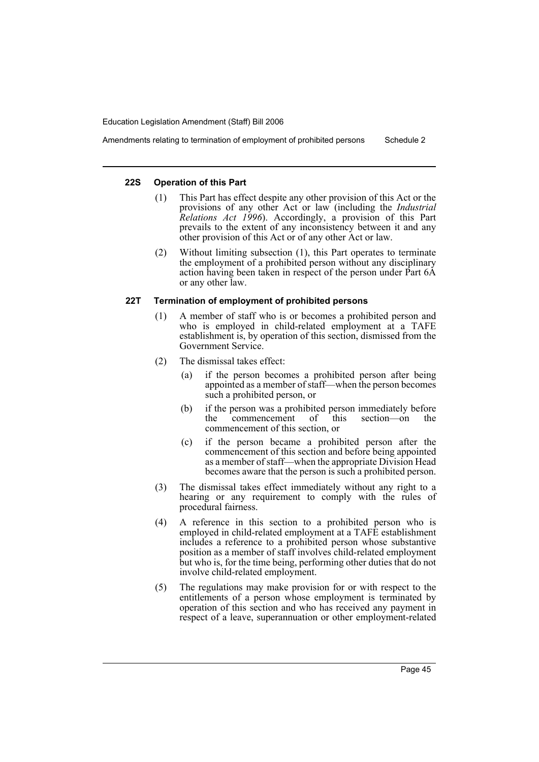#### 22S Operation of this Part

(1) This Part has effect despite any other provision of this Act or the provisions of any other Act or law (including the *Industrial Relations Act 1996*). Accordingly, a provision of this Part prevails to the extent of any inconsistency between it and any other provision of this Act or of any other Act or law.

(2) Without limiting subsection (1), this Part operates to terminate the employment of a prohibited person without any disciplinary action having been taken in respect of the person under Part 6A or any other law.

#### 22T Termination of employment of prohibited persons

(1) A member of staff who is or becomes a prohibited person and who is employed in child-related employment at a TAFE establishment is, by operation of this section, dismissed from the Government Service.

(2) The dismissal takes effect:

(a) if the person becomes a prohibited person after being appointed as a member of staff—when the person becomes such a prohibited person, or

(b) if the person was a prohibited person immediately before the commencement of this section—on the commencement of this section, or

(c) if the person became a prohibited person after the commencement of this section and before being appointed as a member of staff—when the appropriate Division Head becomes aware that the person is such a prohibited person.

(3) The dismissal takes effect immediately without any right to a hearing or any requirement to comply with the rules of procedural fairness.

(4) A reference in this section to a prohibited person who is employed in child-related employment at a TAFE establishment includes a reference to a prohibited person whose substantive position as a member of staff involves child-related employment but who is, for the time being, performing other duties that do not involve child-related employment.

(5) The regulations may make provision for or with respect to the entitlements of a person whose employment is terminated by operation of this section and who has received any payment in respect of a leave, superannuation or other employment-related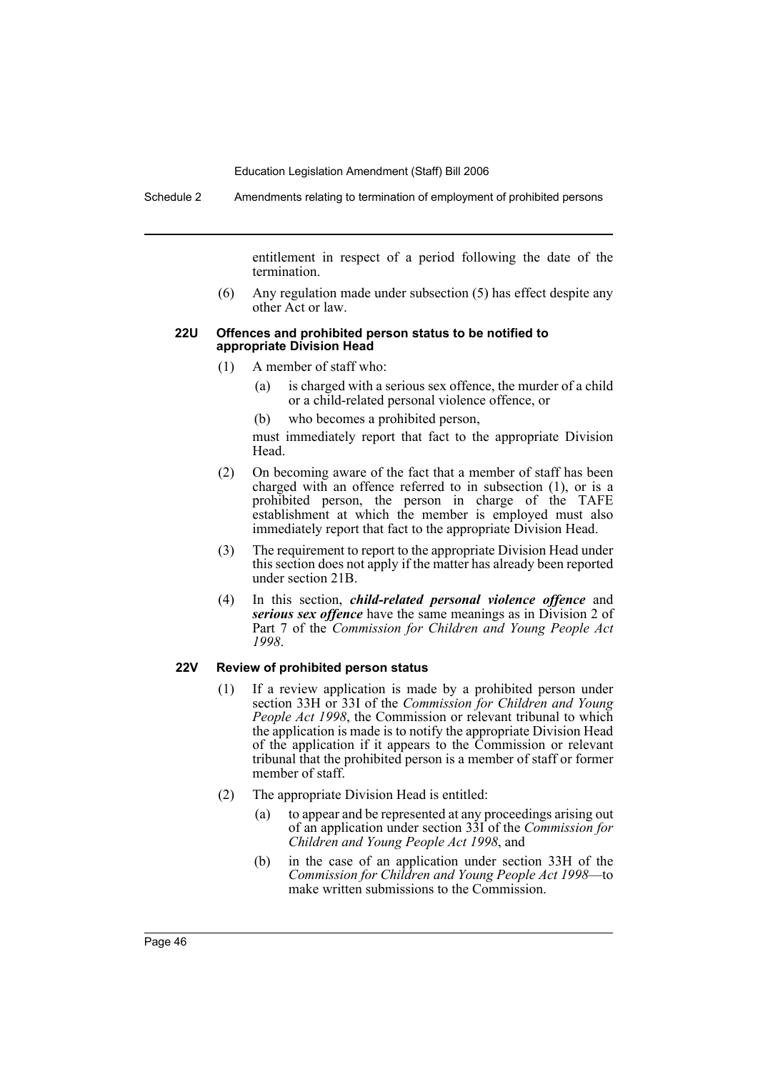entitlement in respect of a period following the date of the termination.

(6) Any regulation made under subsection (5) has effect despite any other Act or law.

#### 22U Offences and prohibited person status to be notified to appropriate Division Head

(1) A member of staff who:

(a) is charged with a serious sex offence, the murder of a child or a child-related personal violence offence, or

(b) who becomes a prohibited person,

must immediately report that fact to the appropriate Division Head.

(2) On becoming aware of the fact that a member of staff has been charged with an offence referred to in subsection (1), or is a prohibited person, the person in charge of the TAFE establishment at which the member is employed must also immediately report that fact to the appropriate Division Head.

(3) The requirement to report to the appropriate Division Head under this section does not apply if the matter has already been reported under section 21B.

(4) In this section, ***child-related personal violence offence*** and ***serious sex offence*** have the same meanings as in Division 2 of Part 7 of the *Commission for Children and Young People Act 1998*.

#### 22V Review of prohibited person status

(1) If a review application is made by a prohibited person under section 33H or 33I of the *Commission for Children and Young People Act 1998*, the Commission or relevant tribunal to which the application is made is to notify the appropriate Division Head of the application if it appears to the Commission or relevant tribunal that the prohibited person is a member of staff or former member of staff.

(2) The appropriate Division Head is entitled:

(a) to appear and be represented at any proceedings arising out of an application under section 33I of the *Commission for Children and Young People Act 1998*, and

(b) in the case of an application under section 33H of the *Commission for Children and Young People Act 1998*—to make written submissions to the Commission.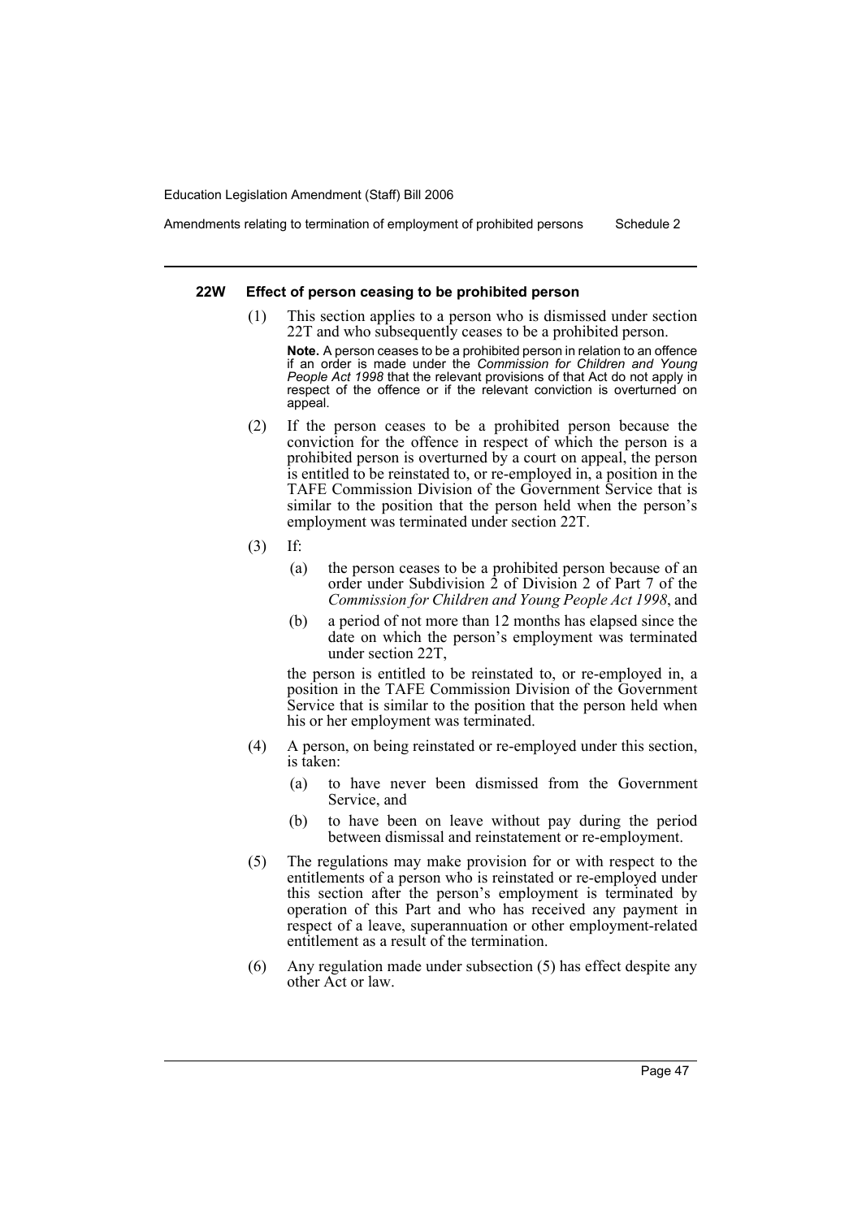#### 22W Effect of person ceasing to be prohibited person

(1) This section applies to a person who is dismissed under section 22T and who subsequently ceases to be a prohibited person.

**Note.** A person ceases to be a prohibited person in relation to an offence if an order is made under the *Commission for Children and Young People Act 1998* that the relevant provisions of that Act do not apply in respect of the offence or if the relevant conviction is overturned on appeal.

(2) If the person ceases to be a prohibited person because the conviction for the offence in respect of which the person is a prohibited person is overturned by a court on appeal, the person is entitled to be reinstated to, or re-employed in, a position in the TAFE Commission Division of the Government Service that is similar to the position that the person held when the person's employment was terminated under section 22T.

(3) If:

(a) the person ceases to be a prohibited person because of an order under Subdivision 2 of Division 2 of Part 7 of the *Commission for Children and Young People Act 1998*, and

(b) a period of not more than 12 months has elapsed since the date on which the person's employment was terminated under section 22T,

the person is entitled to be reinstated to, or re-employed in, a position in the TAFE Commission Division of the Government Service that is similar to the position that the person held when his or her employment was terminated.

(4) A person, on being reinstated or re-employed under this section, is taken:

(a) to have never been dismissed from the Government Service, and

(b) to have been on leave without pay during the period between dismissal and reinstatement or re-employment.

(5) The regulations may make provision for or with respect to the entitlements of a person who is reinstated or re-employed under this section after the person's employment is terminated by operation of this Part and who has received any payment in respect of a leave, superannuation or other employment-related entitlement as a result of the termination.

(6) Any regulation made under subsection (5) has effect despite any other Act or law.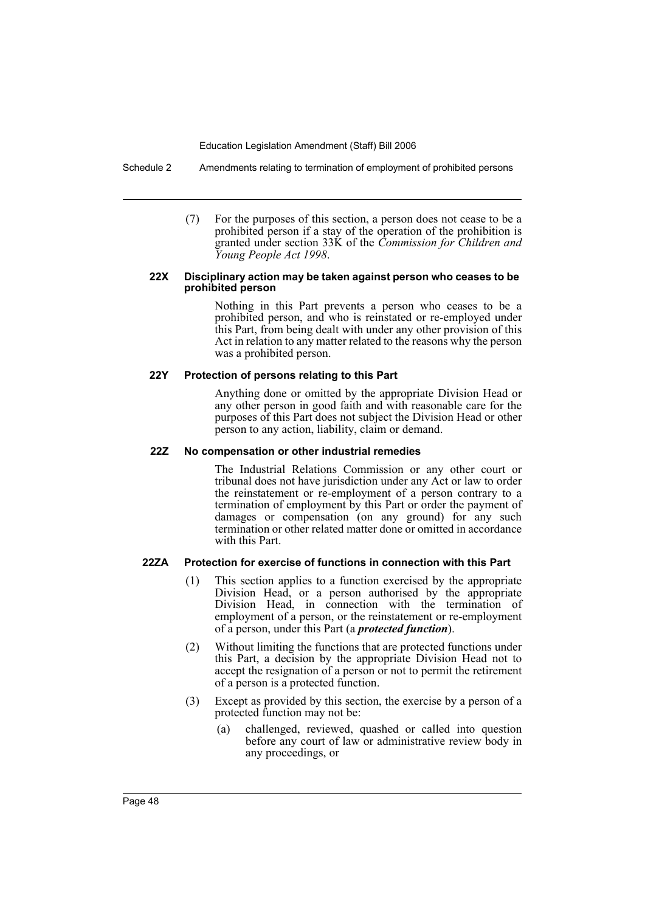(7) For the purposes of this section, a person does not cease to be a prohibited person if a stay of the operation of the prohibition is granted under section 33K of the *Commission for Children and Young People Act 1998*.

**22X Disciplinary action may be taken against person who ceases to be prohibited person**

Nothing in this Part prevents a person who ceases to be a prohibited person, and who is reinstated or re-employed under this Part, from being dealt with under any other provision of this Act in relation to any matter related to the reasons why the person was a prohibited person.

**22Y Protection of persons relating to this Part**

Anything done or omitted by the appropriate Division Head or any other person in good faith and with reasonable care for the purposes of this Part does not subject the Division Head or other person to any action, liability, claim or demand.

**22Z No compensation or other industrial remedies**

The Industrial Relations Commission or any other court or tribunal does not have jurisdiction under any Act or law to order the reinstatement or re-employment of a person contrary to a termination of employment by this Part or order the payment of damages or compensation (on any ground) for any such termination or other related matter done or omitted in accordance with this Part.

**22ZA Protection for exercise of functions in connection with this Part**

(1) This section applies to a function exercised by the appropriate Division Head, or a person authorised by the appropriate Division Head, in connection with the termination of employment of a person, or the reinstatement or re-employment of a person, under this Part (a ***protected function***).

(2) Without limiting the functions that are protected functions under this Part, a decision by the appropriate Division Head not to accept the resignation of a person or not to permit the retirement of a person is a protected function.

(3) Except as provided by this section, the exercise by a person of a protected function may not be:

(a) challenged, reviewed, quashed or called into question before any court of law or administrative review body in any proceedings, or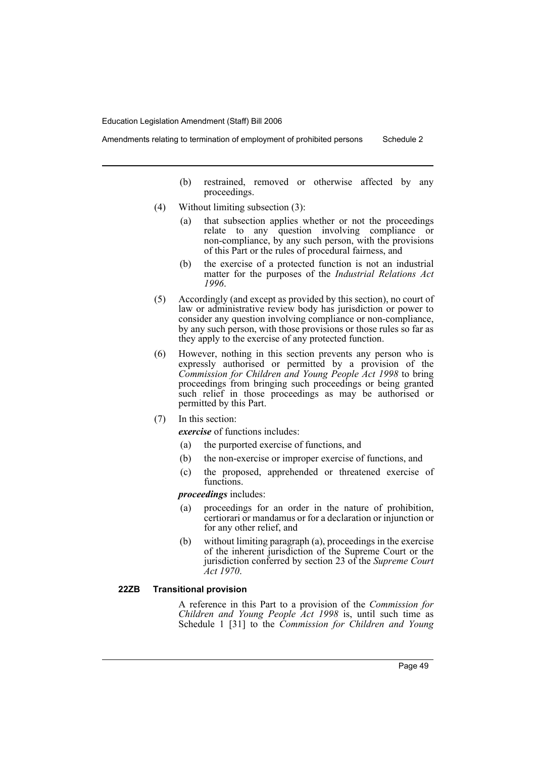(b) restrained, removed or otherwise affected by any proceedings.

(4) Without limiting subsection (3):

(a) that subsection applies whether or not the proceedings relate to any question involving compliance or non-compliance, by any such person, with the provisions of this Part or the rules of procedural fairness, and

(b) the exercise of a protected function is not an industrial matter for the purposes of the *Industrial Relations Act 1996*.

(5) Accordingly (and except as provided by this section), no court of law or administrative review body has jurisdiction or power to consider any question involving compliance or non-compliance, by any such person, with those provisions or those rules so far as they apply to the exercise of any protected function.

(6) However, nothing in this section prevents any person who is expressly authorised or permitted by a provision of the *Commission for Children and Young People Act 1998* to bring proceedings from bringing such proceedings or being granted such relief in those proceedings as may be authorised or permitted by this Part.

(7) In this section:

***exercise*** of functions includes:

(a) the purported exercise of functions, and

(b) the non-exercise or improper exercise of functions, and

(c) the proposed, apprehended or threatened exercise of functions.

***proceedings*** includes:

(a) proceedings for an order in the nature of prohibition, certiorari or mandamus or for a declaration or injunction or for any other relief, and

(b) without limiting paragraph (a), proceedings in the exercise of the inherent jurisdiction of the Supreme Court or the jurisdiction conferred by section 23 of the *Supreme Court Act 1970*.

**22ZB Transitional provision**

A reference in this Part to a provision of the *Commission for Children and Young People Act 1998* is, until such time as Schedule 1 [31] to the *Commission for Children and Young*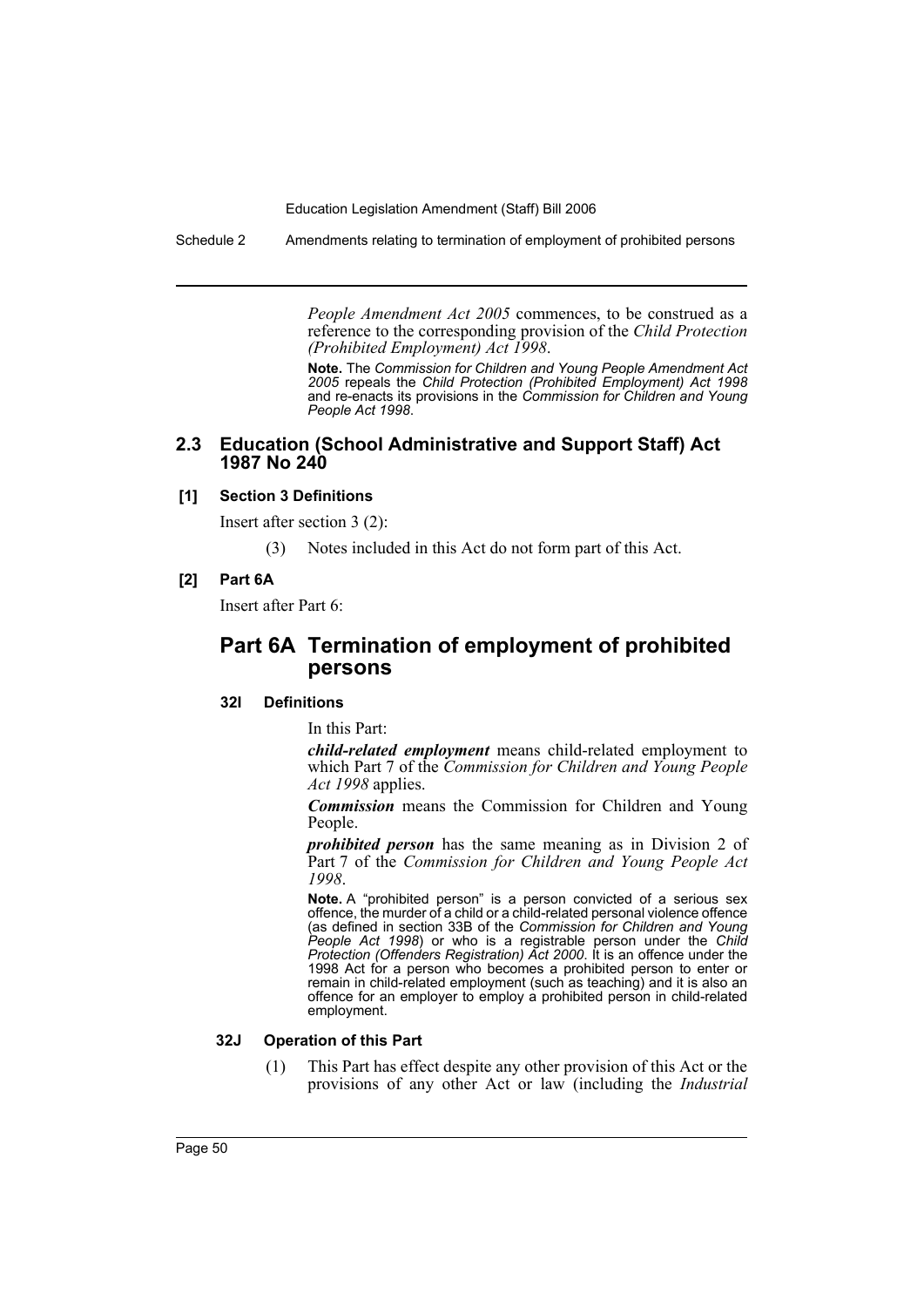*People Amendment Act 2005* commences, to be construed as a reference to the corresponding provision of the *Child Protection (Prohibited Employment) Act 1998*.

**Note.** The *Commission for Children and Young People Amendment Act 2005* repeals the *Child Protection (Prohibited Employment) Act 1998* and re-enacts its provisions in the *Commission for Children and Young People Act 1998*.

## 2.3 Education (School Administrative and Support Staff) Act 1987 No 240

**[1] Section 3 Definitions**

Insert after section 3 (2):

(3) Notes included in this Act do not form part of this Act.

**[2] Part 6A**

Insert after Part 6:

# Part 6A Termination of employment of prohibited persons

### 32I Definitions

In this Part:

***child-related employment*** means child-related employment to which Part 7 of the *Commission for Children and Young People Act 1998* applies.

***Commission*** means the Commission for Children and Young People.

***prohibited person*** has the same meaning as in Division 2 of Part 7 of the *Commission for Children and Young People Act 1998*.

**Note.** A "prohibited person" is a person convicted of a serious sex offence, the murder of a child or a child-related personal violence offence (as defined in section 33B of the *Commission for Children and Young People Act 1998*) or who is a registrable person under the *Child Protection (Offenders Registration) Act 2000*. It is an offence under the 1998 Act for a person who becomes a prohibited person to enter or remain in child-related employment (such as teaching) and it is also an offence for an employer to employ a prohibited person in child-related employment.

### 32J Operation of this Part

(1) This Part has effect despite any other provision of this Act or the provisions of any other Act or law (including the *Industrial*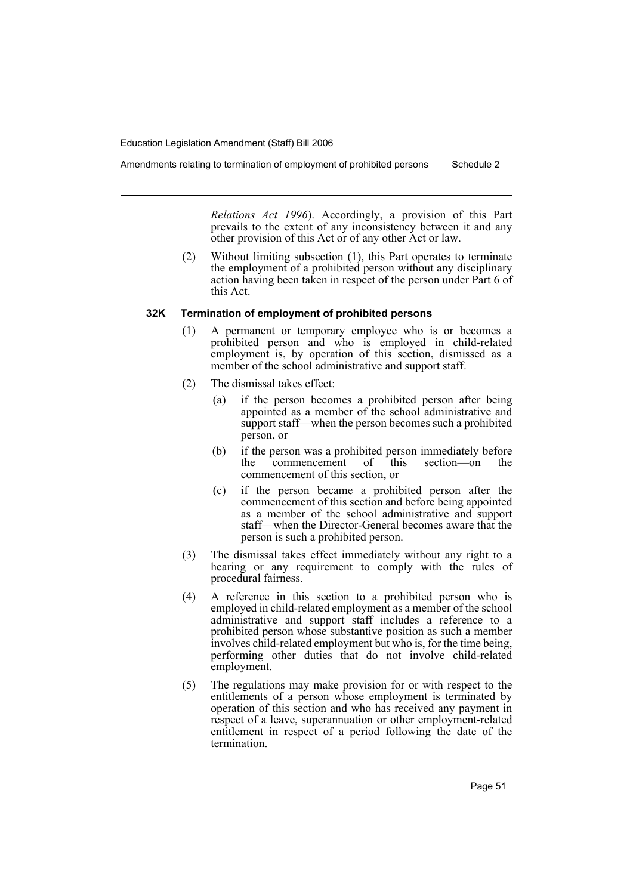*Relations Act 1996*). Accordingly, a provision of this Part prevails to the extent of any inconsistency between it and any other provision of this Act or of any other Act or law.

(2) Without limiting subsection (1), this Part operates to terminate the employment of a prohibited person without any disciplinary action having been taken in respect of the person under Part 6 of this Act.

### 32K Termination of employment of prohibited persons

(1) A permanent or temporary employee who is or becomes a prohibited person and who is employed in child-related employment is, by operation of this section, dismissed as a member of the school administrative and support staff.

(2) The dismissal takes effect:

- (a) if the person becomes a prohibited person after being appointed as a member of the school administrative and support staff—when the person becomes such a prohibited person, or
- (b) if the person was a prohibited person immediately before the commencement of this section—on the commencement of this section, or
- (c) if the person became a prohibited person after the commencement of this section and before being appointed as a member of the school administrative and support staff—when the Director-General becomes aware that the person is such a prohibited person.

(3) The dismissal takes effect immediately without any right to a hearing or any requirement to comply with the rules of procedural fairness.

(4) A reference in this section to a prohibited person who is employed in child-related employment as a member of the school administrative and support staff includes a reference to a prohibited person whose substantive position as such a member involves child-related employment but who is, for the time being, performing other duties that do not involve child-related employment.

(5) The regulations may make provision for or with respect to the entitlements of a person whose employment is terminated by operation of this section and who has received any payment in respect of a leave, superannuation or other employment-related entitlement in respect of a period following the date of the termination.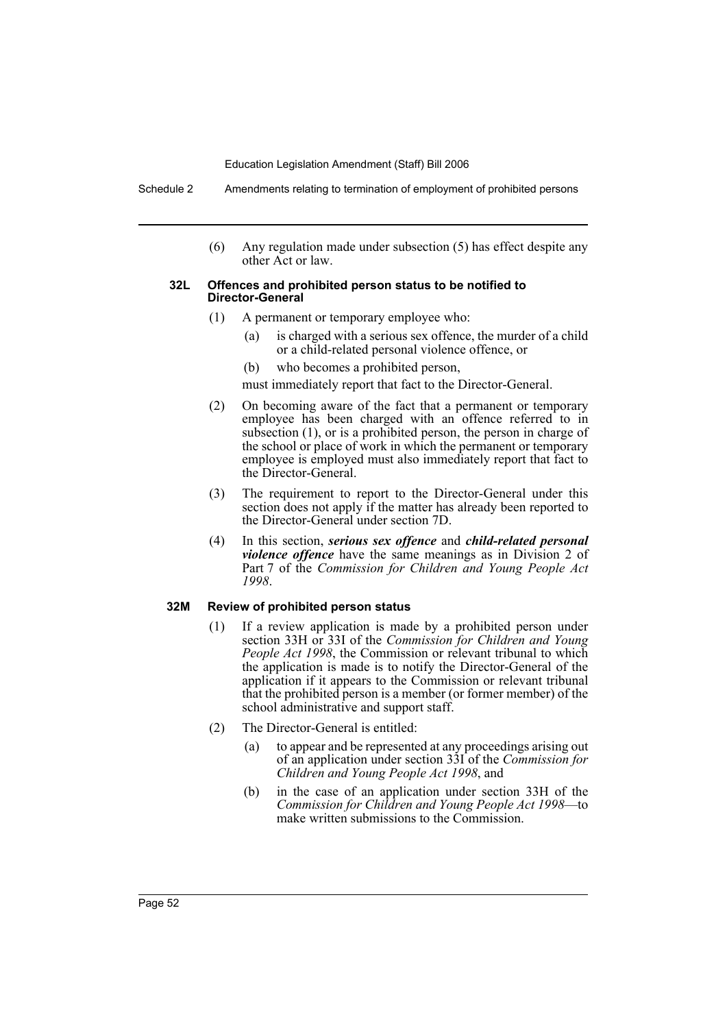(6) Any regulation made under subsection (5) has effect despite any other Act or law.

**32L Offences and prohibited person status to be notified to Director-General**

(1) A permanent or temporary employee who:

(a) is charged with a serious sex offence, the murder of a child or a child-related personal violence offence, or

(b) who becomes a prohibited person,

must immediately report that fact to the Director-General.

(2) On becoming aware of the fact that a permanent or temporary employee has been charged with an offence referred to in subsection (1), or is a prohibited person, the person in charge of the school or place of work in which the permanent or temporary employee is employed must also immediately report that fact to the Director-General.

(3) The requirement to report to the Director-General under this section does not apply if the matter has already been reported to the Director-General under section 7D.

(4) In this section, ***serious sex offence*** and ***child-related personal violence offence*** have the same meanings as in Division 2 of Part 7 of the *Commission for Children and Young People Act 1998*.

**32M Review of prohibited person status**

(1) If a review application is made by a prohibited person under section 33H or 33I of the *Commission for Children and Young People Act 1998*, the Commission or relevant tribunal to which the application is made is to notify the Director-General of the application if it appears to the Commission or relevant tribunal that the prohibited person is a member (or former member) of the school administrative and support staff.

(2) The Director-General is entitled:

(a) to appear and be represented at any proceedings arising out of an application under section 33I of the *Commission for Children and Young People Act 1998*, and

(b) in the case of an application under section 33H of the *Commission for Children and Young People Act 1998*—to make written submissions to the Commission.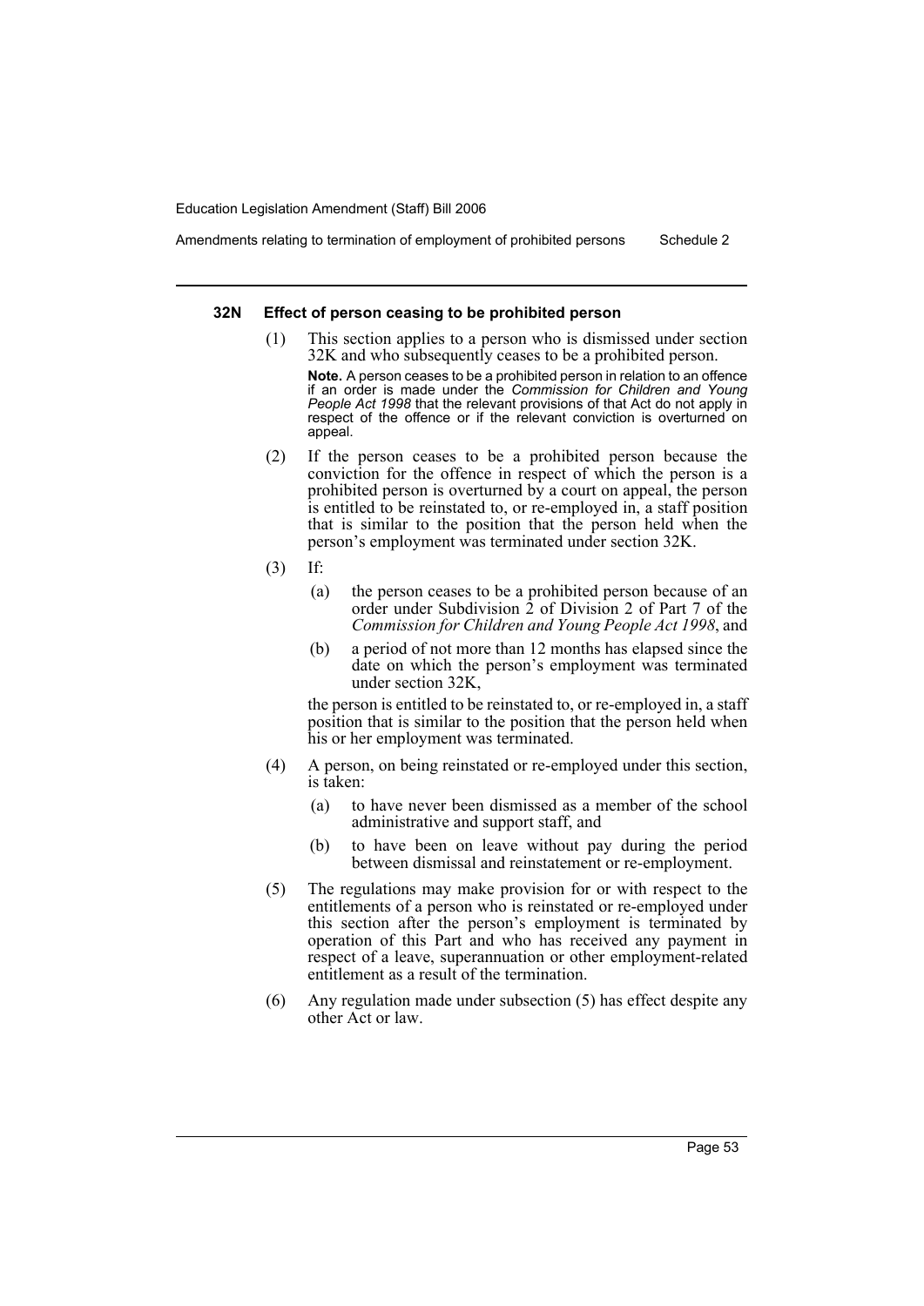### 32N Effect of person ceasing to be prohibited person

(1) This section applies to a person who is dismissed under section 32K and who subsequently ceases to be a prohibited person.

**Note.** A person ceases to be a prohibited person in relation to an offence if an order is made under the *Commission for Children and Young People Act 1998* that the relevant provisions of that Act do not apply in respect of the offence or if the relevant conviction is overturned on appeal.

(2) If the person ceases to be a prohibited person because the conviction for the offence in respect of which the person is a prohibited person is overturned by a court on appeal, the person is entitled to be reinstated to, or re-employed in, a staff position that is similar to the position that the person held when the person's employment was terminated under section 32K.

(3) If:

- (a) the person ceases to be a prohibited person because of an order under Subdivision 2 of Division 2 of Part 7 of the *Commission for Children and Young People Act 1998*, and
- (b) a period of not more than 12 months has elapsed since the date on which the person's employment was terminated under section 32K,

the person is entitled to be reinstated to, or re-employed in, a staff position that is similar to the position that the person held when his or her employment was terminated.

(4) A person, on being reinstated or re-employed under this section, is taken:

- (a) to have never been dismissed as a member of the school administrative and support staff, and
- (b) to have been on leave without pay during the period between dismissal and reinstatement or re-employment.

(5) The regulations may make provision for or with respect to the entitlements of a person who is reinstated or re-employed under this section after the person's employment is terminated by operation of this Part and who has received any payment in respect of a leave, superannuation or other employment-related entitlement as a result of the termination.

(6) Any regulation made under subsection (5) has effect despite any other Act or law.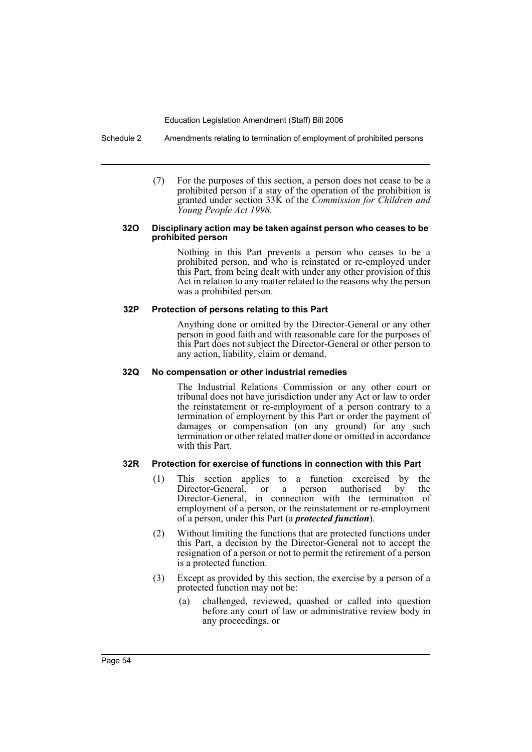(7) For the purposes of this section, a person does not cease to be a prohibited person if a stay of the operation of the prohibition is granted under section 33K of the *Commission for Children and Young People Act 1998*.

#### 32O Disciplinary action may be taken against person who ceases to be prohibited person

Nothing in this Part prevents a person who ceases to be a prohibited person, and who is reinstated or re-employed under this Part, from being dealt with under any other provision of this Act in relation to any matter related to the reasons why the person was a prohibited person.

#### 32P Protection of persons relating to this Part

Anything done or omitted by the Director-General or any other person in good faith and with reasonable care for the purposes of this Part does not subject the Director-General or other person to any action, liability, claim or demand.

#### 32Q No compensation or other industrial remedies

The Industrial Relations Commission or any other court or tribunal does not have jurisdiction under any Act or law to order the reinstatement or re-employment of a person contrary to a termination of employment by this Part or order the payment of damages or compensation (on any ground) for any such termination or other related matter done or omitted in accordance with this Part.

#### 32R Protection for exercise of functions in connection with this Part

(1) This section applies to a function exercised by the Director-General, or a person authorised by the Director-General, in connection with the termination of employment of a person, or the reinstatement or re-employment of a person, under this Part (a ***protected function***).

(2) Without limiting the functions that are protected functions under this Part, a decision by the Director-General not to accept the resignation of a person or not to permit the retirement of a person is a protected function.

(3) Except as provided by this section, the exercise by a person of a protected function may not be:

(a) challenged, reviewed, quashed or called into question before any court of law or administrative review body in any proceedings, or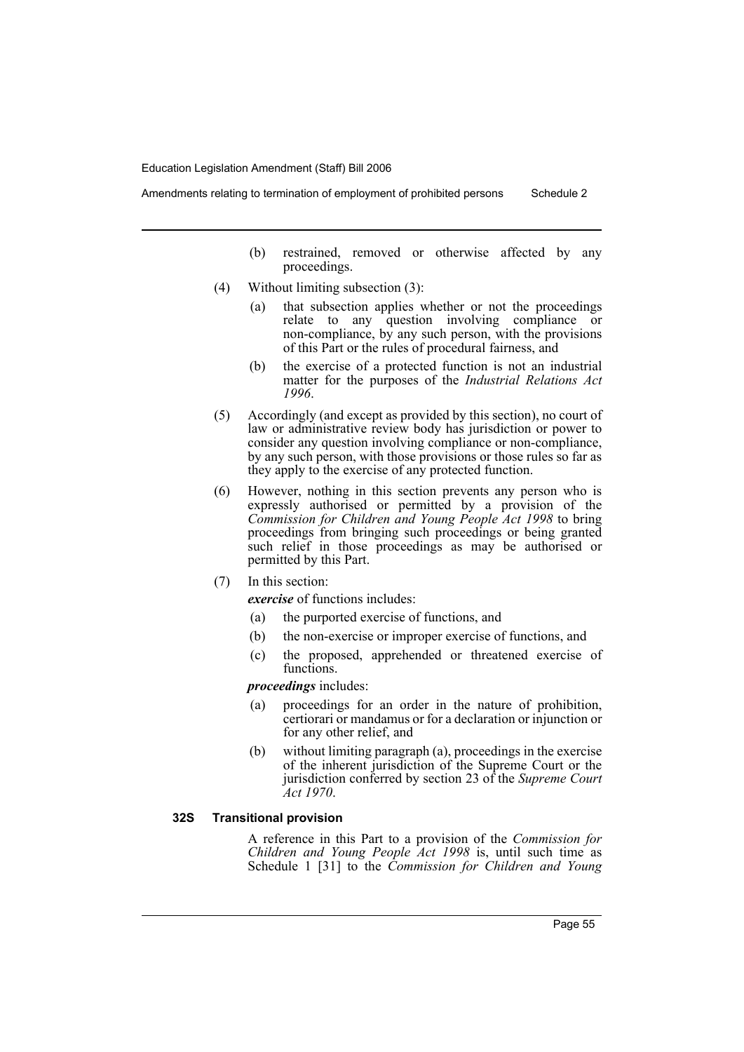(b) restrained, removed or otherwise affected by any proceedings.

(4) Without limiting subsection (3):

(a) that subsection applies whether or not the proceedings relate to any question involving compliance or non-compliance, by any such person, with the provisions of this Part or the rules of procedural fairness, and

(b) the exercise of a protected function is not an industrial matter for the purposes of the *Industrial Relations Act 1996*.

(5) Accordingly (and except as provided by this section), no court of law or administrative review body has jurisdiction or power to consider any question involving compliance or non-compliance, by any such person, with those provisions or those rules so far as they apply to the exercise of any protected function.

(6) However, nothing in this section prevents any person who is expressly authorised or permitted by a provision of the *Commission for Children and Young People Act 1998* to bring proceedings from bringing such proceedings or being granted such relief in those proceedings as may be authorised or permitted by this Part.

(7) In this section:

***exercise*** of functions includes:

(a) the purported exercise of functions, and

(b) the non-exercise or improper exercise of functions, and

(c) the proposed, apprehended or threatened exercise of functions.

***proceedings*** includes:

(a) proceedings for an order in the nature of prohibition, certiorari or mandamus or for a declaration or injunction or for any other relief, and

(b) without limiting paragraph (a), proceedings in the exercise of the inherent jurisdiction of the Supreme Court or the jurisdiction conferred by section 23 of the *Supreme Court Act 1970*.

**32S Transitional provision**

A reference in this Part to a provision of the *Commission for Children and Young People Act 1998* is, until such time as Schedule 1 [31] to the *Commission for Children and Young*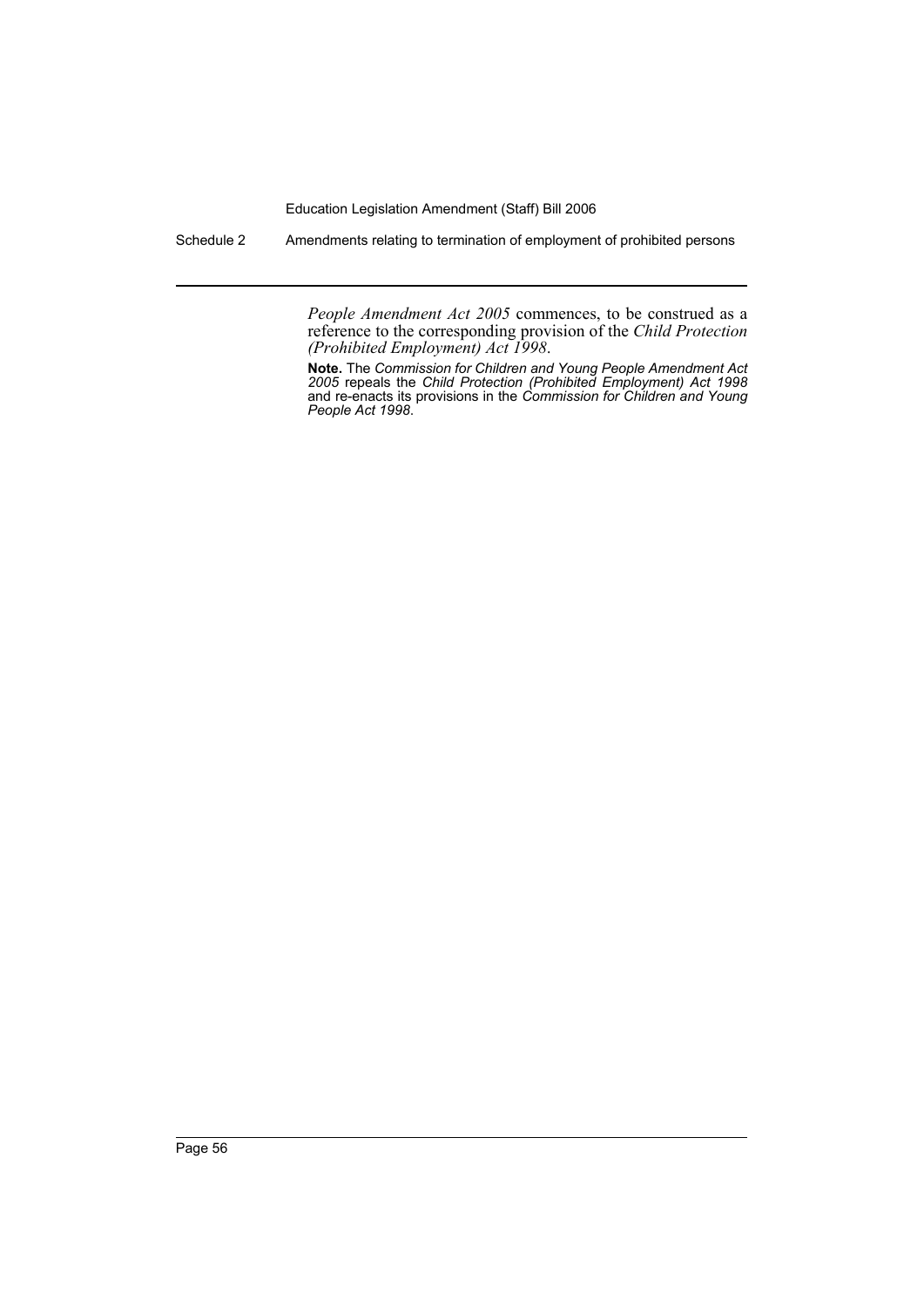*People Amendment Act 2005* commences, to be construed as a reference to the corresponding provision of the *Child Protection (Prohibited Employment) Act 1998*.

**Note.** The *Commission for Children and Young People Amendment Act 2005* repeals the *Child Protection (Prohibited Employment) Act 1998* and re-enacts its provisions in the *Commission for Children and Young People Act 1998*.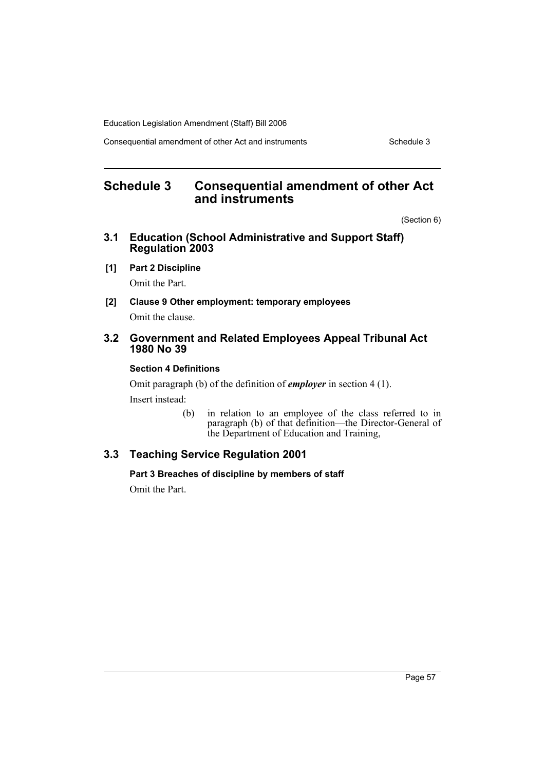# Schedule 3 Consequential amendment of other Act and instruments

(Section 6)

## 3.1 Education (School Administrative and Support Staff) Regulation 2003

**[1] Part 2 Discipline**

Omit the Part.

**[2] Clause 9 Other employment: temporary employees**

Omit the clause.

## 3.2 Government and Related Employees Appeal Tribunal Act 1980 No 39

**Section 4 Definitions**

Omit paragraph (b) of the definition of ***employer*** in section 4 (1).

Insert instead:

> (b) in relation to an employee of the class referred to in paragraph (b) of that definition—the Director-General of the Department of Education and Training,

## 3.3 Teaching Service Regulation 2001

**Part 3 Breaches of discipline by members of staff**

Omit the Part.